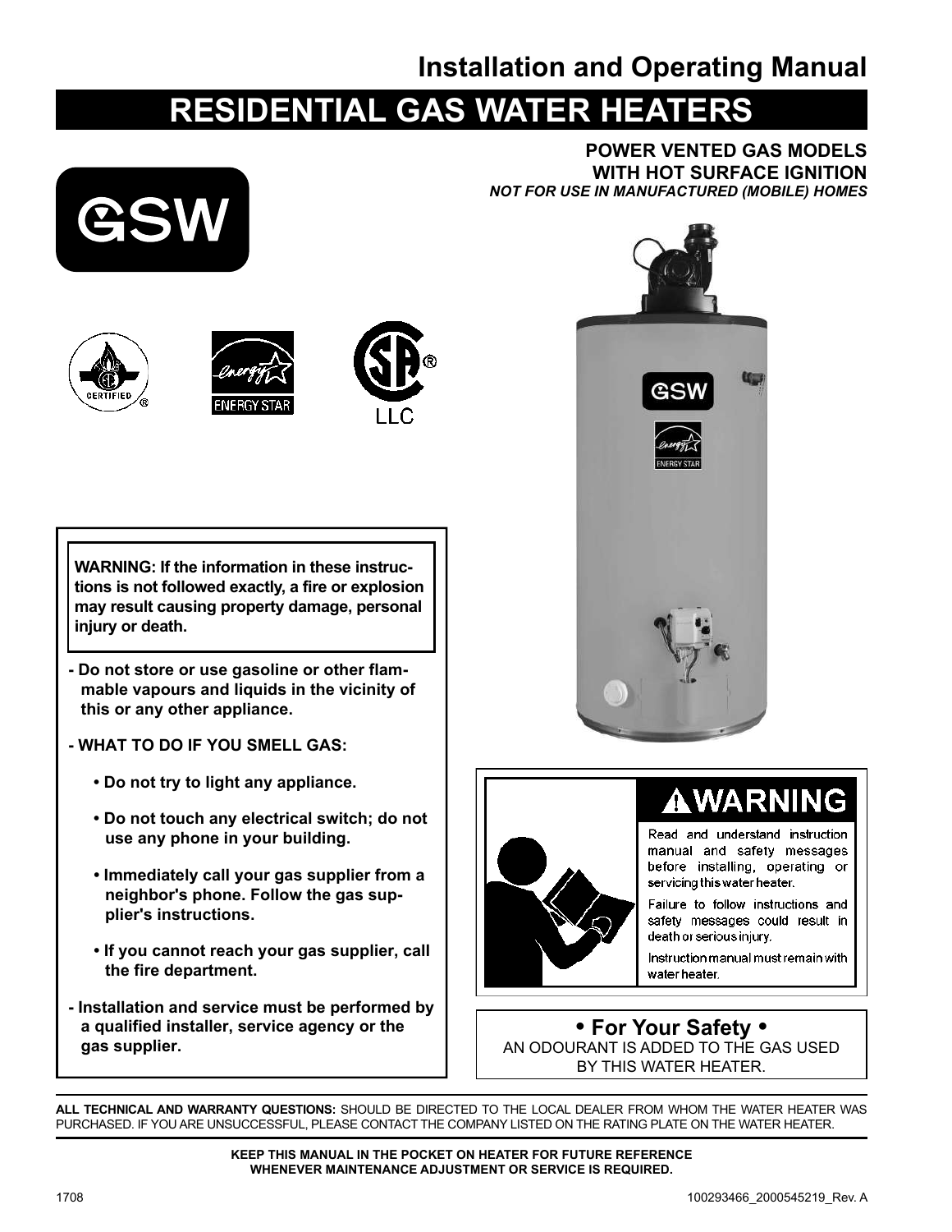# Installation and Operating Manual

# RESIDENTIAL GAS WATER HEATERS

**POWER VENTED GAS MODELS WITH HOT SURFACE IGNITION**

***NOT FOR USE IN MANUFACTURED (MOBILE) HOMES***

**WARNING: If the information in these instructions is not followed exactly, a fire or explosion may result causing property damage, personal injury or death.**

- **Do not store or use gasoline or other flammable vapours and liquids in the vicinity of this or any other appliance.**
- **WHAT TO DO IF YOU SMELL GAS:**
  - **Do not try to light any appliance.**
  - **Do not touch any electrical switch; do not use any phone in your building.**
  - **Immediately call your gas supplier from a neighbor's phone. Follow the gas supplier's instructions.**
  - **If you cannot reach your gas supplier, call the fire department.**
- **Installation and service must be performed by a qualified installer, service agency or the gas supplier.**

## ⚠WARNING

Read and understand instruction manual and safety messages before installing, operating or servicing this water heater.

Failure to follow instructions and safety messages could result in death or serious injury.

Instruction manual must remain with water heater.

**• For Your Safety •**

AN ODOURANT IS ADDED TO THE GAS USED BY THIS WATER HEATER.

**ALL TECHNICAL AND WARRANTY QUESTIONS:** SHOULD BE DIRECTED TO THE LOCAL DEALER FROM WHOM THE WATER HEATER WAS PURCHASED. IF YOU ARE UNSUCCESSFUL, PLEASE CONTACT THE COMPANY LISTED ON THE RATING PLATE ON THE WATER HEATER.

**KEEP THIS MANUAL IN THE POCKET ON HEATER FOR FUTURE REFERENCE WHENEVER MAINTENANCE ADJUSTMENT OR SERVICE IS REQUIRED.**

1708

100293466_2000545219_Rev. A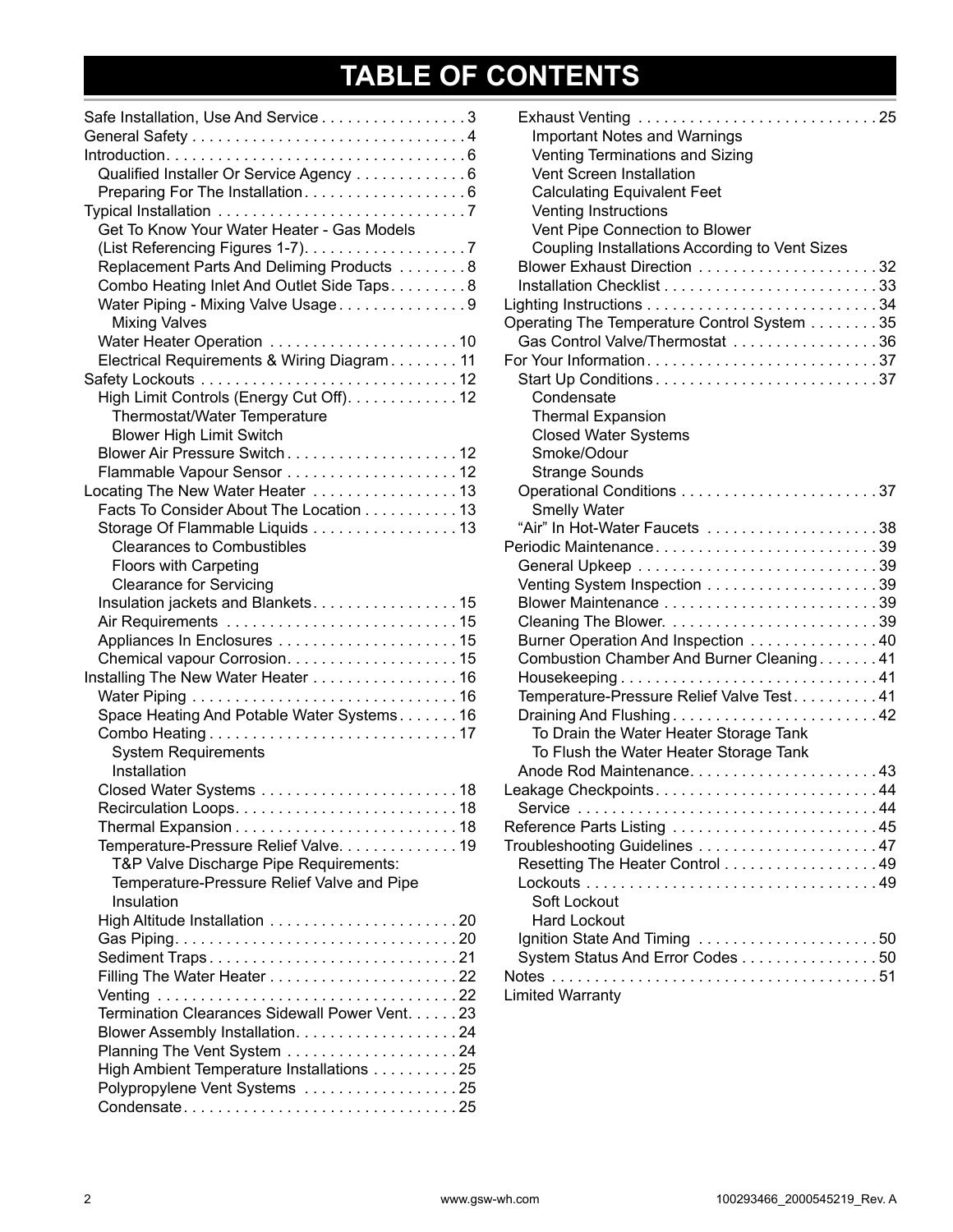# TABLE OF CONTENTS

- Safe Installation, Use And Service . . . . . . . . . . . . . . . . 3
- General Safety . . . . . . . . . . . . . . . . . . . . . . . . . . . . . . . . 4
- Introduction. . . . . . . . . . . . . . . . . . . . . . . . . . . . . . . . . . . 6
  - Qualified Installer Or Service Agency . . . . . . . . . . . . 6
  - Preparing For The Installation. . . . . . . . . . . . . . . . . . . 6
- Typical Installation . . . . . . . . . . . . . . . . . . . . . . . . . . . . . 7
  - Get To Know Your Water Heater - Gas Models (List Referencing Figures 1-7). . . . . . . . . . . . . . . . . . . 7
  - Replacement Parts And Deliming Products . . . . . . . . 8
  - Combo Heating Inlet And Outlet Side Taps. . . . . . . . . 8
  - Water Piping - Mixing Valve Usage . . . . . . . . . . . . . . . 9
    - Mixing Valves
  - Water Heater Operation . . . . . . . . . . . . . . . . . . . . . . 10
  - Electrical Requirements & Wiring Diagram . . . . . . . . 11
- Safety Lockouts . . . . . . . . . . . . . . . . . . . . . . . . . . . . . . 12
  - High Limit Controls (Energy Cut Off). . . . . . . . . . . . . 12
    - Thermostat/Water Temperature
    - Blower High Limit Switch
  - Blower Air Pressure Switch . . . . . . . . . . . . . . . . . . . . 12
  - Flammable Vapour Sensor . . . . . . . . . . . . . . . . . . . . 12
- Locating The New Water Heater . . . . . . . . . . . . . . . . . 13
  - Facts To Consider About The Location . . . . . . . . . . . 13
  - Storage Of Flammable Liquids . . . . . . . . . . . . . . . . . 13
    - Clearances to Combustibles
    - Floors with Carpeting
    - Clearance for Servicing
  - Insulation jackets and Blankets. . . . . . . . . . . . . . . . . 15
  - Air Requirements . . . . . . . . . . . . . . . . . . . . . . . . . . 15
  - Appliances In Enclosures . . . . . . . . . . . . . . . . . . . . . 15
  - Chemical vapour Corrosion. . . . . . . . . . . . . . . . . . . . 15
- Installing The New Water Heater . . . . . . . . . . . . . . . . . 16
  - Water Piping . . . . . . . . . . . . . . . . . . . . . . . . . . . . . . . 16
  - Space Heating And Potable Water Systems . . . . . . . 16
  - Combo Heating . . . . . . . . . . . . . . . . . . . . . . . . . . . . . 17
    - System Requirements
    - Installation
  - Closed Water Systems . . . . . . . . . . . . . . . . . . . . . . . 18
  - Recirculation Loops. . . . . . . . . . . . . . . . . . . . . . . . . . 18
  - Thermal Expansion . . . . . . . . . . . . . . . . . . . . . . . . . . 18
  - Temperature-Pressure Relief Valve. . . . . . . . . . . . . . 19
    - T&P Valve Discharge Pipe Requirements: Temperature-Pressure Relief Valve and Pipe Insulation
  - High Altitude Installation . . . . . . . . . . . . . . . . . . . . . . 20
  - Gas Piping. . . . . . . . . . . . . . . . . . . . . . . . . . . . . . . . . 20
  - Sediment Traps . . . . . . . . . . . . . . . . . . . . . . . . . . . . . 21
  - Filling The Water Heater . . . . . . . . . . . . . . . . . . . . . . 22
  - Venting . . . . . . . . . . . . . . . . . . . . . . . . . . . . . . . . . . . 22
  - Termination Clearances Sidewall Power Vent. . . . . . 23
  - Blower Assembly Installation. . . . . . . . . . . . . . . . . . . 24
  - Planning The Vent System . . . . . . . . . . . . . . . . . . . . 24
  - High Ambient Temperature Installations . . . . . . . . . . 25
  - Polypropylene Vent Systems . . . . . . . . . . . . . . . . . . 25
  - Condensate. . . . . . . . . . . . . . . . . . . . . . . . . . . . . . . . 25
  - Exhaust Venting . . . . . . . . . . . . . . . . . . . . . . . . . . . . 25
    - Important Notes and Warnings
    - Venting Terminations and Sizing
    - Vent Screen Installation
    - Calculating Equivalent Feet
    - Venting Instructions
    - Vent Pipe Connection to Blower
    - Coupling Installations According to Vent Sizes
  - Blower Exhaust Direction . . . . . . . . . . . . . . . . . . . . . 32
  - Installation Checklist . . . . . . . . . . . . . . . . . . . . . . . . . 33
- Lighting Instructions . . . . . . . . . . . . . . . . . . . . . . . . . . . 34
- Operating The Temperature Control System . . . . . . . . 35
  - Gas Control Valve/Thermostat . . . . . . . . . . . . . . . . . 36
- For Your Information. . . . . . . . . . . . . . . . . . . . . . . . . . . 37
  - Start Up Conditions . . . . . . . . . . . . . . . . . . . . . . . . . . 37
    - Condensate
    - Thermal Expansion
    - Closed Water Systems
    - Smoke/Odour
    - Strange Sounds
  - Operational Conditions . . . . . . . . . . . . . . . . . . . . . . . 37
    - Smelly Water
  - “Air” In Hot-Water Faucets . . . . . . . . . . . . . . . . . . . . 38
- Periodic Maintenance. . . . . . . . . . . . . . . . . . . . . . . . . . 39
  - General Upkeep . . . . . . . . . . . . . . . . . . . . . . . . . . . . 39
  - Venting System Inspection . . . . . . . . . . . . . . . . . . . . 39
  - Blower Maintenance . . . . . . . . . . . . . . . . . . . . . . . . . 39
  - Cleaning The Blower. . . . . . . . . . . . . . . . . . . . . . . . . 39
  - Burner Operation And Inspection . . . . . . . . . . . . . . . 40
  - Combustion Chamber And Burner Cleaning . . . . . . . 41
  - Housekeeping . . . . . . . . . . . . . . . . . . . . . . . . . . . . . . 41
  - Temperature-Pressure Relief Valve Test . . . . . . . . . . 41
  - Draining And Flushing . . . . . . . . . . . . . . . . . . . . . . . . 42
    - To Drain the Water Heater Storage Tank
    - To Flush the Water Heater Storage Tank
  - Anode Rod Maintenance. . . . . . . . . . . . . . . . . . . . . . 43
- Leakage Checkpoints. . . . . . . . . . . . . . . . . . . . . . . . . . 44
  - Service . . . . . . . . . . . . . . . . . . . . . . . . . . . . . . . . . . . 44
- Reference Parts Listing . . . . . . . . . . . . . . . . . . . . . . . . 45
- Troubleshooting Guidelines . . . . . . . . . . . . . . . . . . . . . 47
  - Resetting The Heater Control . . . . . . . . . . . . . . . . . . 49
  - Lockouts . . . . . . . . . . . . . . . . . . . . . . . . . . . . . . . . . . 49
    - Soft Lockout
    - Hard Lockout
  - Ignition State And Timing . . . . . . . . . . . . . . . . . . . . . 50
  - System Status And Error Codes . . . . . . . . . . . . . . . . 50
- Notes . . . . . . . . . . . . . . . . . . . . . . . . . . . . . . . . . . . . . . 51
- Limited Warranty

www.gsw-wh.com

100293466_2000545219_Rev. A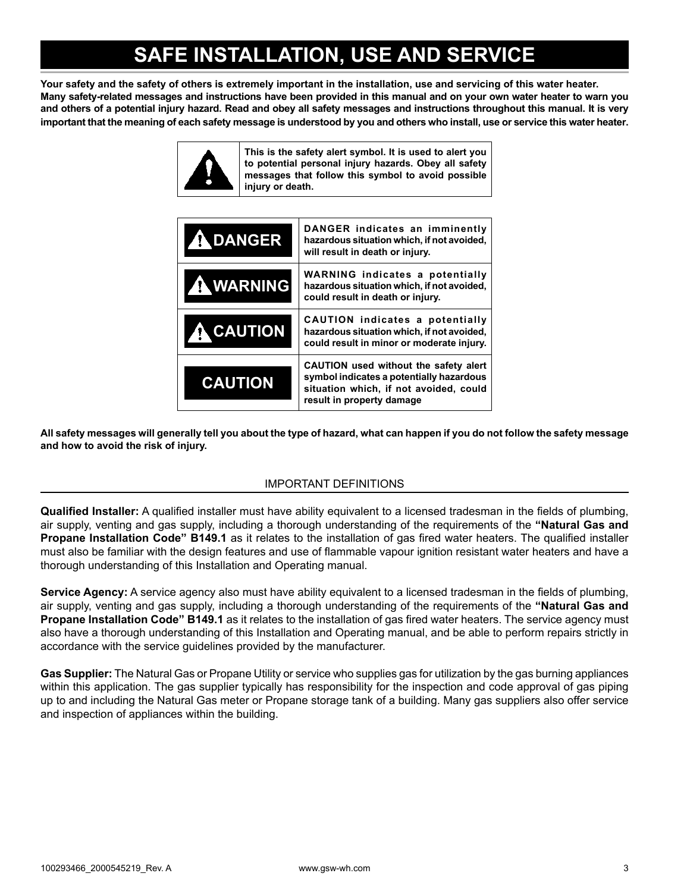# SAFE INSTALLATION, USE AND SERVICE

**Your safety and the safety of others is extremely important in the installation, use and servicing of this water heater. Many safety-related messages and instructions have been provided in this manual and on your own water heater to warn you and others of a potential injury hazard. Read and obey all safety messages and instructions throughout this manual. It is very important that the meaning of each safety message is understood by you and others who install, use or service this water heater.**

| | |
|---|---|
| ⚠ | **This is the safety alert symbol. It is used to alert you to potential personal injury hazards. Obey all safety messages that follow this symbol to avoid possible injury or death.** |

| | |
|---|---|
| **⚠ DANGER** | **DANGER indicates an imminently hazardous situation which, if not avoided, will result in death or injury.** |
| **⚠ WARNING** | **WARNING indicates a potentially hazardous situation which, if not avoided, could result in death or injury.** |
| **⚠ CAUTION** | **CAUTION indicates a potentially hazardous situation which, if not avoided, could result in minor or moderate injury.** |
| **CAUTION** | **CAUTION used without the safety alert symbol indicates a potentially hazardous situation which, if not avoided, could result in property damage** |

**All safety messages will generally tell you about the type of hazard, what can happen if you do not follow the safety message and how to avoid the risk of injury.**

## IMPORTANT DEFINITIONS

**Qualified Installer:** A qualified installer must have ability equivalent to a licensed tradesman in the fields of plumbing, air supply, venting and gas supply, including a thorough understanding of the requirements of the **"Natural Gas and Propane Installation Code" B149.1** as it relates to the installation of gas fired water heaters. The qualified installer must also be familiar with the design features and use of flammable vapour ignition resistant water heaters and have a thorough understanding of this Installation and Operating manual.

**Service Agency:** A service agency also must have ability equivalent to a licensed tradesman in the fields of plumbing, air supply, venting and gas supply, including a thorough understanding of the requirements of the **"Natural Gas and Propane Installation Code" B149.1** as it relates to the installation of gas fired water heaters. The service agency must also have a thorough understanding of this Installation and Operating manual, and be able to perform repairs strictly in accordance with the service guidelines provided by the manufacturer.

**Gas Supplier:** The Natural Gas or Propane Utility or service who supplies gas for utilization by the gas burning appliances within this application. The gas supplier typically has responsibility for the inspection and code approval of gas piping up to and including the Natural Gas meter or Propane storage tank of a building. Many gas suppliers also offer service and inspection of appliances within the building.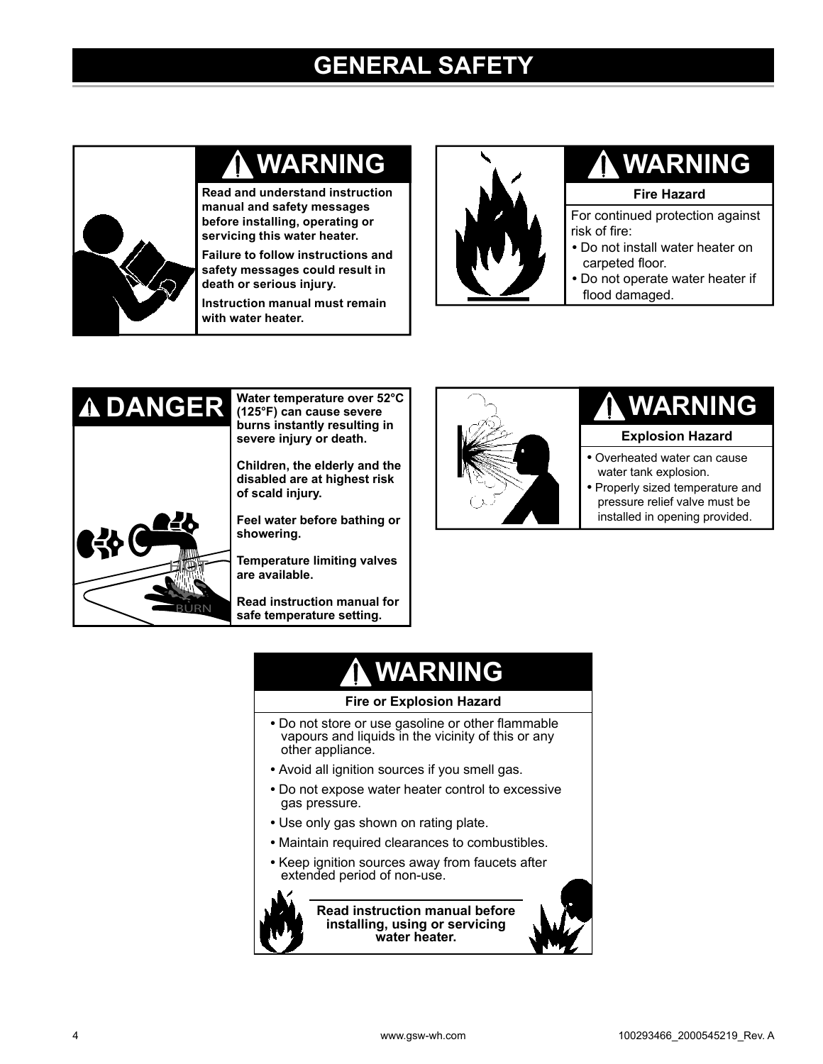# GENERAL SAFETY

## ⚠ WARNING

**Read and understand instruction manual and safety messages before installing, operating or servicing this water heater.**

**Failure to follow instructions and safety messages could result in death or serious injury.**

**Instruction manual must remain with water heater.**

## ⚠ WARNING

**Fire Hazard**

For continued protection against risk of fire:

- Do not install water heater on carpeted floor.
- Do not operate water heater if flood damaged.

## ⚠ DANGER

**Water temperature over 52°C (125°F) can cause severe burns instantly resulting in severe injury or death.**

**Children, the elderly and the disabled are at highest risk of scald injury.**

**Feel water before bathing or showering.**

**Temperature limiting valves are available.**

**Read instruction manual for safe temperature setting.**

## ⚠ WARNING

**Explosion Hazard**

- Overheated water can cause water tank explosion.
- Properly sized temperature and pressure relief valve must be installed in opening provided.

## ⚠ WARNING

**Fire or Explosion Hazard**

- Do not store or use gasoline or other flammable vapours and liquids in the vicinity of this or any other appliance.
- Avoid all ignition sources if you smell gas.
- Do not expose water heater control to excessive gas pressure.
- Use only gas shown on rating plate.
- Maintain required clearances to combustibles.
- Keep ignition sources away from faucets after extended period of non-use.

**Read instruction manual before installing, using or servicing water heater.**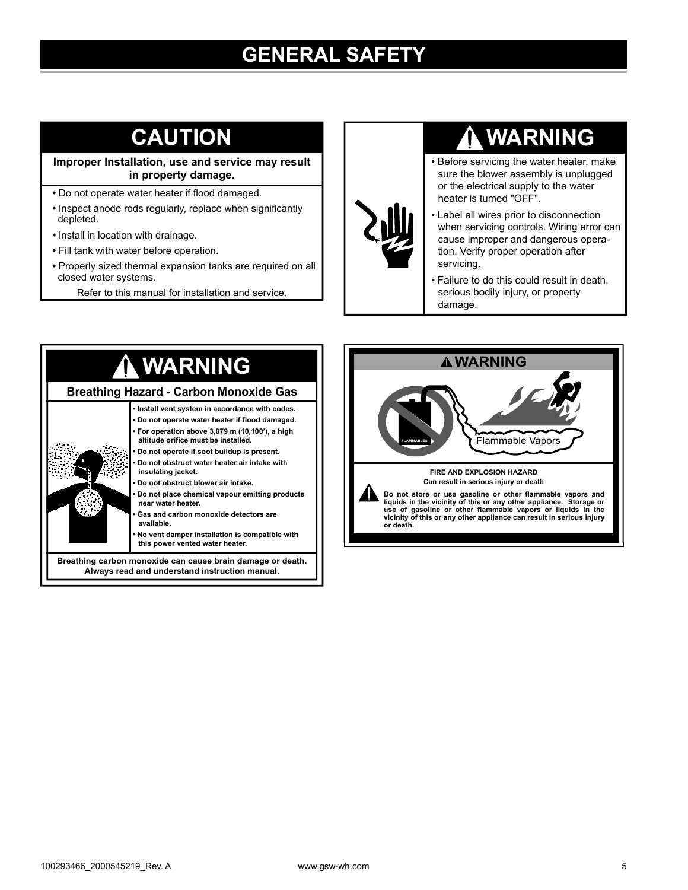# GENERAL SAFETY

## CAUTION

**Improper Installation, use and service may result in property damage.**

- Do not operate water heater if flood damaged.
- Inspect anode rods regularly, replace when significantly depleted.
- Install in location with drainage.
- Fill tank with water before operation.
- Properly sized thermal expansion tanks are required on all closed water systems.

Refer to this manual for installation and service.

## ⚠ WARNING

- Before servicing the water heater, make sure the blower assembly is unplugged or the electrical supply to the water heater is tumed "OFF".
- Label all wires prior to disconnection when servicing controls. Wiring error can cause improper and dangerous operation. Verify proper operation after servicing.
- Failure to do this could result in death, serious bodily injury, or property damage.

## ⚠ WARNING

**Breathing Hazard - Carbon Monoxide Gas**

- **Install vent system in accordance with codes.**
- **Do not operate water heater if flood damaged.**
- **For operation above 3,079 m (10,100'), a high altitude orifice must be installed.**
- **Do not operate if soot buildup is present.**
- **Do not obstruct water heater air intake with insulating jacket.**
- **Do not obstruct blower air intake.**
- **Do not place chemical vapour emitting products near water heater.**
- **Gas and carbon monoxide detectors are available.**
- **No vent damper installation is compatible with this power vented water heater.**

**Breathing carbon monoxide can cause brain damage or death. Always read and understand instruction manual.**

## ⚠ WARNING

FLAMMABLES

Flammable Vapors

**FIRE AND EXPLOSION HAZARD**

**Can result in serious injury or death**

**Do not store or use gasoline or other flammable vapors and liquids in the vicinity of this or any other appliance. Storage or use of gasoline or other flammable vapors or liquids in the vicinity of this or any other appliance can result in serious injury or death.**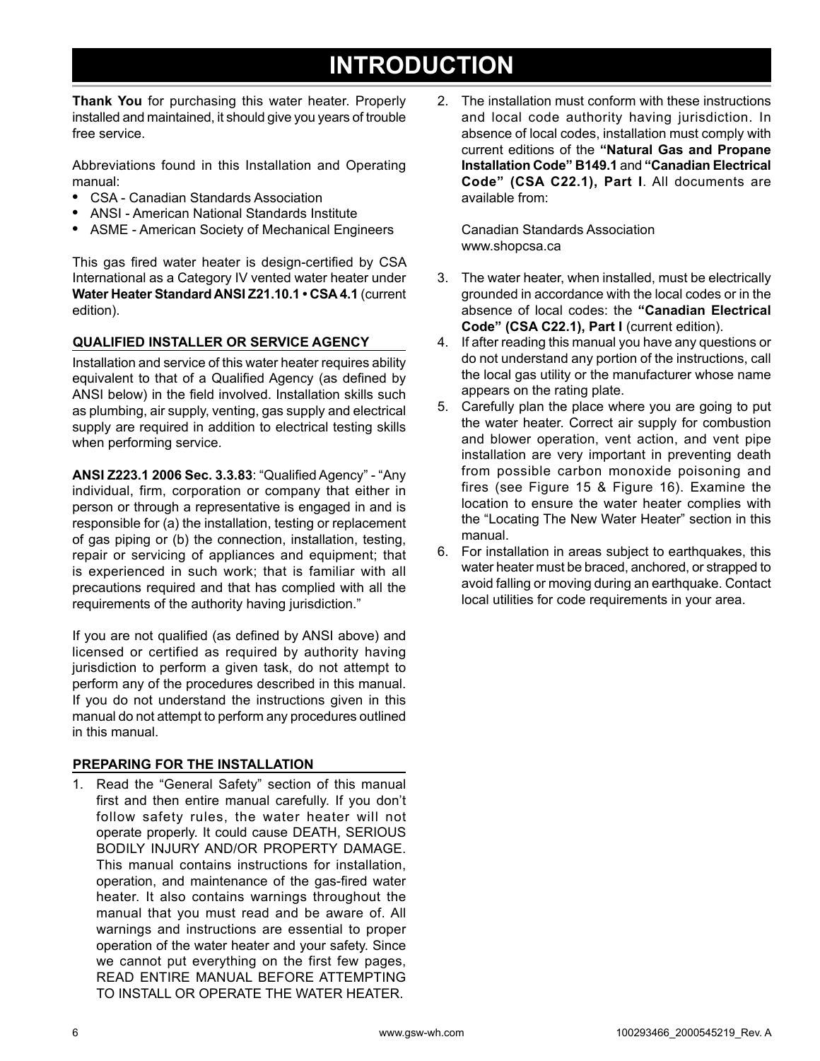# INTRODUCTION

**Thank You** for purchasing this water heater. Properly installed and maintained, it should give you years of trouble free service.

Abbreviations found in this Installation and Operating manual:

- CSA - Canadian Standards Association
- ANSI - American National Standards Institute
- ASME - American Society of Mechanical Engineers

This gas fired water heater is design-certified by CSA International as a Category IV vented water heater under **Water Heater Standard ANSI Z21.10.1 • CSA 4.1** (current edition).

### QUALIFIED INSTALLER OR SERVICE AGENCY

Installation and service of this water heater requires ability equivalent to that of a Qualified Agency (as defined by ANSI below) in the field involved. Installation skills such as plumbing, air supply, venting, gas supply and electrical supply are required in addition to electrical testing skills when performing service.

**ANSI Z223.1 2006 Sec. 3.3.83**: "Qualified Agency" - "Any individual, firm, corporation or company that either in person or through a representative is engaged in and is responsible for (a) the installation, testing or replacement of gas piping or (b) the connection, installation, testing, repair or servicing of appliances and equipment; that is experienced in such work; that is familiar with all precautions required and that has complied with all the requirements of the authority having jurisdiction."

If you are not qualified (as defined by ANSI above) and licensed or certified as required by authority having jurisdiction to perform a given task, do not attempt to perform any of the procedures described in this manual. If you do not understand the instructions given in this manual do not attempt to perform any procedures outlined in this manual.

### PREPARING FOR THE INSTALLATION

1. Read the "General Safety" section of this manual first and then entire manual carefully. If you don't follow safety rules, the water heater will not operate properly. It could cause DEATH, SERIOUS BODILY INJURY AND/OR PROPERTY DAMAGE. This manual contains instructions for installation, operation, and maintenance of the gas-fired water heater. It also contains warnings throughout the manual that you must read and be aware of. All warnings and instructions are essential to proper operation of the water heater and your safety. Since we cannot put everything on the first few pages, READ ENTIRE MANUAL BEFORE ATTEMPTING TO INSTALL OR OPERATE THE WATER HEATER.
2. The installation must conform with these instructions and local code authority having jurisdiction. In absence of local codes, installation must comply with current editions of the **"Natural Gas and Propane Installation Code" B149.1** and **"Canadian Electrical Code" (CSA C22.1), Part I**. All documents are available from:

   Canadian Standards Association
   www.shopcsa.ca
3. The water heater, when installed, must be electrically grounded in accordance with the local codes or in the absence of local codes: the **"Canadian Electrical Code" (CSA C22.1), Part I** (current edition).
4. If after reading this manual you have any questions or do not understand any portion of the instructions, call the local gas utility or the manufacturer whose name appears on the rating plate.
5. Carefully plan the place where you are going to put the water heater. Correct air supply for combustion and blower operation, vent action, and vent pipe installation are very important in preventing death from possible carbon monoxide poisoning and fires (see Figure 15 & Figure 16). Examine the location to ensure the water heater complies with the "Locating The New Water Heater" section in this manual.
6. For installation in areas subject to earthquakes, this water heater must be braced, anchored, or strapped to avoid falling or moving during an earthquake. Contact local utilities for code requirements in your area.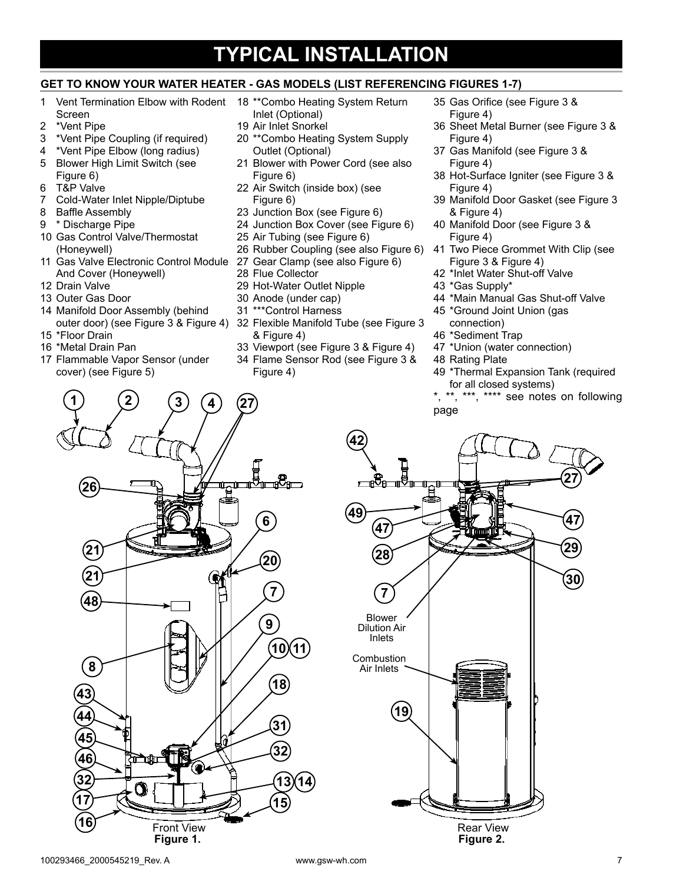# TYPICAL INSTALLATION

## GET TO KNOW YOUR WATER HEATER - GAS MODELS (LIST REFERENCING FIGURES 1-7)

1. Vent Termination Elbow with Rodent Screen
2. *Vent Pipe
3. *Vent Pipe Coupling (if required)
4. *Vent Pipe Elbow (long radius)
5. Blower High Limit Switch (see Figure 6)
6. T&P Valve
7. Cold-Water Inlet Nipple/Diptube
8. Baffle Assembly
9. * Discharge Pipe
10. Gas Control Valve/Thermostat (Honeywell)
11. Gas Valve Electronic Control Module And Cover (Honeywell)
12. Drain Valve
13. Outer Gas Door
14. Manifold Door Assembly (behind outer door) (see Figure 3 & Figure 4)
15. *Floor Drain
16. *Metal Drain Pan
17. Flammable Vapor Sensor (under cover) (see Figure 5)
18. **Combo Heating System Return Inlet (Optional)
19. Air Inlet Snorkel
20. **Combo Heating System Supply Outlet (Optional)
21. Blower with Power Cord (see also Figure 6)
22. Air Switch (inside box) (see Figure 6)
23. Junction Box (see Figure 6)
24. Junction Box Cover (see Figure 6)
25. Air Tubing (see Figure 6)
26. Rubber Coupling (see also Figure 6)
27. Gear Clamp (see also Figure 6)
28. Flue Collector
29. Hot-Water Outlet Nipple
30. Anode (under cap)
31. ***Control Harness
32. Flexible Manifold Tube (see Figure 3 & Figure 4)
33. Viewport (see Figure 3 & Figure 4)
34. Flame Sensor Rod (see Figure 3 & Figure 4)
35. Gas Orifice (see Figure 3 & Figure 4)
36. Sheet Metal Burner (see Figure 3 & Figure 4)
37. Gas Manifold (see Figure 3 & Figure 4)
38. Hot-Surface Igniter (see Figure 3 & Figure 4)
39. Manifold Door Gasket (see Figure 3 & Figure 4)
40. Manifold Door (see Figure 3 & Figure 4)
41. Two Piece Grommet With Clip (see Figure 3 & Figure 4)
42. *Inlet Water Shut-off Valve
43. *Gas Supply*
44. *Main Manual Gas Shut-off Valve
45. *Ground Joint Union (gas connection)
46. *Sediment Trap
47. *Union (water connection)
48. Rating Plate
49. *Thermal Expansion Tank (required for all closed systems)

*, **, ***, **** see notes on following page

1 2 3 4 27 26 21 21 48 8 43 44 45 46 32 17 16 6 20 7 9 10 11 18 31 32 13 14 15

Front View
**Figure 1.**

42 49 47 28 7 27 47 29 30 19

Blower Dilution Air Inlets

Combustion Air Inlets

Rear View
**Figure 2.**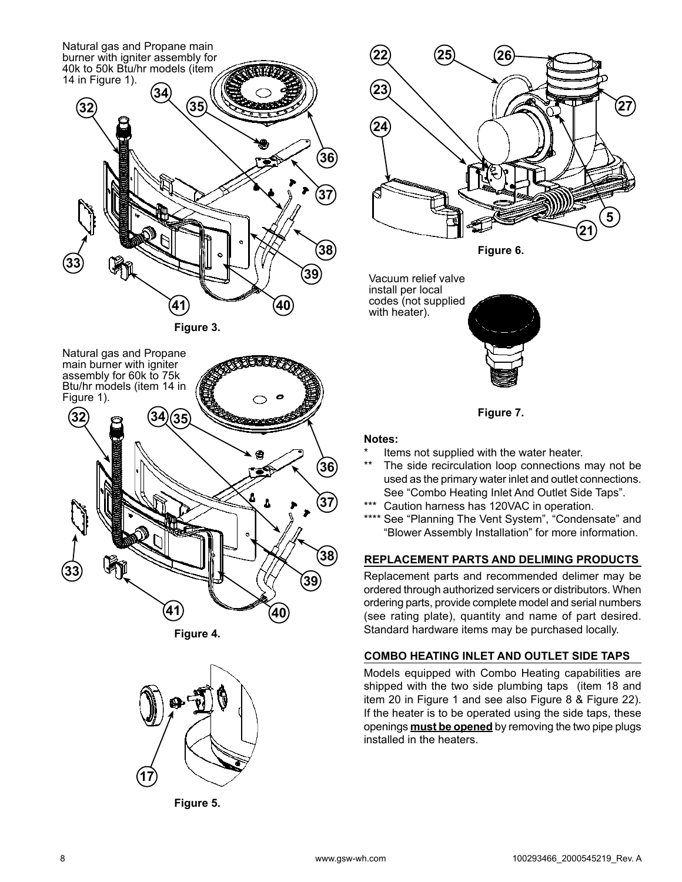Natural gas and Propane main burner with igniter assembly for 40k to 50k Btu/hr models (item 14 in Figure 1).

32 34 35 36 37 38 39 40 41 33

Figure 3.

Natural gas and Propane main burner with igniter assembly for 60k to 75k Btu/hr models (item 14 in Figure 1).

32 34 35 36 37 38 39 40 41 33

Figure 4.

17

Figure 5.

22 25 26 23 27 24 5 21

Figure 6.

Vacuum relief valve install per local codes (not supplied with heater).

Figure 7.

**Notes:**

- \* Items not supplied with the water heater.
- \*\* The side recirculation loop connections may not be used as the primary water inlet and outlet connections. See "Combo Heating Inlet And Outlet Side Taps".
- \*\*\* Caution harness has 120VAC in operation.
- \*\*\*\* See "Planning The Vent System", "Condensate" and "Blower Assembly Installation" for more information.

## REPLACEMENT PARTS AND DELIMING PRODUCTS

Replacement parts and recommended delimer may be ordered through authorized servicers or distributors. When ordering parts, provide complete model and serial numbers (see rating plate), quantity and name of part desired. Standard hardware items may be purchased locally.

## COMBO HEATING INLET AND OUTLET SIDE TAPS

Models equipped with Combo Heating capabilities are shipped with the two side plumbing taps (item 18 and item 20 in Figure 1 and see also Figure 8 & Figure 22). If the heater is to be operated using the side taps, these openings **must be opened** by removing the two pipe plugs installed in the heaters.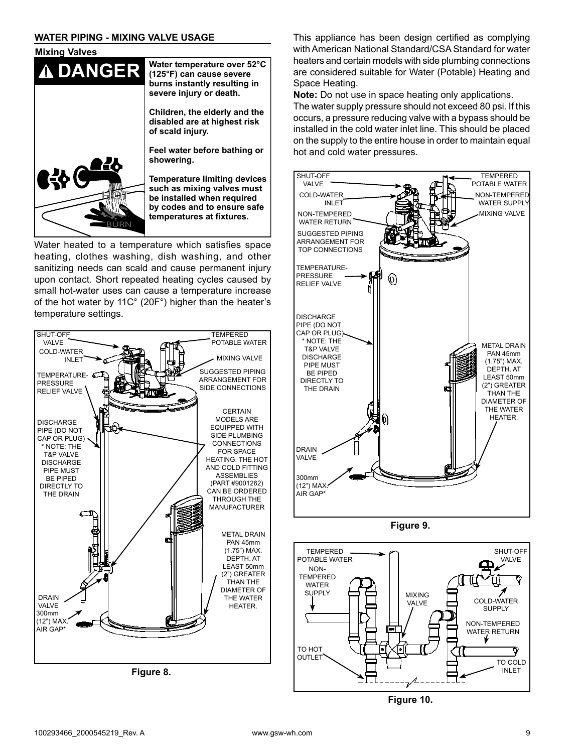## WATER PIPING - MIXING VALVE USAGE

### Mixing Valves

**⚠ DANGER**

**Water temperature over 52°C (125°F) can cause severe burns instantly resulting in severe injury or death.**

**Children, the elderly and the disabled are at highest risk of scald injury.**

**Feel water before bathing or showering.**

**Temperature limiting devices such as mixing valves must be installed when required by codes and to ensure safe temperatures at fixtures.**

Water heated to a temperature which satisfies space heating, clothes washing, dish washing, and other sanitizing needs can scald and cause permanent injury upon contact. Short repeated heating cycles caused by small hot-water uses can cause a temperature increase of the hot water by 11C° (20F°) higher than the heater's temperature settings.

SHUT-OFF VALVE
COLD-WATER INLET
TEMPERATURE-PRESSURE RELIEF VALVE
DISCHARGE PIPE (DO NOT CAP OR PLUG)
* NOTE: THE T&P VALVE DISCHARGE PIPE MUST BE PIPED DIRECTLY TO THE DRAIN
DRAIN VALVE
300mm (12") MAX. AIR GAP*
TEMPERED POTABLE WATER
MIXING VALVE
SUGGESTED PIPING ARRANGEMENT FOR SIDE CONNECTIONS
CERTAIN MODELS ARE EQUIPPED WITH SIDE PLUMBING CONNECTIONS FOR SPACE HEATING. THE HOT AND COLD FITTING ASSEMBLIES (PART #9001262) CAN BE ORDERED THROUGH THE MANUFACTURER
METAL DRAIN PAN 45mm (1.75") MAX. DEPTH. AT LEAST 50mm (2") GREATER THAN THE DIAMETER OF THE WATER HEATER.

**Figure 8.**

This appliance has been design certified as complying with American National Standard/CSA Standard for water heaters and certain models with side plumbing connections are considered suitable for Water (Potable) Heating and Space Heating.

**Note:** Do not use in space heating only applications.

The water supply pressure should not exceed 80 psi. If this occurs, a pressure reducing valve with a bypass should be installed in the cold water inlet line. This should be placed on the supply to the entire house in order to maintain equal hot and cold water pressures.

SHUT-OFF VALVE
COLD-WATER INLET
NON-TEMPERED WATER RETURN
SUGGESTED PIPING ARRANGEMENT FOR TOP CONNECTIONS
TEMPERATURE-PRESSURE RELIEF VALVE
DISCHARGE PIPE (DO NOT CAP OR PLUG)
* NOTE: THE T&P VALVE DISCHARGE PIPE MUST BE PIPED DIRECTLY TO THE DRAIN
DRAIN VALVE
300mm (12") MAX. AIR GAP*
TEMPERED POTABLE WATER
NON-TEMPERED WATER SUPPLY
MIXING VALVE
METAL DRAIN PAN 45mm (1.75") MAX. DEPTH. AT LEAST 50mm (2") GREATER THAN THE DIAMETER OF THE WATER HEATER.

**Figure 9.**

TEMPERED POTABLE WATER
NON-TEMPERED WATER SUPPLY
MIXING VALVE
SHUT-OFF VALVE
COLD-WATER SUPPLY
NON-TEMPERED WATER RETURN
TO HOT OUTLET
TO COLD INLET

**Figure 10.**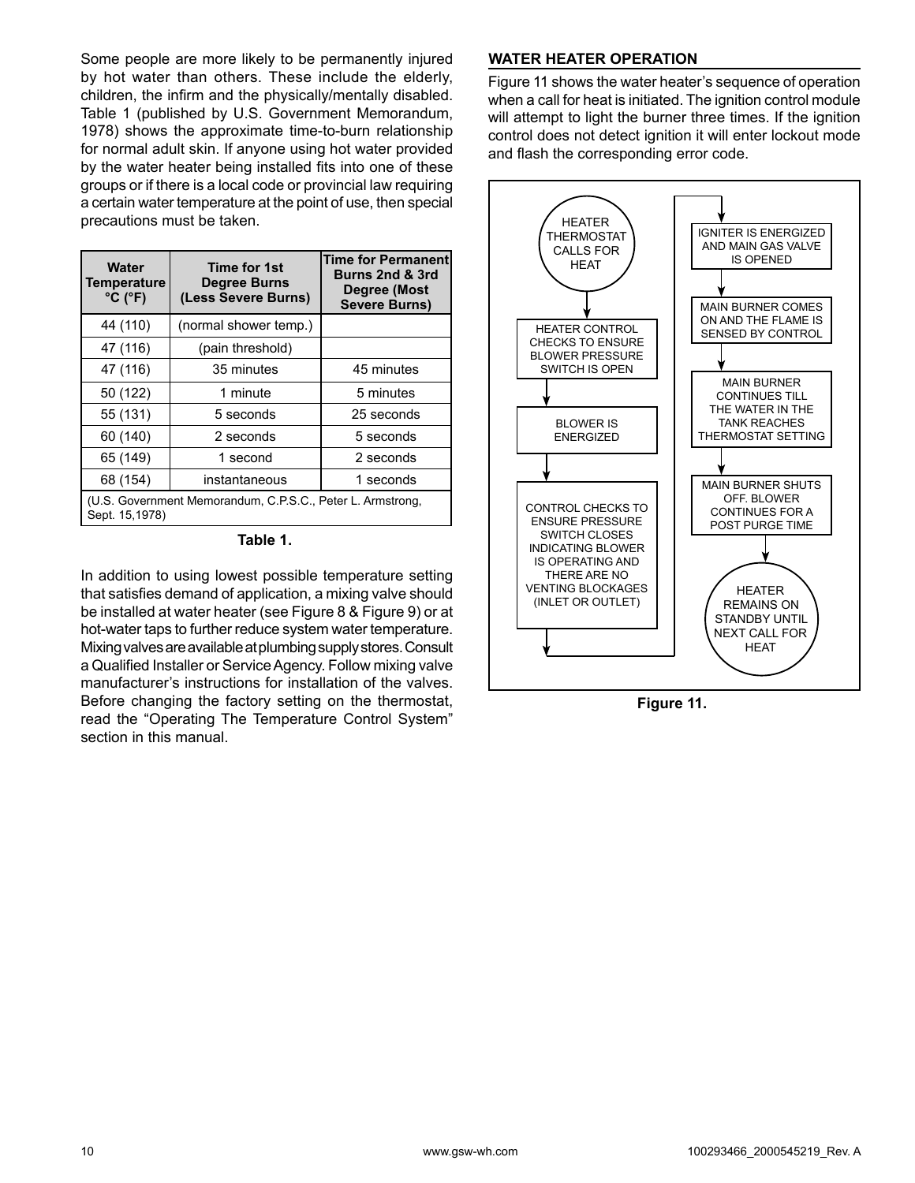Some people are more likely to be permanently injured by hot water than others. These include the elderly, children, the infirm and the physically/mentally disabled. Table 1 (published by U.S. Government Memorandum, 1978) shows the approximate time-to-burn relationship for normal adult skin. If anyone using hot water provided by the water heater being installed fits into one of these groups or if there is a local code or provincial law requiring a certain water temperature at the point of use, then special precautions must be taken.

| Water Temperature °C (°F) | Time for 1st Degree Burns (Less Severe Burns) | Time for Permanent Burns 2nd & 3rd Degree (Most Severe Burns) |
|---|---|---|
| 44 (110) | (normal shower temp.) | |
| 47 (116) | (pain threshold) | |
| 47 (116) | 35 minutes | 45 minutes |
| 50 (122) | 1 minute | 5 minutes |
| 55 (131) | 5 seconds | 25 seconds |
| 60 (140) | 2 seconds | 5 seconds |
| 65 (149) | 1 second | 2 seconds |
| 68 (154) | instantaneous | 1 seconds |
| (U.S. Government Memorandum, C.P.S.C., Peter L. Armstrong, Sept. 15,1978) | | |

**Table 1.**

In addition to using lowest possible temperature setting that satisfies demand of application, a mixing valve should be installed at water heater (see Figure 8 & Figure 9) or at hot-water taps to further reduce system water temperature. Mixing valves are available at plumbing supply stores. Consult a Qualified Installer or Service Agency. Follow mixing valve manufacturer's instructions for installation of the valves. Before changing the factory setting on the thermostat, read the "Operating The Temperature Control System" section in this manual.

## WATER HEATER OPERATION

Figure 11 shows the water heater's sequence of operation when a call for heat is initiated. The ignition control module will attempt to light the burner three times. If the ignition control does not detect ignition it will enter lockout mode and flash the corresponding error code.

HEATER THERMOSTAT CALLS FOR HEAT

HEATER CONTROL CHECKS TO ENSURE BLOWER PRESSURE SWITCH IS OPEN

BLOWER IS ENERGIZED

CONTROL CHECKS TO ENSURE PRESSURE SWITCH CLOSES INDICATING BLOWER IS OPERATING AND THERE ARE NO VENTING BLOCKAGES (INLET OR OUTLET)

IGNITER IS ENERGIZED AND MAIN GAS VALVE IS OPENED

MAIN BURNER COMES ON AND THE FLAME IS SENSED BY CONTROL

MAIN BURNER CONTINUES TILL THE WATER IN THE TANK REACHES THERMOSTAT SETTING

MAIN BURNER SHUTS OFF. BLOWER CONTINUES FOR A POST PURGE TIME

HEATER REMAINS ON STANDBY UNTIL NEXT CALL FOR HEAT

**Figure 11.**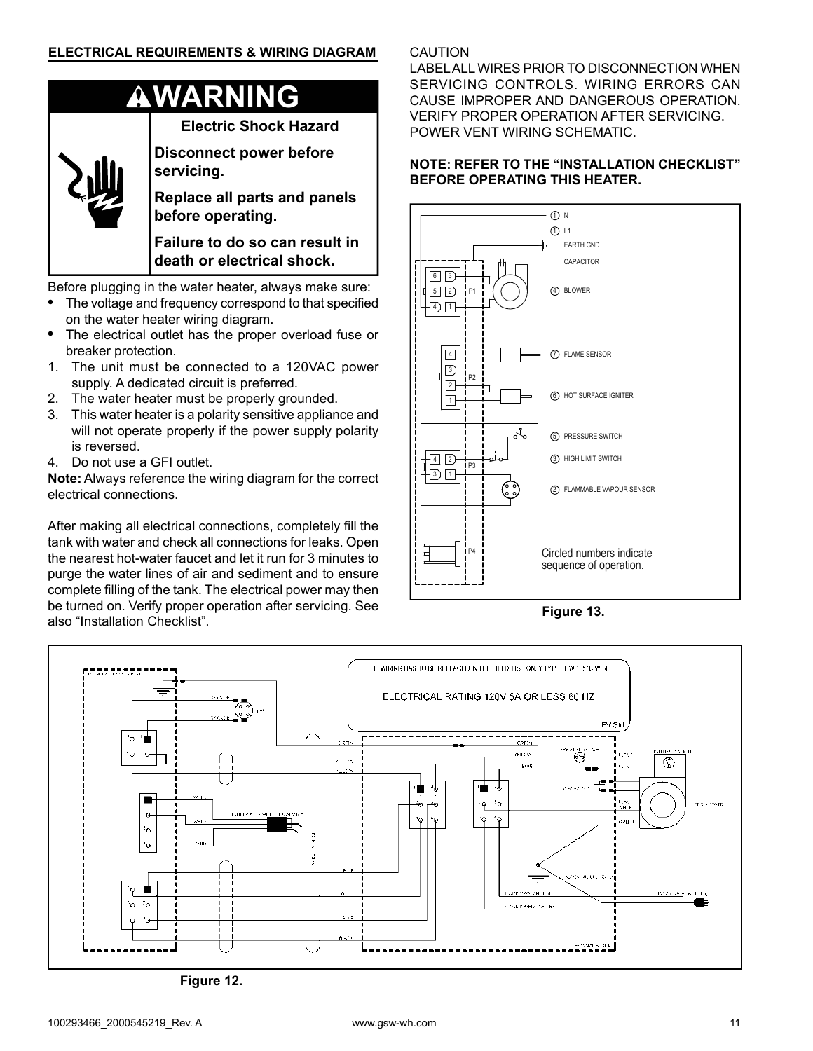## ELECTRICAL REQUIREMENTS & WIRING DIAGRAM

**⚠WARNING**

**Electric Shock Hazard**

**Disconnect power before servicing.**

**Replace all parts and panels before operating.**

**Failure to do so can result in death or electrical shock.**

Before plugging in the water heater, always make sure:

- The voltage and frequency correspond to that specified on the water heater wiring diagram.
- The electrical outlet has the proper overload fuse or breaker protection.

1. The unit must be connected to a 120VAC power supply. A dedicated circuit is preferred.
2. The water heater must be properly grounded.
3. This water heater is a polarity sensitive appliance and will not operate properly if the power supply polarity is reversed.
4. Do not use a GFI outlet.

**Note:** Always reference the wiring diagram for the correct electrical connections.

After making all electrical connections, completely fill the tank with water and check all connections for leaks. Open the nearest hot-water faucet and let it run for 3 minutes to purge the water lines of air and sediment and to ensure complete filling of the tank. The electrical power may then be turned on. Verify proper operation after servicing. See also "Installation Checklist".

CAUTION

LABEL ALL WIRES PRIOR TO DISCONNECTION WHEN SERVICING CONTROLS. WIRING ERRORS CAN CAUSE IMPROPER AND DANGEROUS OPERATION. VERIFY PROPER OPERATION AFTER SERVICING. POWER VENT WIRING SCHEMATIC.

**NOTE: REFER TO THE "INSTALLATION CHECKLIST" BEFORE OPERATING THIS HEATER.**

1 N
1 L1
EARTH GND
CAPACITOR
P1
4 BLOWER
P2
7 FLAME SENSOR
6 HOT SURFACE IGNITER
5 PRESSURE SWITCH
P3
3 HIGH LIMIT SWITCH
2 FLAMMABLE VAPOUR SENSOR
P4
Circled numbers indicate sequence of operation.

**Figure 13.**

IF WIRING HAS TO BE REPLACED IN THE FIELD, USE ONLY TYPE TEW 105°C WIRE

ELECTRICAL RATING 120V 5A OR LESS 60 HZ

PV Std

ORANGE
ORANGE
GREEN
YELLOW
YELLOW
WHITE
IGNITER & FLAME ROD ASSEMBLY
WHITE
WHITE
BLUE
WHITE
BLUE
BLACK
GREEN
YELLOW
BLUE
PRESSURE SWITCH
BLACK
BLACK
CAPACITOR
BLACK
WHITE
GREEN
BLOWER MOTOR
BLACK (NEUTRAL)
BLACK (HOT) LINE
BLACK (HOT) LINE
TERMINAL BLOCK

**Figure 12.**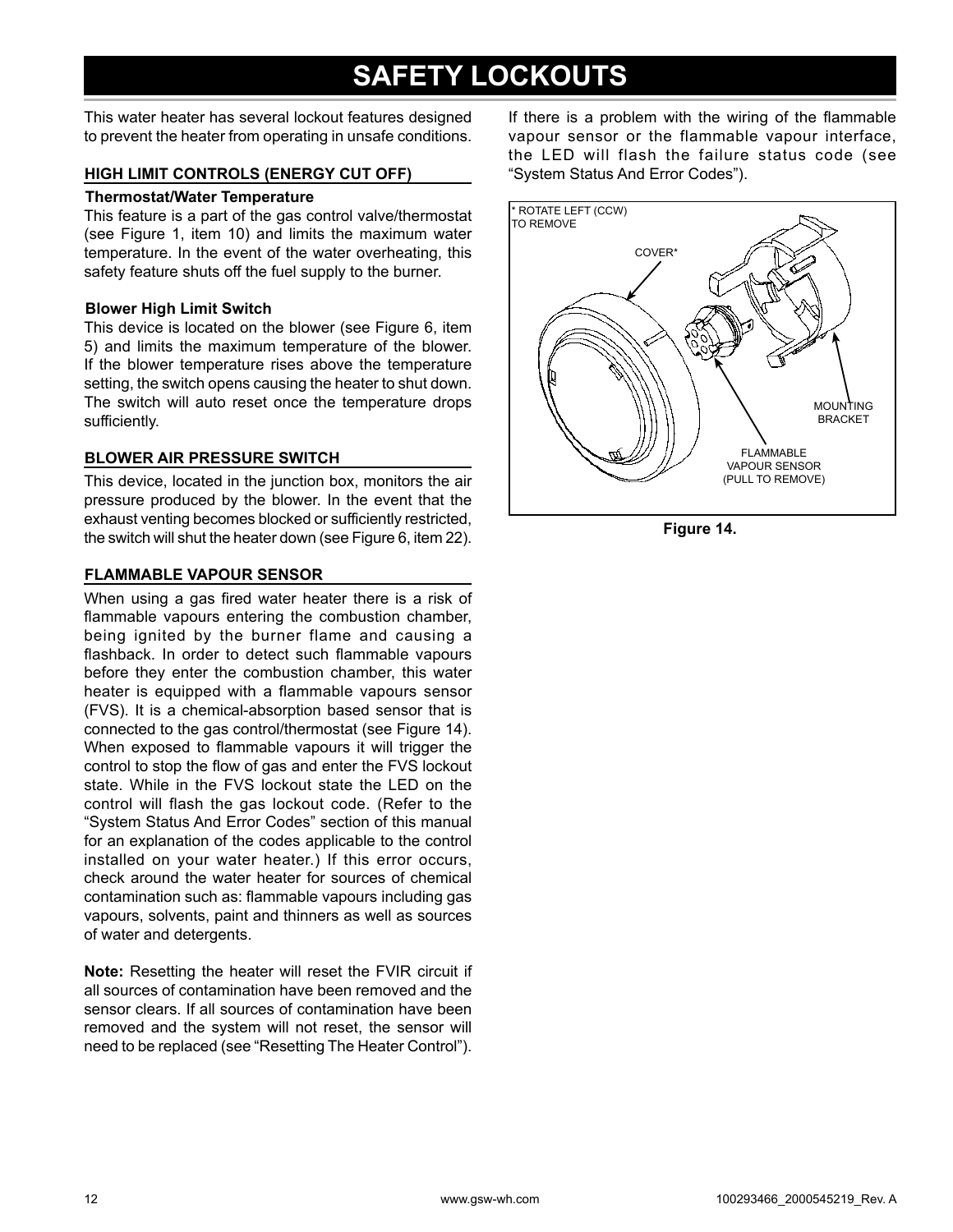# SAFETY LOCKOUTS

This water heater has several lockout features designed to prevent the heater from operating in unsafe conditions.

## HIGH LIMIT CONTROLS (ENERGY CUT OFF)

### Thermostat/Water Temperature

This feature is a part of the gas control valve/thermostat (see Figure 1, item 10) and limits the maximum water temperature. In the event of the water overheating, this safety feature shuts off the fuel supply to the burner.

### Blower High Limit Switch

This device is located on the blower (see Figure 6, item 5) and limits the maximum temperature of the blower. If the blower temperature rises above the temperature setting, the switch opens causing the heater to shut down. The switch will auto reset once the temperature drops sufficiently.

## BLOWER AIR PRESSURE SWITCH

This device, located in the junction box, monitors the air pressure produced by the blower. In the event that the exhaust venting becomes blocked or sufficiently restricted, the switch will shut the heater down (see Figure 6, item 22).

## FLAMMABLE VAPOUR SENSOR

When using a gas fired water heater there is a risk of flammable vapours entering the combustion chamber, being ignited by the burner flame and causing a flashback. In order to detect such flammable vapours before they enter the combustion chamber, this water heater is equipped with a flammable vapours sensor (FVS). It is a chemical-absorption based sensor that is connected to the gas control/thermostat (see Figure 14). When exposed to flammable vapours it will trigger the control to stop the flow of gas and enter the FVS lockout state. While in the FVS lockout state the LED on the control will flash the gas lockout code. (Refer to the "System Status And Error Codes" section of this manual for an explanation of the codes applicable to the control installed on your water heater.) If this error occurs, check around the water heater for sources of chemical contamination such as: flammable vapours including gas vapours, solvents, paint and thinners as well as sources of water and detergents.

**Note:** Resetting the heater will reset the FVIR circuit if all sources of contamination have been removed and the sensor clears. If all sources of contamination have been removed and the system will not reset, the sensor will need to be replaced (see "Resetting The Heater Control").

If there is a problem with the wiring of the flammable vapour sensor or the flammable vapour interface, the LED will flash the failure status code (see "System Status And Error Codes").

* ROTATE LEFT (CCW) TO REMOVE

COVER*

MOUNTING BRACKET

FLAMMABLE VAPOUR SENSOR (PULL TO REMOVE)

**Figure 14.**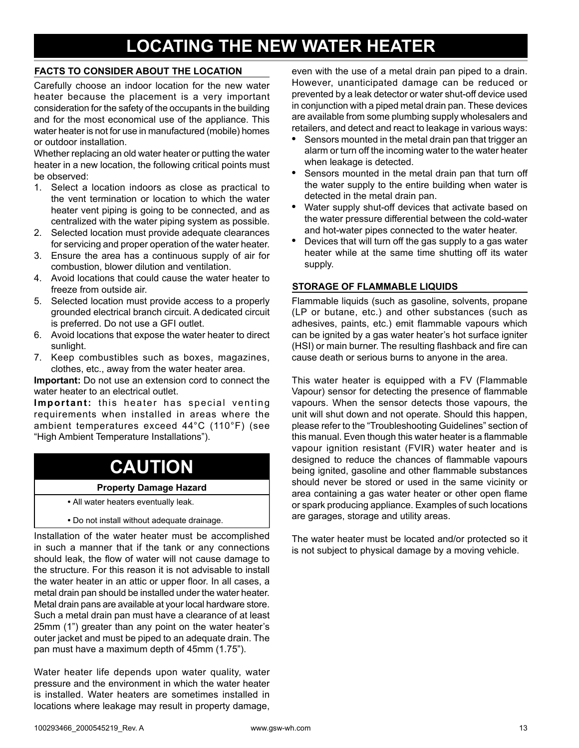# LOCATING THE NEW WATER HEATER

## FACTS TO CONSIDER ABOUT THE LOCATION

Carefully choose an indoor location for the new water heater because the placement is a very important consideration for the safety of the occupants in the building and for the most economical use of the appliance. This water heater is not for use in manufactured (mobile) homes or outdoor installation.

Whether replacing an old water heater or putting the water heater in a new location, the following critical points must be observed:

1. Select a location indoors as close as practical to the vent termination or location to which the water heater vent piping is going to be connected, and as centralized with the water piping system as possible.
2. Selected location must provide adequate clearances for servicing and proper operation of the water heater.
3. Ensure the area has a continuous supply of air for combustion, blower dilution and ventilation.
4. Avoid locations that could cause the water heater to freeze from outside air.
5. Selected location must provide access to a properly grounded electrical branch circuit. A dedicated circuit is preferred. Do not use a GFI outlet.
6. Avoid locations that expose the water heater to direct sunlight.
7. Keep combustibles such as boxes, magazines, clothes, etc., away from the water heater area.

**Important:** Do not use an extension cord to connect the water heater to an electrical outlet.

**Important:** this heater has special venting requirements when installed in areas where the ambient temperatures exceed 44°C (110°F) (see "High Ambient Temperature Installations").

## CAUTION

**Property Damage Hazard**

- All water heaters eventually leak.
- Do not install without adequate drainage.

Installation of the water heater must be accomplished in such a manner that if the tank or any connections should leak, the flow of water will not cause damage to the structure. For this reason it is not advisable to install the water heater in an attic or upper floor. In all cases, a metal drain pan should be installed under the water heater. Metal drain pans are available at your local hardware store. Such a metal drain pan must have a clearance of at least 25mm (1") greater than any point on the water heater's outer jacket and must be piped to an adequate drain. The pan must have a maximum depth of 45mm (1.75").

Water heater life depends upon water quality, water pressure and the environment in which the water heater is installed. Water heaters are sometimes installed in locations where leakage may result in property damage, even with the use of a metal drain pan piped to a drain. However, unanticipated damage can be reduced or prevented by a leak detector or water shut-off device used in conjunction with a piped metal drain pan. These devices are available from some plumbing supply wholesalers and retailers, and detect and react to leakage in various ways:

- Sensors mounted in the metal drain pan that trigger an alarm or turn off the incoming water to the water heater when leakage is detected.
- Sensors mounted in the metal drain pan that turn off the water supply to the entire building when water is detected in the metal drain pan.
- Water supply shut-off devices that activate based on the water pressure differential between the cold-water and hot-water pipes connected to the water heater.
- Devices that will turn off the gas supply to a gas water heater while at the same time shutting off its water supply.

## STORAGE OF FLAMMABLE LIQUIDS

Flammable liquids (such as gasoline, solvents, propane (LP or butane, etc.) and other substances (such as adhesives, paints, etc.) emit flammable vapours which can be ignited by a gas water heater's hot surface igniter (HSI) or main burner. The resulting flashback and fire can cause death or serious burns to anyone in the area.

This water heater is equipped with a FV (Flammable Vapour) sensor for detecting the presence of flammable vapours. When the sensor detects those vapours, the unit will shut down and not operate. Should this happen, please refer to the "Troubleshooting Guidelines" section of this manual. Even though this water heater is a flammable vapour ignition resistant (FVIR) water heater and is designed to reduce the chances of flammable vapours being ignited, gasoline and other flammable substances should never be stored or used in the same vicinity or area containing a gas water heater or other open flame or spark producing appliance. Examples of such locations are garages, storage and utility areas.

The water heater must be located and/or protected so it is not subject to physical damage by a moving vehicle.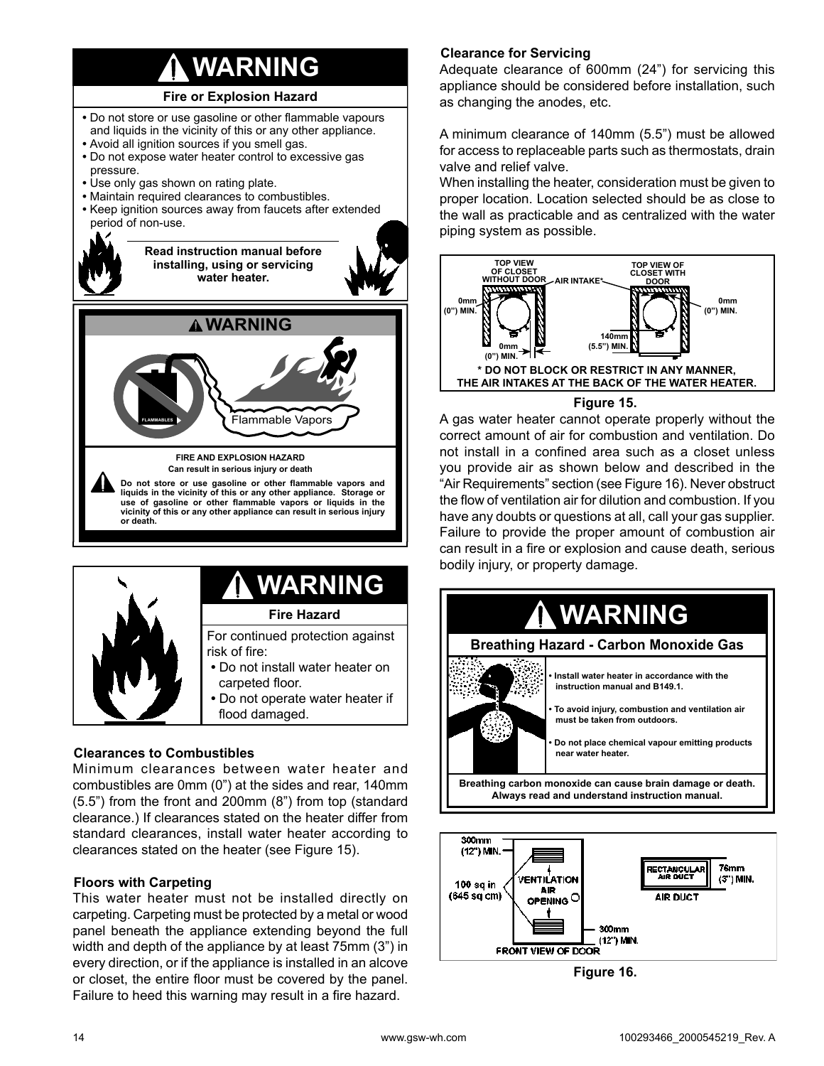## ⚠ WARNING

**Fire or Explosion Hazard**

- Do not store or use gasoline or other flammable vapours and liquids in the vicinity of this or any other appliance.
- Avoid all ignition sources if you smell gas.
- Do not expose water heater control to excessive gas pressure.
- Use only gas shown on rating plate.
- Maintain required clearances to combustibles.
- Keep ignition sources away from faucets after extended period of non-use.

**Read instruction manual before installing, using or servicing water heater.**

## ⚠ WARNING

FLAMMABLES

Flammable Vapors

**FIRE AND EXPLOSION HAZARD**
**Can result in serious injury or death**

**Do not store or use gasoline or other flammable vapors and liquids in the vicinity of this or any other appliance. Storage or use of gasoline or other flammable vapors or liquids in the vicinity of this or any other appliance can result in serious injury or death.**

## ⚠ WARNING

**Fire Hazard**

For continued protection against risk of fire:

- Do not install water heater on carpeted floor.
- Do not operate water heater if flood damaged.

### Clearances to Combustibles

Minimum clearances between water heater and combustibles are 0mm (0”) at the sides and rear, 140mm (5.5”) from the front and 200mm (8”) from top (standard clearance.) If clearances stated on the heater differ from standard clearances, install water heater according to clearances stated on the heater (see Figure 15).

### Floors with Carpeting

This water heater must not be installed directly on carpeting. Carpeting must be protected by a metal or wood panel beneath the appliance extending beyond the full width and depth of the appliance by at least 75mm (3”) in every direction, or if the appliance is installed in an alcove or closet, the entire floor must be covered by the panel. Failure to heed this warning may result in a fire hazard.

### Clearance for Servicing

Adequate clearance of 600mm (24”) for servicing this appliance should be considered before installation, such as changing the anodes, etc.

A minimum clearance of 140mm (5.5”) must be allowed for access to replaceable parts such as thermostats, drain valve and relief valve.

When installing the heater, consideration must be given to proper location. Location selected should be as close to the wall as practicable and as centralized with the water piping system as possible.

TOP VIEW OF CLOSET WITHOUT DOOR
AIR INTAKE*
TOP VIEW OF CLOSET WITH DOOR
0mm (0”) MIN.
0mm (0”) MIN.
0mm (0”) MIN.
140mm (5.5”) MIN.
**\* DO NOT BLOCK OR RESTRICT IN ANY MANNER, THE AIR INTAKES AT THE BACK OF THE WATER HEATER.**

**Figure 15.**

A gas water heater cannot operate properly without the correct amount of air for combustion and ventilation. Do not install in a confined area such as a closet unless you provide air as shown below and described in the “Air Requirements” section (see Figure 16). Never obstruct the flow of ventilation air for dilution and combustion. If you have any doubts or questions at all, call your gas supplier. Failure to provide the proper amount of combustion air can result in a fire or explosion and cause death, serious bodily injury, or property damage.

## ⚠ WARNING

**Breathing Hazard - Carbon Monoxide Gas**

- **Install water heater in accordance with the instruction manual and B149.1.**
- **To avoid injury, combustion and ventilation air must be taken from outdoors.**
- **Do not place chemical vapour emitting products near water heater.**

**Breathing carbon monoxide can cause brain damage or death. Always read and understand instruction manual.**

300mm (12") MIN.
100 sq in (645 sq cm)
VENTILATION AIR OPENING
300mm (12") MIN.
FRONT VIEW OF DOOR
RECTANGULAR AIR DUCT
76mm (3") MIN.
AIR DUCT

**Figure 16.**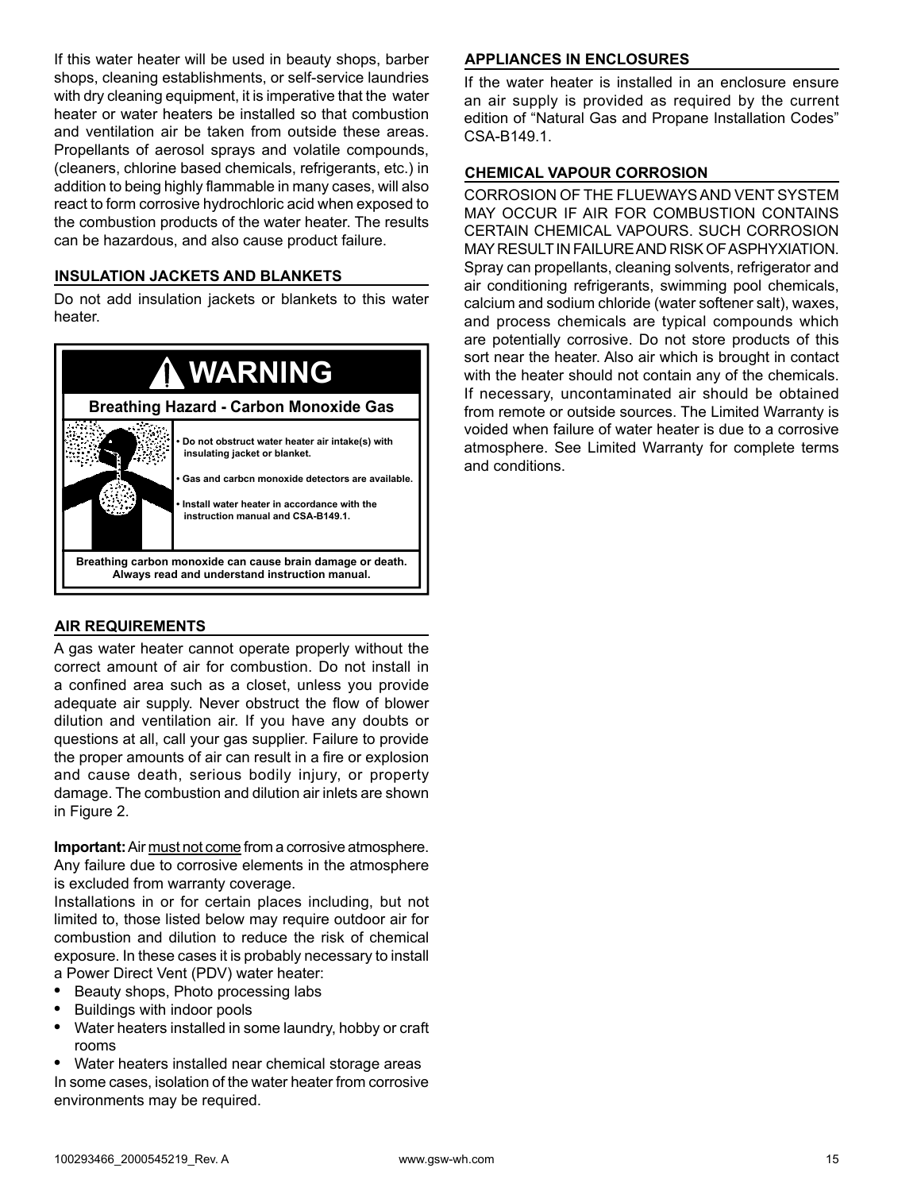If this water heater will be used in beauty shops, barber shops, cleaning establishments, or self-service laundries with dry cleaning equipment, it is imperative that the water heater or water heaters be installed so that combustion and ventilation air be taken from outside these areas. Propellants of aerosol sprays and volatile compounds, (cleaners, chlorine based chemicals, refrigerants, etc.) in addition to being highly flammable in many cases, will also react to form corrosive hydrochloric acid when exposed to the combustion products of the water heater. The results can be hazardous, and also cause product failure.

## INSULATION JACKETS AND BLANKETS

Do not add insulation jackets or blankets to this water heater.

**⚠ WARNING**

**Breathing Hazard - Carbon Monoxide Gas**

- **Do not obstruct water heater air intake(s) with insulating jacket or blanket.**
- **Gas and carbcn monoxide detectors are available.**
- **Install water heater in accordance with the instruction manual and CSA-B149.1.**

**Breathing carbon monoxide can cause brain damage or death. Always read and understand instruction manual.**

## AIR REQUIREMENTS

A gas water heater cannot operate properly without the correct amount of air for combustion. Do not install in a confined area such as a closet, unless you provide adequate air supply. Never obstruct the flow of blower dilution and ventilation air. If you have any doubts or questions at all, call your gas supplier. Failure to provide the proper amounts of air can result in a fire or explosion and cause death, serious bodily injury, or property damage. The combustion and dilution air inlets are shown in Figure 2.

**Important:** Air must not come from a corrosive atmosphere. Any failure due to corrosive elements in the atmosphere is excluded from warranty coverage.

Installations in or for certain places including, but not limited to, those listed below may require outdoor air for combustion and dilution to reduce the risk of chemical exposure. In these cases it is probably necessary to install a Power Direct Vent (PDV) water heater:

- Beauty shops, Photo processing labs
- Buildings with indoor pools
- Water heaters installed in some laundry, hobby or craft rooms
- Water heaters installed near chemical storage areas

In some cases, isolation of the water heater from corrosive environments may be required.

## APPLIANCES IN ENCLOSURES

If the water heater is installed in an enclosure ensure an air supply is provided as required by the current edition of “Natural Gas and Propane Installation Codes” CSA-B149.1.

## CHEMICAL VAPOUR CORROSION

CORROSION OF THE FLUEWAYS AND VENT SYSTEM MAY OCCUR IF AIR FOR COMBUSTION CONTAINS CERTAIN CHEMICAL VAPOURS. SUCH CORROSION MAY RESULT IN FAILURE AND RISK OF ASPHYXIATION. Spray can propellants, cleaning solvents, refrigerator and air conditioning refrigerants, swimming pool chemicals, calcium and sodium chloride (water softener salt), waxes, and process chemicals are typical compounds which are potentially corrosive. Do not store products of this sort near the heater. Also air which is brought in contact with the heater should not contain any of the chemicals. If necessary, uncontaminated air should be obtained from remote or outside sources. The Limited Warranty is voided when failure of water heater is due to a corrosive atmosphere. See Limited Warranty for complete terms and conditions.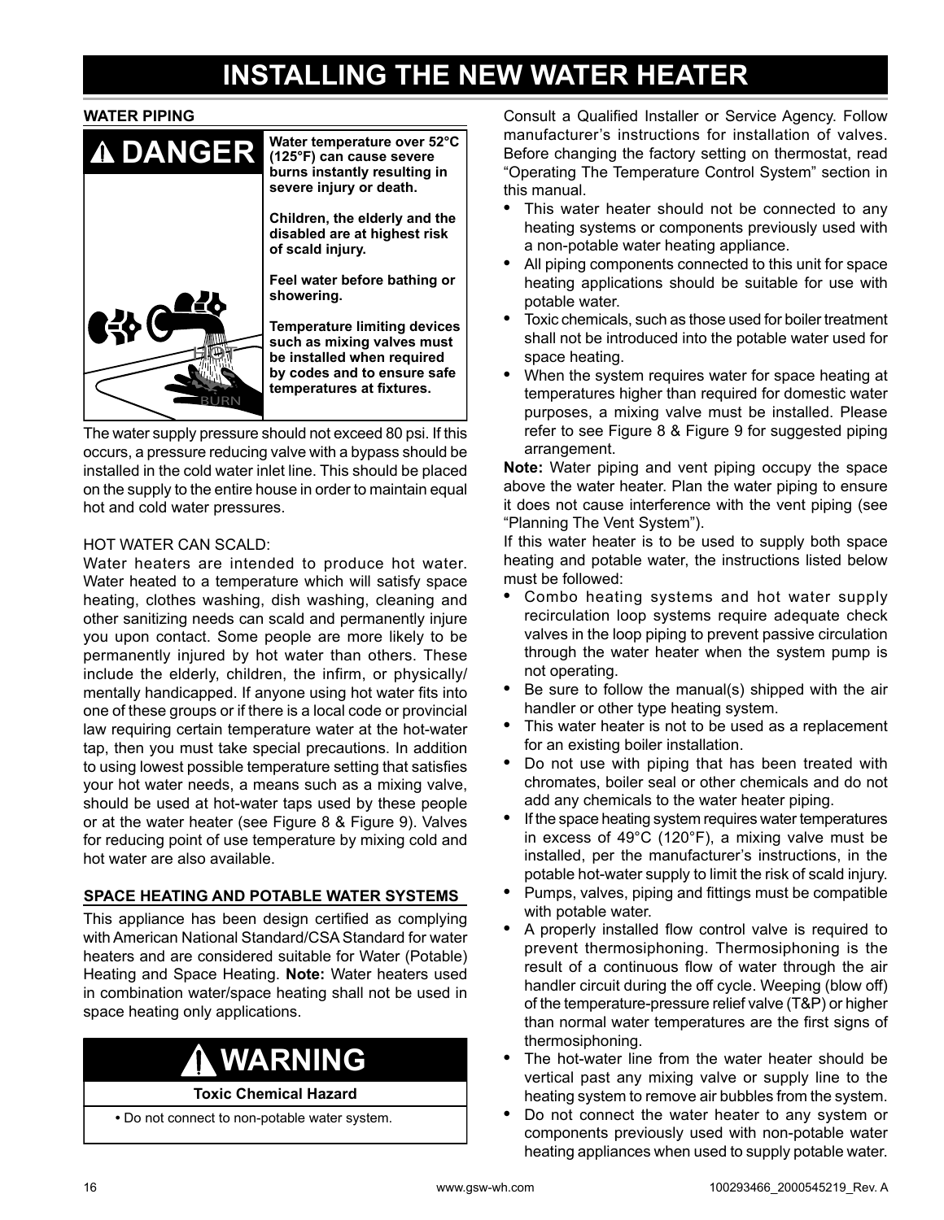# INSTALLING THE NEW WATER HEATER

## WATER PIPING

**⚠ DANGER**

**Water temperature over 52°C (125°F) can cause severe burns instantly resulting in severe injury or death.**

**Children, the elderly and the disabled are at highest risk of scald injury.**

**Feel water before bathing or showering.**

**Temperature limiting devices such as mixing valves must be installed when required by codes and to ensure safe temperatures at fixtures.**

The water supply pressure should not exceed 80 psi. If this occurs, a pressure reducing valve with a bypass should be installed in the cold water inlet line. This should be placed on the supply to the entire house in order to maintain equal hot and cold water pressures.

HOT WATER CAN SCALD:

Water heaters are intended to produce hot water. Water heated to a temperature which will satisfy space heating, clothes washing, dish washing, cleaning and other sanitizing needs can scald and permanently injure you upon contact. Some people are more likely to be permanently injured by hot water than others. These include the elderly, children, the infirm, or physically/mentally handicapped. If anyone using hot water fits into one of these groups or if there is a local code or provincial law requiring certain temperature water at the hot-water tap, then you must take special precautions. In addition to using lowest possible temperature setting that satisfies your hot water needs, a means such as a mixing valve, should be used at hot-water taps used by these people or at the water heater (see Figure 8 & Figure 9). Valves for reducing point of use temperature by mixing cold and hot water are also available.

## SPACE HEATING AND POTABLE WATER SYSTEMS

This appliance has been design certified as complying with American National Standard/CSA Standard for water heaters and are considered suitable for Water (Potable) Heating and Space Heating. **Note:** Water heaters used in combination water/space heating shall not be used in space heating only applications.

**⚠ WARNING**

**Toxic Chemical Hazard**

- Do not connect to non-potable water system.

Consult a Qualified Installer or Service Agency. Follow manufacturer's instructions for installation of valves. Before changing the factory setting on thermostat, read "Operating The Temperature Control System" section in this manual.

- This water heater should not be connected to any heating systems or components previously used with a non-potable water heating appliance.
- All piping components connected to this unit for space heating applications should be suitable for use with potable water.
- Toxic chemicals, such as those used for boiler treatment shall not be introduced into the potable water used for space heating.
- When the system requires water for space heating at temperatures higher than required for domestic water purposes, a mixing valve must be installed. Please refer to see Figure 8 & Figure 9 for suggested piping arrangement.

**Note:** Water piping and vent piping occupy the space above the water heater. Plan the water piping to ensure it does not cause interference with the vent piping (see "Planning The Vent System").

If this water heater is to be used to supply both space heating and potable water, the instructions listed below must be followed:

- Combo heating systems and hot water supply recirculation loop systems require adequate check valves in the loop piping to prevent passive circulation through the water heater when the system pump is not operating.
- Be sure to follow the manual(s) shipped with the air handler or other type heating system.
- This water heater is not to be used as a replacement for an existing boiler installation.
- Do not use with piping that has been treated with chromates, boiler seal or other chemicals and do not add any chemicals to the water heater piping.
- If the space heating system requires water temperatures in excess of 49°C (120°F), a mixing valve must be installed, per the manufacturer's instructions, in the potable hot-water supply to limit the risk of scald injury.
- Pumps, valves, piping and fittings must be compatible with potable water.
- A properly installed flow control valve is required to prevent thermosiphoning. Thermosiphoning is the result of a continuous flow of water through the air handler circuit during the off cycle. Weeping (blow off) of the temperature-pressure relief valve (T&P) or higher than normal water temperatures are the first signs of thermosiphoning.
- The hot-water line from the water heater should be vertical past any mixing valve or supply line to the heating system to remove air bubbles from the system.
- Do not connect the water heater to any system or components previously used with non-potable water heating appliances when used to supply potable water.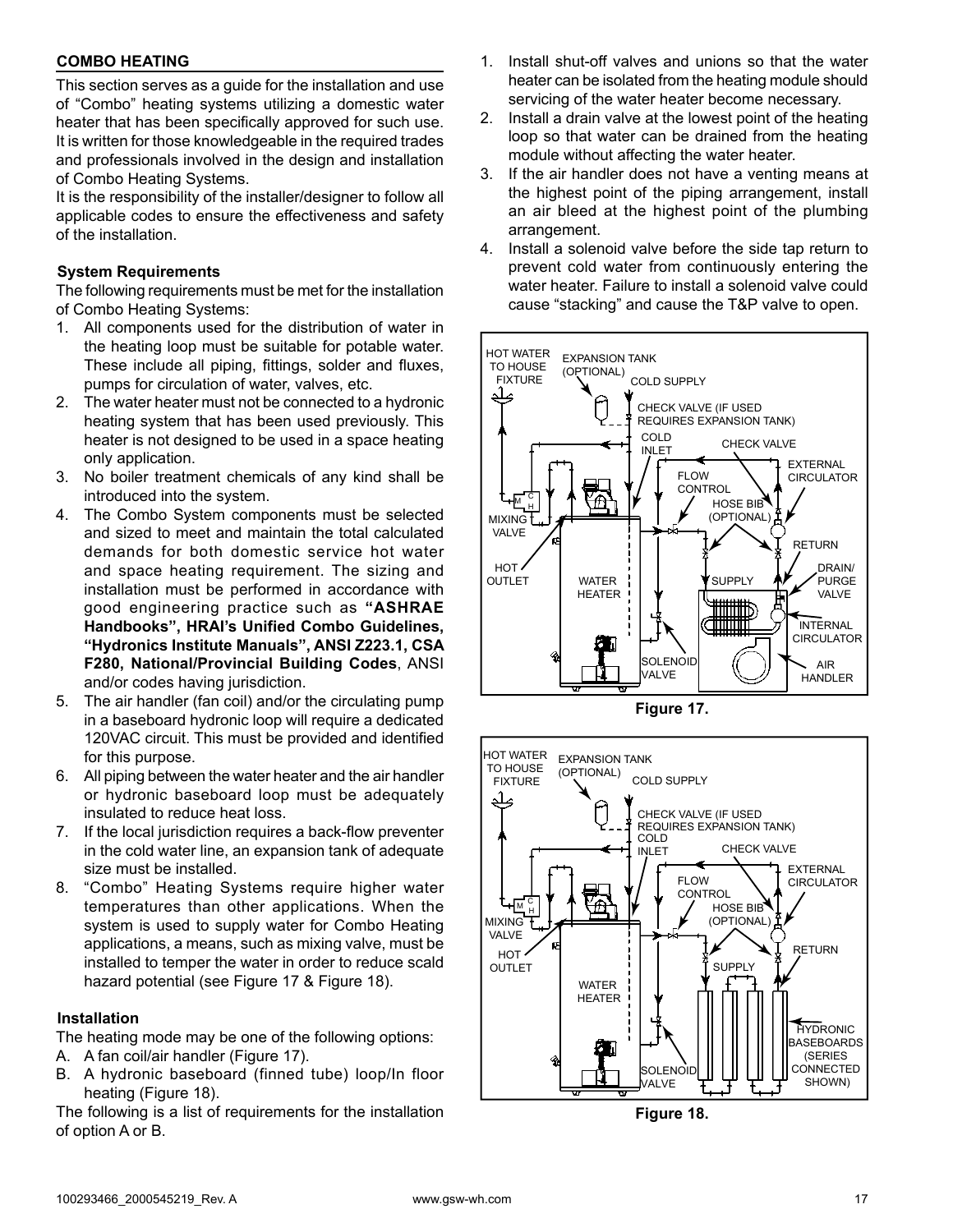## COMBO HEATING

This section serves as a guide for the installation and use of "Combo" heating systems utilizing a domestic water heater that has been specifically approved for such use. It is written for those knowledgeable in the required trades and professionals involved in the design and installation of Combo Heating Systems.

It is the responsibility of the installer/designer to follow all applicable codes to ensure the effectiveness and safety of the installation.

### System Requirements

The following requirements must be met for the installation of Combo Heating Systems:

1. All components used for the distribution of water in the heating loop must be suitable for potable water. These include all piping, fittings, solder and fluxes, pumps for circulation of water, valves, etc.
2. The water heater must not be connected to a hydronic heating system that has been used previously. This heater is not designed to be used in a space heating only application.
3. No boiler treatment chemicals of any kind shall be introduced into the system.
4. The Combo System components must be selected and sized to meet and maintain the total calculated demands for both domestic service hot water and space heating requirement. The sizing and installation must be performed in accordance with good engineering practice such as **"ASHRAE Handbooks", HRAI's Unified Combo Guidelines, "Hydronics Institute Manuals", ANSI Z223.1, CSA F280, National/Provincial Building Codes**, ANSI and/or codes having jurisdiction.
5. The air handler (fan coil) and/or the circulating pump in a baseboard hydronic loop will require a dedicated 120VAC circuit. This must be provided and identified for this purpose.
6. All piping between the water heater and the air handler or hydronic baseboard loop must be adequately insulated to reduce heat loss.
7. If the local jurisdiction requires a back-flow preventer in the cold water line, an expansion tank of adequate size must be installed.
8. "Combo" Heating Systems require higher water temperatures than other applications. When the system is used to supply water for Combo Heating applications, a means, such as mixing valve, must be installed to temper the water in order to reduce scald hazard potential (see Figure 17 & Figure 18).

### Installation

The heating mode may be one of the following options:

A. A fan coil/air handler (Figure 17).
B. A hydronic baseboard (finned tube) loop/In floor heating (Figure 18).

The following is a list of requirements for the installation of option A or B.

1. Install shut-off valves and unions so that the water heater can be isolated from the heating module should servicing of the water heater become necessary.
2. Install a drain valve at the lowest point of the heating loop so that water can be drained from the heating module without affecting the water heater.
3. If the air handler does not have a venting means at the highest point of the piping arrangement, install an air bleed at the highest point of the plumbing arrangement.
4. Install a solenoid valve before the side tap return to prevent cold water from continuously entering the water heater. Failure to install a solenoid valve could cause "stacking" and cause the T&P valve to open.

HOT WATER TO HOUSE FIXTURE
EXPANSION TANK (OPTIONAL)
COLD SUPPLY
CHECK VALVE (IF USED REQUIRES EXPANSION TANK)
COLD INLET
CHECK VALVE
EXTERNAL CIRCULATOR
FLOW CONTROL
HOSE BIB (OPTIONAL)
MIXING VALVE
RETURN
HOT OUTLET
WATER HEATER
SUPPLY
DRAIN/ PURGE VALVE
INTERNAL CIRCULATOR
SOLENOID VALVE
AIR HANDLER

**Figure 17.**

HOT WATER TO HOUSE FIXTURE
EXPANSION TANK (OPTIONAL)
COLD SUPPLY
CHECK VALVE (IF USED REQUIRES EXPANSION TANK)
COLD INLET
CHECK VALVE
EXTERNAL CIRCULATOR
FLOW CONTROL
HOSE BIB (OPTIONAL)
MIXING VALVE
RETURN
HOT OUTLET
SUPPLY
WATER HEATER
HYDRONIC BASEBOARDS (SERIES CONNECTED SHOWN)
SOLENOID VALVE

**Figure 18.**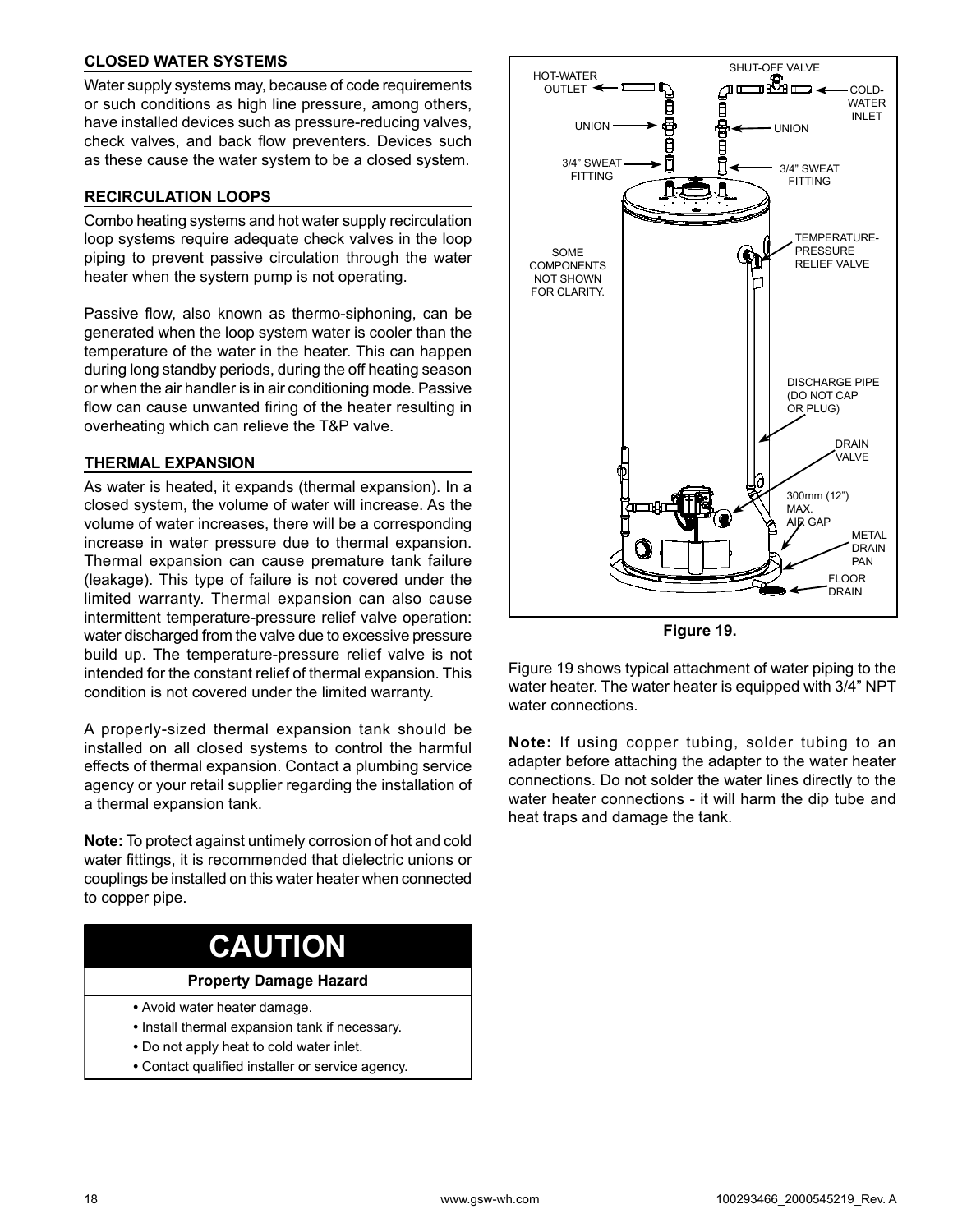### CLOSED WATER SYSTEMS

Water supply systems may, because of code requirements or such conditions as high line pressure, among others, have installed devices such as pressure-reducing valves, check valves, and back flow preventers. Devices such as these cause the water system to be a closed system.

### RECIRCULATION LOOPS

Combo heating systems and hot water supply recirculation loop systems require adequate check valves in the loop piping to prevent passive circulation through the water heater when the system pump is not operating.

Passive flow, also known as thermo-siphoning, can be generated when the loop system water is cooler than the temperature of the water in the heater. This can happen during long standby periods, during the off heating season or when the air handler is in air conditioning mode. Passive flow can cause unwanted firing of the heater resulting in overheating which can relieve the T&P valve.

### THERMAL EXPANSION

As water is heated, it expands (thermal expansion). In a closed system, the volume of water will increase. As the volume of water increases, there will be a corresponding increase in water pressure due to thermal expansion. Thermal expansion can cause premature tank failure (leakage). This type of failure is not covered under the limited warranty. Thermal expansion can also cause intermittent temperature-pressure relief valve operation: water discharged from the valve due to excessive pressure build up. The temperature-pressure relief valve is not intended for the constant relief of thermal expansion. This condition is not covered under the limited warranty.

A properly-sized thermal expansion tank should be installed on all closed systems to control the harmful effects of thermal expansion. Contact a plumbing service agency or your retail supplier regarding the installation of a thermal expansion tank.

**Note:** To protect against untimely corrosion of hot and cold water fittings, it is recommended that dielectric unions or couplings be installed on this water heater when connected to copper pipe.

## CAUTION

**Property Damage Hazard**

- Avoid water heater damage.
- Install thermal expansion tank if necessary.
- Do not apply heat to cold water inlet.
- Contact qualified installer or service agency.

HOT-WATER OUTLET
SHUT-OFF VALVE
COLD-WATER INLET
UNION
UNION
3/4" SWEAT FITTING
3/4" SWEAT FITTING
TEMPERATURE-PRESSURE RELIEF VALVE
SOME COMPONENTS NOT SHOWN FOR CLARITY.
DISCHARGE PIPE (DO NOT CAP OR PLUG)
DRAIN VALVE
300mm (12") MAX. AIR GAP
METAL DRAIN PAN
FLOOR DRAIN

**Figure 19.**

Figure 19 shows typical attachment of water piping to the water heater. The water heater is equipped with 3/4" NPT water connections.

**Note:** If using copper tubing, solder tubing to an adapter before attaching the adapter to the water heater connections. Do not solder the water lines directly to the water heater connections - it will harm the dip tube and heat traps and damage the tank.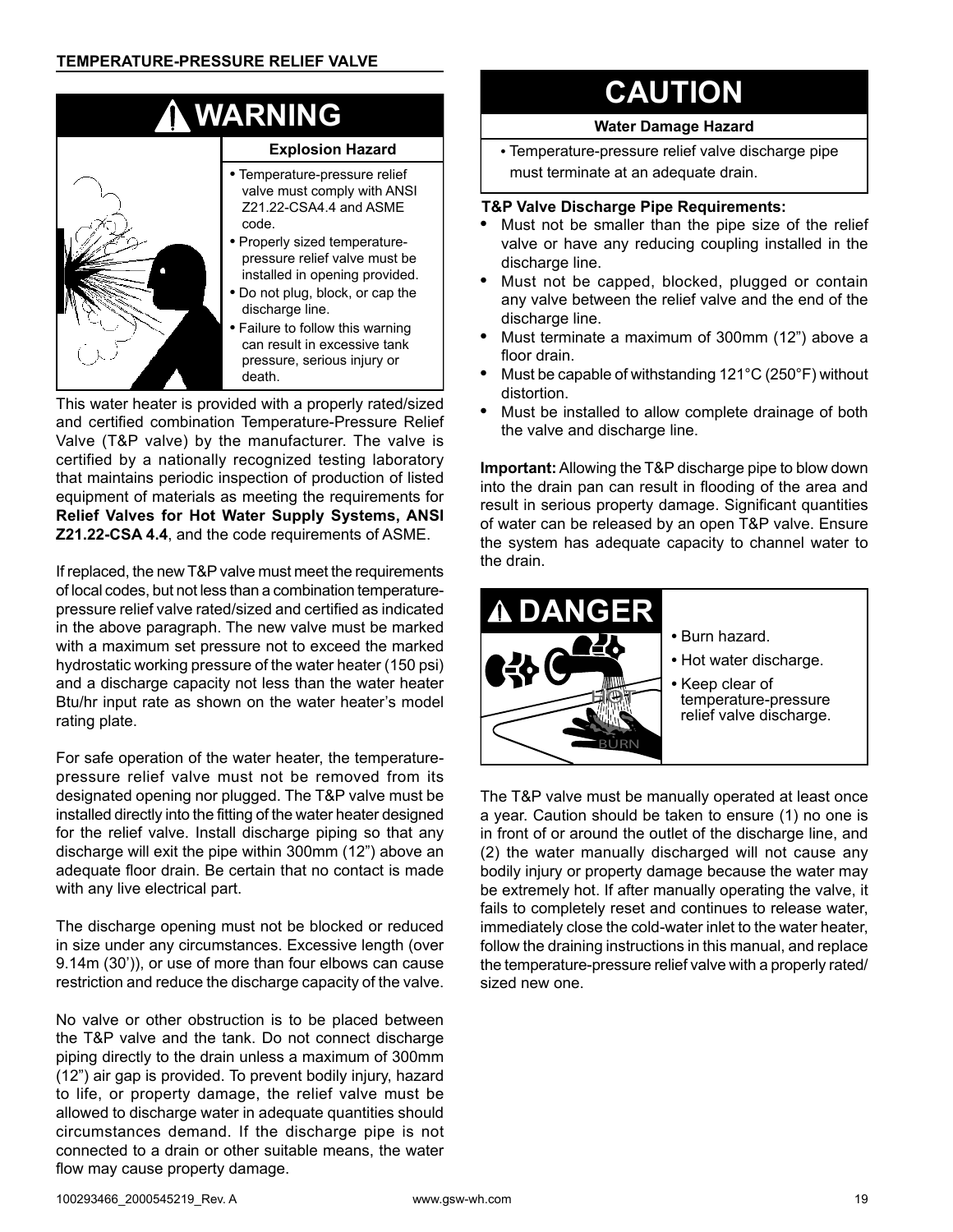## TEMPERATURE-PRESSURE RELIEF VALVE

**⚠ WARNING**

**Explosion Hazard**

- Temperature-pressure relief valve must comply with ANSI Z21.22-CSA4.4 and ASME code.
- Properly sized temperature-pressure relief valve must be installed in opening provided.
- Do not plug, block, or cap the discharge line.
- Failure to follow this warning can result in excessive tank pressure, serious injury or death.

This water heater is provided with a properly rated/sized and certified combination Temperature-Pressure Relief Valve (T&P valve) by the manufacturer. The valve is certified by a nationally recognized testing laboratory that maintains periodic inspection of production of listed equipment of materials as meeting the requirements for **Relief Valves for Hot Water Supply Systems, ANSI Z21.22-CSA 4.4**, and the code requirements of ASME.

If replaced, the new T&P valve must meet the requirements of local codes, but not less than a combination temperature-pressure relief valve rated/sized and certified as indicated in the above paragraph. The new valve must be marked with a maximum set pressure not to exceed the marked hydrostatic working pressure of the water heater (150 psi) and a discharge capacity not less than the water heater Btu/hr input rate as shown on the water heater's model rating plate.

For safe operation of the water heater, the temperature-pressure relief valve must not be removed from its designated opening nor plugged. The T&P valve must be installed directly into the fitting of the water heater designed for the relief valve. Install discharge piping so that any discharge will exit the pipe within 300mm (12") above an adequate floor drain. Be certain that no contact is made with any live electrical part.

The discharge opening must not be blocked or reduced in size under any circumstances. Excessive length (over 9.14m (30')), or use of more than four elbows can cause restriction and reduce the discharge capacity of the valve.

No valve or other obstruction is to be placed between the T&P valve and the tank. Do not connect discharge piping directly to the drain unless a maximum of 300mm (12") air gap is provided. To prevent bodily injury, hazard to life, or property damage, the relief valve must be allowed to discharge water in adequate quantities should circumstances demand. If the discharge pipe is not connected to a drain or other suitable means, the water flow may cause property damage.

**CAUTION**

**Water Damage Hazard**

- Temperature-pressure relief valve discharge pipe must terminate at an adequate drain.

**T&P Valve Discharge Pipe Requirements:**

- Must not be smaller than the pipe size of the relief valve or have any reducing coupling installed in the discharge line.
- Must not be capped, blocked, plugged or contain any valve between the relief valve and the end of the discharge line.
- Must terminate a maximum of 300mm (12") above a floor drain.
- Must be capable of withstanding 121°C (250°F) without distortion.
- Must be installed to allow complete drainage of both the valve and discharge line.

**Important:** Allowing the T&P discharge pipe to blow down into the drain pan can result in flooding of the area and result in serious property damage. Significant quantities of water can be released by an open T&P valve. Ensure the system has adequate capacity to channel water to the drain.

**⚠ DANGER**

- Burn hazard.
- Hot water discharge.
- Keep clear of temperature-pressure relief valve discharge.

The T&P valve must be manually operated at least once a year. Caution should be taken to ensure (1) no one is in front of or around the outlet of the discharge line, and (2) the water manually discharged will not cause any bodily injury or property damage because the water may be extremely hot. If after manually operating the valve, it fails to completely reset and continues to release water, immediately close the cold-water inlet to the water heater, follow the draining instructions in this manual, and replace the temperature-pressure relief valve with a properly rated/sized new one.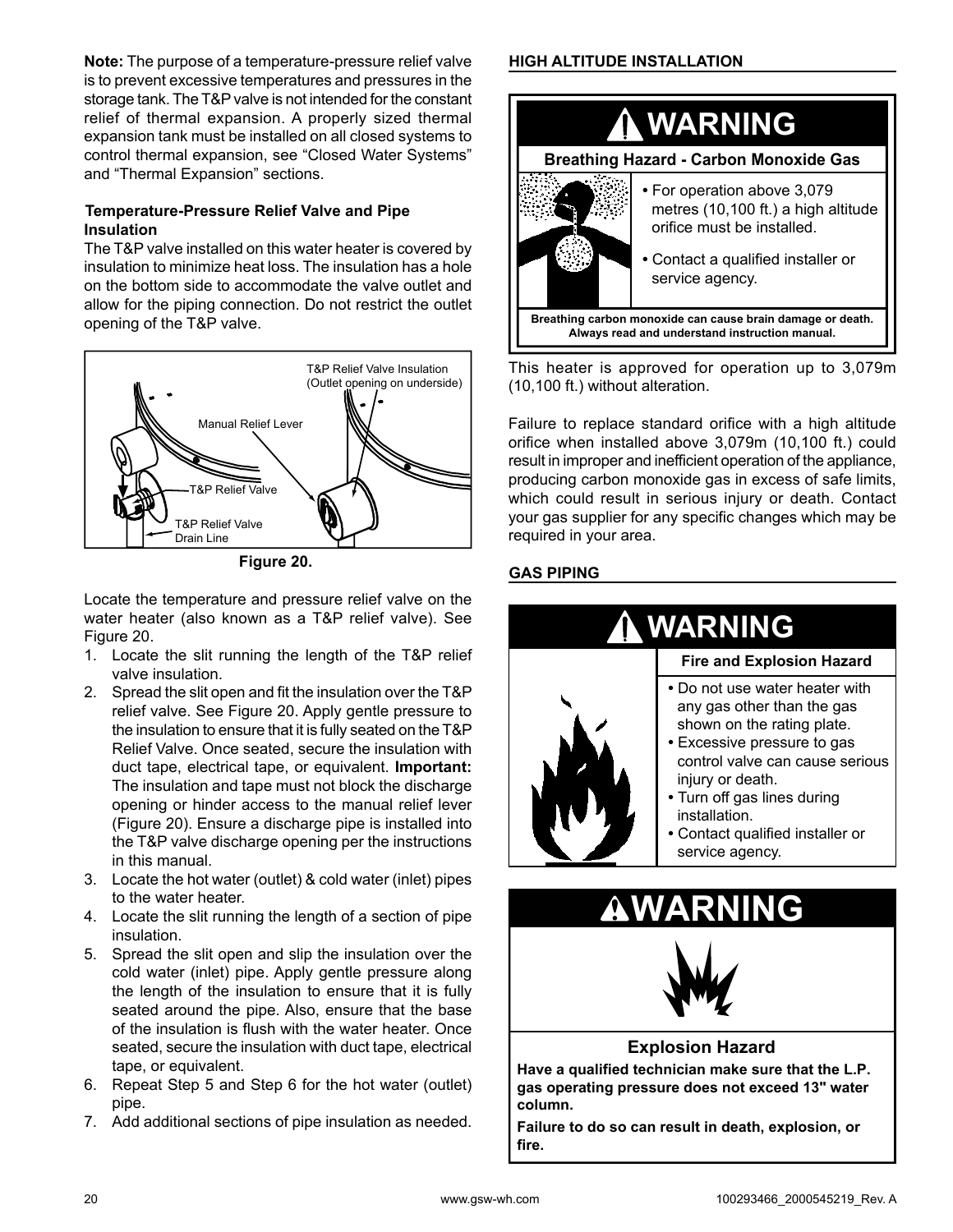**Note:** The purpose of a temperature-pressure relief valve is to prevent excessive temperatures and pressures in the storage tank. The T&P valve is not intended for the constant relief of thermal expansion. A properly sized thermal expansion tank must be installed on all closed systems to control thermal expansion, see “Closed Water Systems” and “Thermal Expansion” sections.

**Temperature-Pressure Relief Valve and Pipe Insulation**

The T&P valve installed on this water heater is covered by insulation to minimize heat loss. The insulation has a hole on the bottom side to accommodate the valve outlet and allow for the piping connection. Do not restrict the outlet opening of the T&P valve.

T&P Relief Valve Insulation (Outlet opening on underside)

Manual Relief Lever

T&P Relief Valve

T&P Relief Valve Drain Line

**Figure 20.**

Locate the temperature and pressure relief valve on the water heater (also known as a T&P relief valve). See Figure 20.

1. Locate the slit running the length of the T&P relief valve insulation.
2. Spread the slit open and fit the insulation over the T&P relief valve. See Figure 20. Apply gentle pressure to the insulation to ensure that it is fully seated on the T&P Relief Valve. Once seated, secure the insulation with duct tape, electrical tape, or equivalent. **Important:** The insulation and tape must not block the discharge opening or hinder access to the manual relief lever (Figure 20). Ensure a discharge pipe is installed into the T&P valve discharge opening per the instructions in this manual.
3. Locate the hot water (outlet) & cold water (inlet) pipes to the water heater.
4. Locate the slit running the length of a section of pipe insulation.
5. Spread the slit open and slip the insulation over the cold water (inlet) pipe. Apply gentle pressure along the length of the insulation to ensure that it is fully seated around the pipe. Also, ensure that the base of the insulation is flush with the water heater. Once seated, secure the insulation with duct tape, electrical tape, or equivalent.
6. Repeat Step 5 and Step 6 for the hot water (outlet) pipe.
7. Add additional sections of pipe insulation as needed.

## HIGH ALTITUDE INSTALLATION

**⚠ WARNING**

**Breathing Hazard - Carbon Monoxide Gas**

- For operation above 3,079 metres (10,100 ft.) a high altitude orifice must be installed.
- Contact a qualified installer or service agency.

**Breathing carbon monoxide can cause brain damage or death. Always read and understand instruction manual.**

This heater is approved for operation up to 3,079m (10,100 ft.) without alteration.

Failure to replace standard orifice with a high altitude orifice when installed above 3,079m (10,100 ft.) could result in improper and inefficient operation of the appliance, producing carbon monoxide gas in excess of safe limits, which could result in serious injury or death. Contact your gas supplier for any specific changes which may be required in your area.

## GAS PIPING

**⚠ WARNING**

**Fire and Explosion Hazard**

- Do not use water heater with any gas other than the gas shown on the rating plate.
- Excessive pressure to gas control valve can cause serious injury or death.
- Turn off gas lines during installation.
- Contact qualified installer or service agency.

**⚠WARNING**

**Explosion Hazard**

**Have a qualified technician make sure that the L.P. gas operating pressure does not exceed 13" water column.**

**Failure to do so can result in death, explosion, or fire.**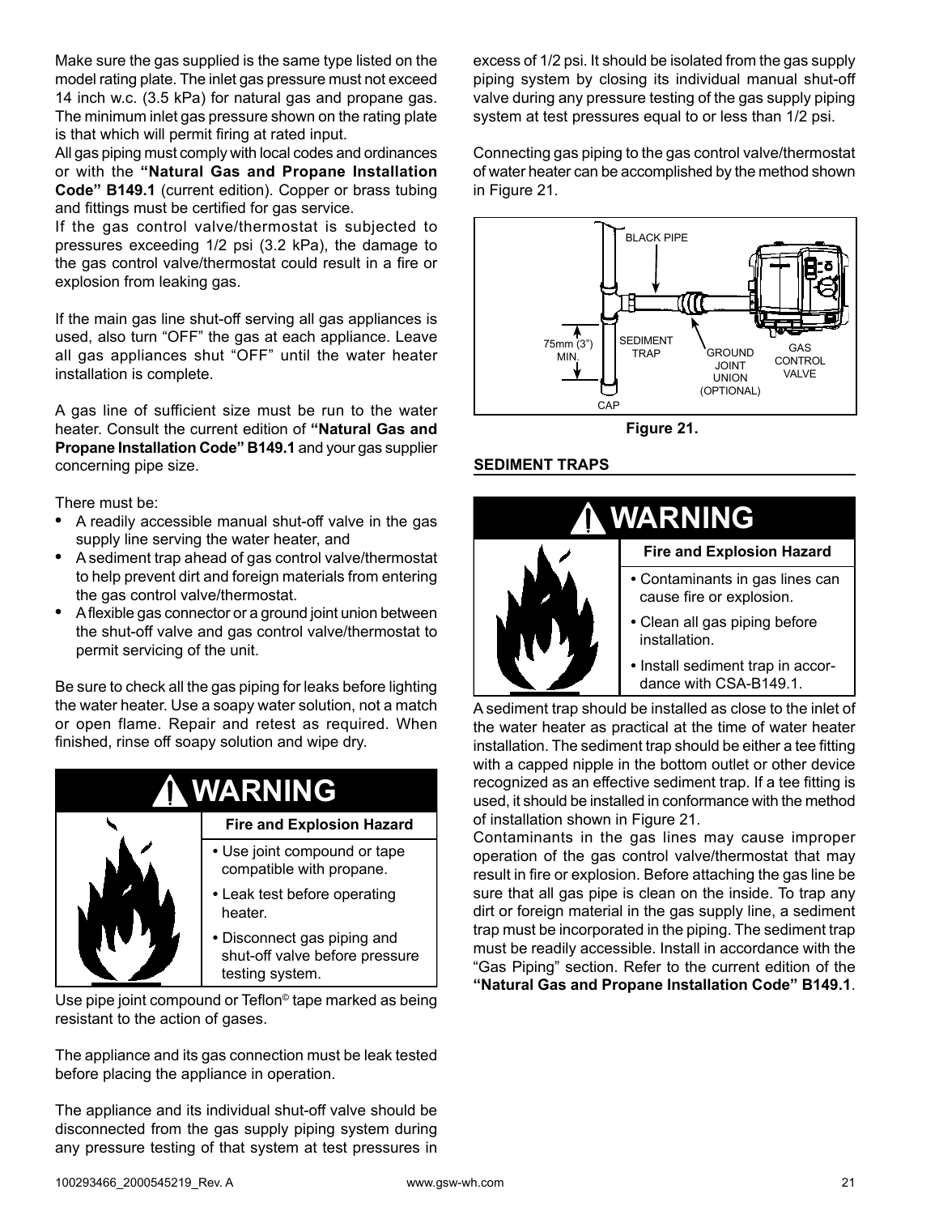Make sure the gas supplied is the same type listed on the model rating plate. The inlet gas pressure must not exceed 14 inch w.c. (3.5 kPa) for natural gas and propane gas. The minimum inlet gas pressure shown on the rating plate is that which will permit firing at rated input.

All gas piping must comply with local codes and ordinances or with the **"Natural Gas and Propane Installation Code" B149.1** (current edition). Copper or brass tubing and fittings must be certified for gas service.

If the gas control valve/thermostat is subjected to pressures exceeding 1/2 psi (3.2 kPa), the damage to the gas control valve/thermostat could result in a fire or explosion from leaking gas.

If the main gas line shut-off serving all gas appliances is used, also turn "OFF" the gas at each appliance. Leave all gas appliances shut "OFF" until the water heater installation is complete.

A gas line of sufficient size must be run to the water heater. Consult the current edition of **"Natural Gas and Propane Installation Code" B149.1** and your gas supplier concerning pipe size.

There must be:

- A readily accessible manual shut-off valve in the gas supply line serving the water heater, and
- A sediment trap ahead of gas control valve/thermostat to help prevent dirt and foreign materials from entering the gas control valve/thermostat.
- A flexible gas connector or a ground joint union between the shut-off valve and gas control valve/thermostat to permit servicing of the unit.

Be sure to check all the gas piping for leaks before lighting the water heater. Use a soapy water solution, not a match or open flame. Repair and retest as required. When finished, rinse off soapy solution and wipe dry.

**⚠ WARNING**

**Fire and Explosion Hazard**

- Use joint compound or tape compatible with propane.
- Leak test before operating heater.
- Disconnect gas piping and shut-off valve before pressure testing system.

Use pipe joint compound or Teflon© tape marked as being resistant to the action of gases.

The appliance and its gas connection must be leak tested before placing the appliance in operation.

The appliance and its individual shut-off valve should be disconnected from the gas supply piping system during any pressure testing of that system at test pressures in excess of 1/2 psi. It should be isolated from the gas supply piping system by closing its individual manual shut-off valve during any pressure testing of the gas supply piping system at test pressures equal to or less than 1/2 psi.

Connecting gas piping to the gas control valve/thermostat of water heater can be accomplished by the method shown in Figure 21.

BLACK PIPE
75mm (3") MIN.
SEDIMENT TRAP
GROUND JOINT UNION (OPTIONAL)
GAS CONTROL VALVE
CAP

**Figure 21.**

## SEDIMENT TRAPS

**⚠ WARNING**

**Fire and Explosion Hazard**

- Contaminants in gas lines can cause fire or explosion.
- Clean all gas piping before installation.
- Install sediment trap in accordance with CSA-B149.1.

A sediment trap should be installed as close to the inlet of the water heater as practical at the time of water heater installation. The sediment trap should be either a tee fitting with a capped nipple in the bottom outlet or other device recognized as an effective sediment trap. If a tee fitting is used, it should be installed in conformance with the method of installation shown in Figure 21.

Contaminants in the gas lines may cause improper operation of the gas control valve/thermostat that may result in fire or explosion. Before attaching the gas line be sure that all gas pipe is clean on the inside. To trap any dirt or foreign material in the gas supply line, a sediment trap must be incorporated in the piping. The sediment trap must be readily accessible. Install in accordance with the "Gas Piping" section. Refer to the current edition of the **"Natural Gas and Propane Installation Code" B149.1**.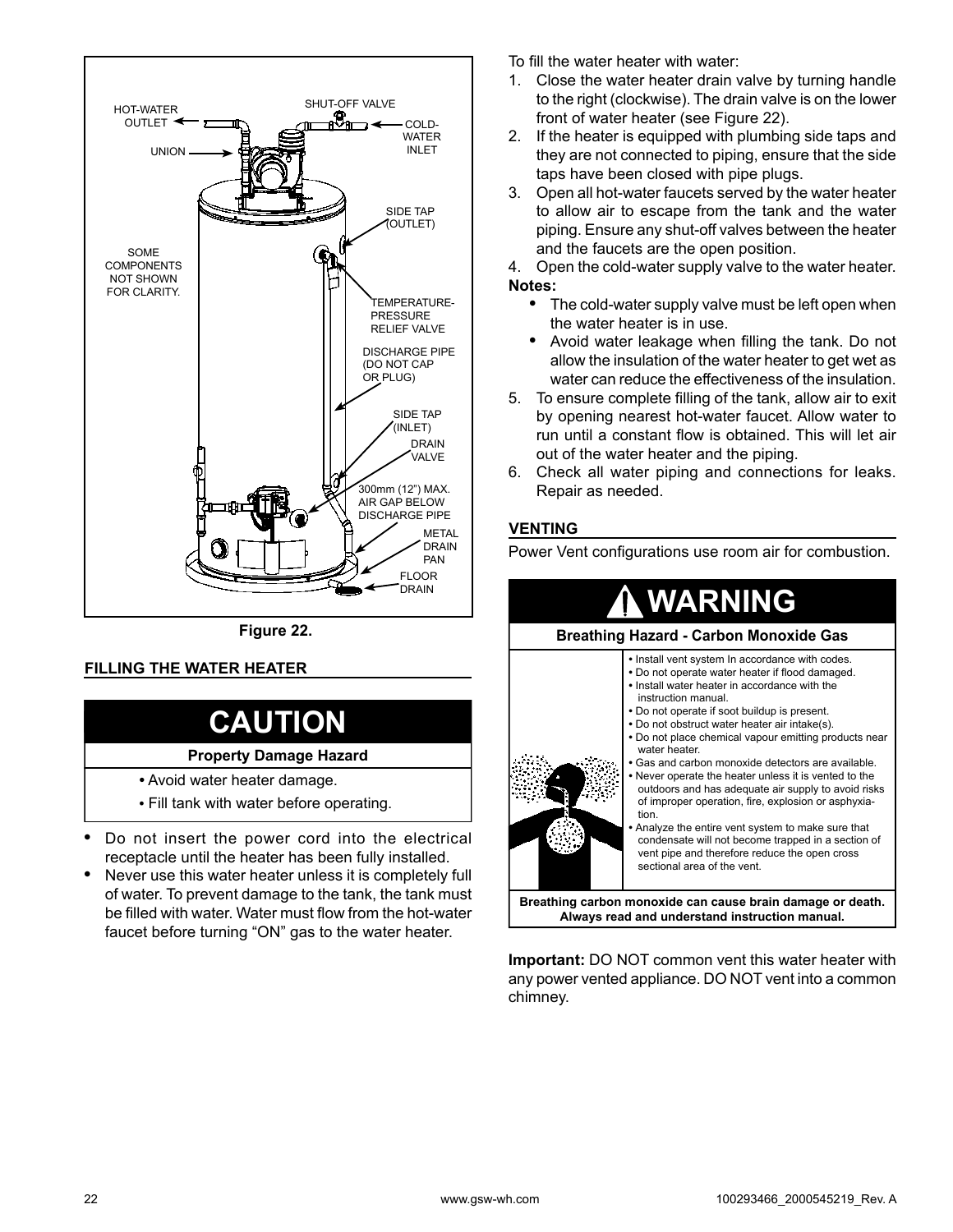HOT-WATER OUTLET

SHUT-OFF VALVE

COLD-WATER INLET

UNION

SIDE TAP (OUTLET)

SOME COMPONENTS NOT SHOWN FOR CLARITY.

TEMPERATURE-PRESSURE RELIEF VALVE

DISCHARGE PIPE (DO NOT CAP OR PLUG)

SIDE TAP (INLET)

DRAIN VALVE

300mm (12") MAX. AIR GAP BELOW DISCHARGE PIPE

METAL DRAIN PAN

FLOOR DRAIN

**Figure 22.**

## FILLING THE WATER HEATER

> **CAUTION**
>
> **Property Damage Hazard**
>
> - Avoid water heater damage.
> - Fill tank with water before operating.

- Do not insert the power cord into the electrical receptacle until the heater has been fully installed.
- Never use this water heater unless it is completely full of water. To prevent damage to the tank, the tank must be filled with water. Water must flow from the hot-water faucet before turning "ON" gas to the water heater.

To fill the water heater with water:

1. Close the water heater drain valve by turning handle to the right (clockwise). The drain valve is on the lower front of water heater (see Figure 22).
2. If the heater is equipped with plumbing side taps and they are not connected to piping, ensure that the side taps have been closed with pipe plugs.
3. Open all hot-water faucets served by the water heater to allow air to escape from the tank and the water piping. Ensure any shut-off valves between the heater and the faucets are the open position.
4. Open the cold-water supply valve to the water heater.

**Notes:**

- The cold-water supply valve must be left open when the water heater is in use.
- Avoid water leakage when filling the tank. Do not allow the insulation of the water heater to get wet as water can reduce the effectiveness of the insulation.

5. To ensure complete filling of the tank, allow air to exit by opening nearest hot-water faucet. Allow water to run until a constant flow is obtained. This will let air out of the water heater and the piping.
6. Check all water piping and connections for leaks. Repair as needed.

## VENTING

Power Vent configurations use room air for combustion.

> **WARNING**
>
> **Breathing Hazard - Carbon Monoxide Gas**
>
> - Install vent system In accordance with codes.
> - Do not operate water heater if flood damaged.
> - Install water heater in accordance with the instruction manual.
> - Do not operate if soot buildup is present.
> - Do not obstruct water heater air intake(s).
> - Do not place chemical vapour emitting products near water heater.
> - Gas and carbon monoxide detectors are available.
> - Never operate the heater unless it is vented to the outdoors and has adequate air supply to avoid risks of improper operation, fire, explosion or asphyxiation.
> - Analyze the entire vent system to make sure that condensate will not become trapped in a section of vent pipe and therefore reduce the open cross sectional area of the vent.
>
> **Breathing carbon monoxide can cause brain damage or death. Always read and understand instruction manual.**

**Important:** DO NOT common vent this water heater with any power vented appliance. DO NOT vent into a common chimney.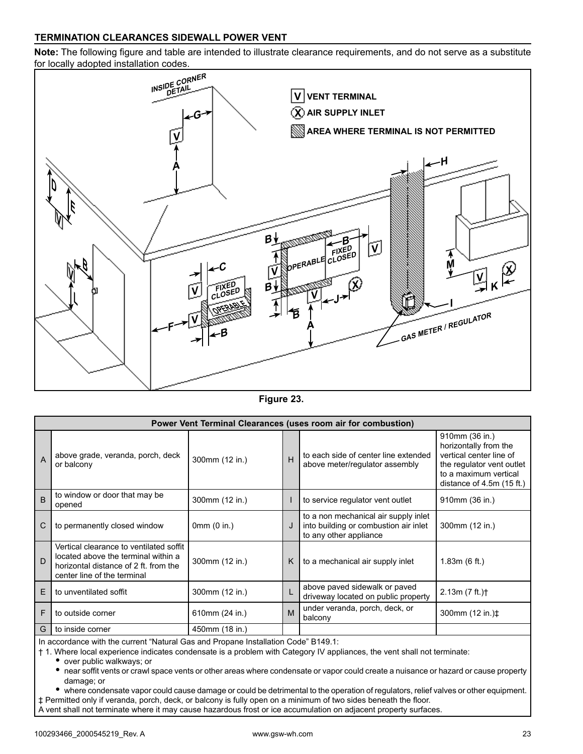## TERMINATION CLEARANCES SIDEWALL POWER VENT

**Note:** The following figure and table are intended to illustrate clearance requirements, and do not serve as a substitute for locally adopted installation codes.

INSIDE CORNER DETAIL

V VENT TERMINAL

X AIR SUPPLY INLET

AREA WHERE TERMINAL IS NOT PERMITTED

FIXED CLOSED

OPERABLE

GAS METER / REGULATOR

**Figure 23.**

| Power Vent Terminal Clearances (uses room air for combustion) | | | | | |
|---|---|---|---|---|---|
| A | above grade, veranda, porch, deck or balcony | 300mm (12 in.) | H | to each side of center line extended above meter/regulator assembly | 910mm (36 in.) horizontally from the vertical center line of the regulator vent outlet to a maximum vertical distance of 4.5m (15 ft.) |
| B | to window or door that may be opened | 300mm (12 in.) | I | to service regulator vent outlet | 910mm (36 in.) |
| C | to permanently closed window | 0mm (0 in.) | J | to a non mechanical air supply inlet into building or combustion air inlet to any other appliance | 300mm (12 in.) |
| D | Vertical clearance to ventilated soffit located above the terminal within a horizontal distance of 2 ft. from the center line of the terminal | 300mm (12 in.) | K | to a mechanical air supply inlet | 1.83m (6 ft.) |
| E | to unventilated soffit | 300mm (12 in.) | L | above paved sidewalk or paved driveway located on public property | 2.13m (7 ft.)† |
| F | to outside corner | 610mm (24 in.) | M | under veranda, porch, deck, or balcony | 300mm (12 in.)‡ |
| G | to inside corner | 450mm (18 in.) | | | |

In accordance with the current "Natural Gas and Propane Installation Code" B149.1:

† 1. Where local experience indicates condensate is a problem with Category IV appliances, the vent shall not terminate:

- over public walkways; or
- near soffit vents or crawl space vents or other areas where condensate or vapor could create a nuisance or hazard or cause property damage; or
- where condensate vapor could cause damage or could be detrimental to the operation of regulators, relief valves or other equipment.

‡ Permitted only if veranda, porch, deck, or balcony is fully open on a minimum of two sides beneath the floor.

A vent shall not terminate where it may cause hazardous frost or ice accumulation on adjacent property surfaces.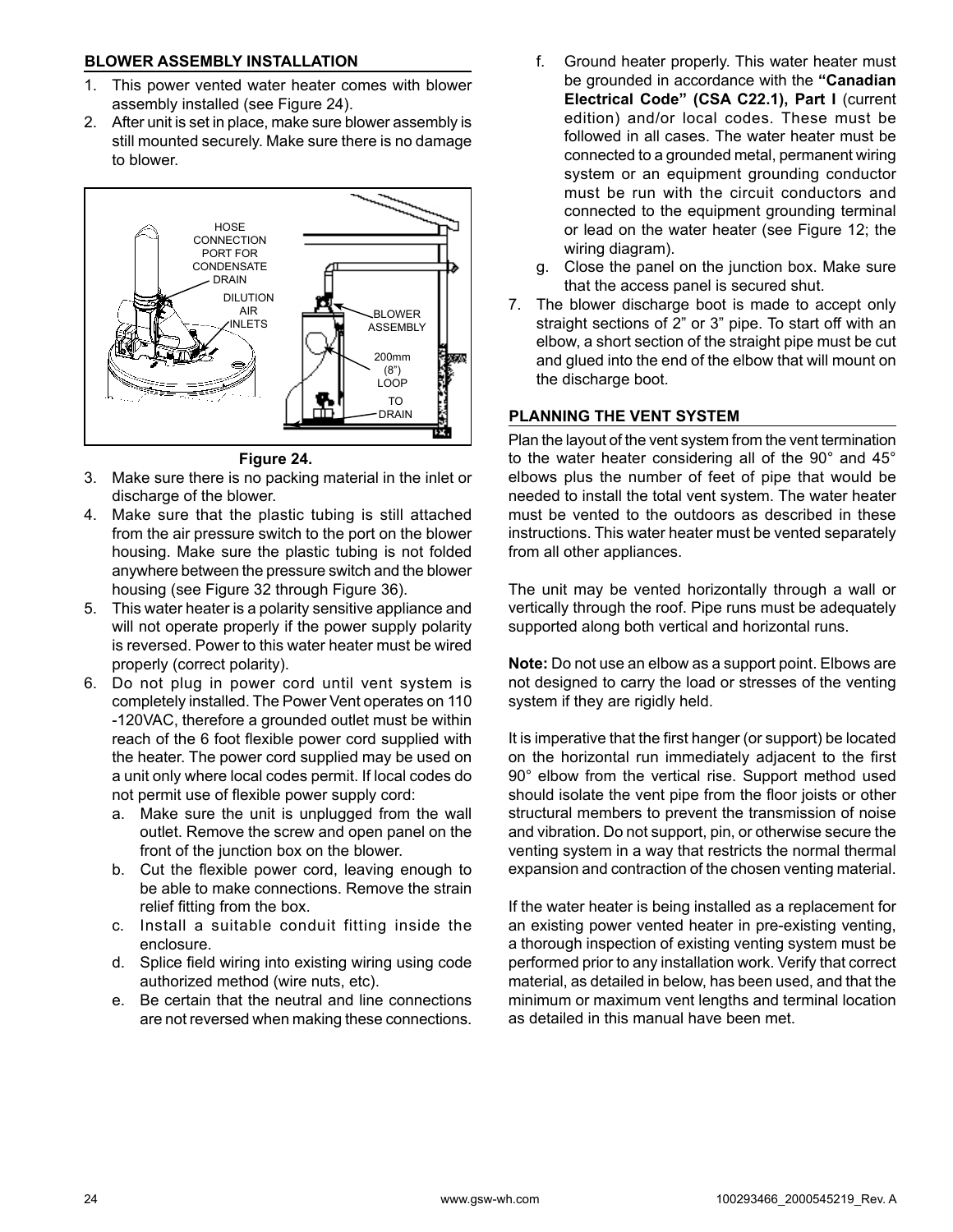## BLOWER ASSEMBLY INSTALLATION

1. This power vented water heater comes with blower assembly installed (see Figure 24).
2. After unit is set in place, make sure blower assembly is still mounted securely. Make sure there is no damage to blower.

HOSE CONNECTION PORT FOR CONDENSATE DRAIN

DILUTION AIR INLETS

BLOWER ASSEMBLY

200mm (8") LOOP

TO DRAIN

**Figure 24.**

3. Make sure there is no packing material in the inlet or discharge of the blower.
4. Make sure that the plastic tubing is still attached from the air pressure switch to the port on the blower housing. Make sure the plastic tubing is not folded anywhere between the pressure switch and the blower housing (see Figure 32 through Figure 36).
5. This water heater is a polarity sensitive appliance and will not operate properly if the power supply polarity is reversed. Power to this water heater must be wired properly (correct polarity).
6. Do not plug in power cord until vent system is completely installed. The Power Vent operates on 110 -120VAC, therefore a grounded outlet must be within reach of the 6 foot flexible power cord supplied with the heater. The power cord supplied may be used on a unit only where local codes permit. If local codes do not permit use of flexible power supply cord:
   a. Make sure the unit is unplugged from the wall outlet. Remove the screw and open panel on the front of the junction box on the blower.
   b. Cut the flexible power cord, leaving enough to be able to make connections. Remove the strain relief fitting from the box.
   c. Install a suitable conduit fitting inside the enclosure.
   d. Splice field wiring into existing wiring using code authorized method (wire nuts, etc).
   e. Be certain that the neutral and line connections are not reversed when making these connections.
   f. Ground heater properly. This water heater must be grounded in accordance with the **"Canadian Electrical Code" (CSA C22.1), Part I** (current edition) and/or local codes. These must be followed in all cases. The water heater must be connected to a grounded metal, permanent wiring system or an equipment grounding conductor must be run with the circuit conductors and connected to the equipment grounding terminal or lead on the water heater (see Figure 12; the wiring diagram).
   g. Close the panel on the junction box. Make sure that the access panel is secured shut.
7. The blower discharge boot is made to accept only straight sections of 2" or 3" pipe. To start off with an elbow, a short section of the straight pipe must be cut and glued into the end of the elbow that will mount on the discharge boot.

## PLANNING THE VENT SYSTEM

Plan the layout of the vent system from the vent termination to the water heater considering all of the 90° and 45° elbows plus the number of feet of pipe that would be needed to install the total vent system. The water heater must be vented to the outdoors as described in these instructions. This water heater must be vented separately from all other appliances.

The unit may be vented horizontally through a wall or vertically through the roof. Pipe runs must be adequately supported along both vertical and horizontal runs.

**Note:** Do not use an elbow as a support point. Elbows are not designed to carry the load or stresses of the venting system if they are rigidly held.

It is imperative that the first hanger (or support) be located on the horizontal run immediately adjacent to the first 90° elbow from the vertical rise. Support method used should isolate the vent pipe from the floor joists or other structural members to prevent the transmission of noise and vibration. Do not support, pin, or otherwise secure the venting system in a way that restricts the normal thermal expansion and contraction of the chosen venting material.

If the water heater is being installed as a replacement for an existing power vented heater in pre-existing venting, a thorough inspection of existing venting system must be performed prior to any installation work. Verify that correct material, as detailed in below, has been used, and that the minimum or maximum vent lengths and terminal location as detailed in this manual have been met.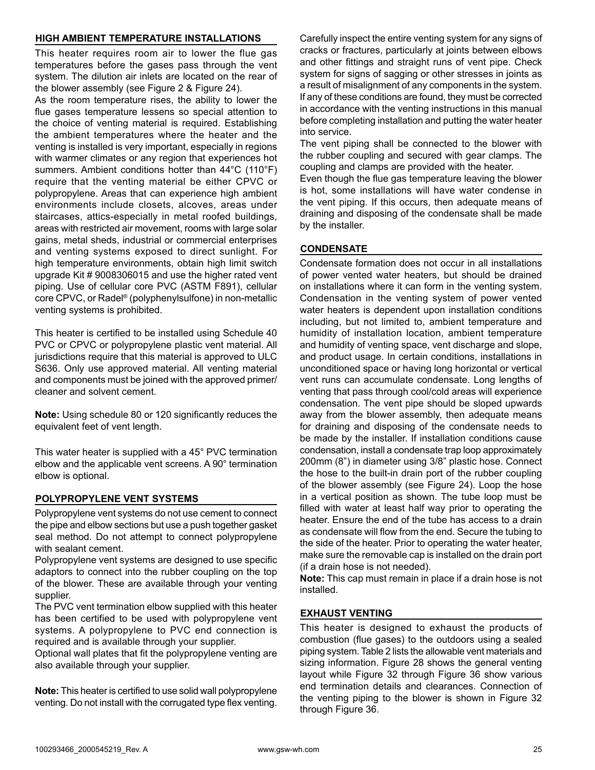## HIGH AMBIENT TEMPERATURE INSTALLATIONS

This heater requires room air to lower the flue gas temperatures before the gases pass through the vent system. The dilution air inlets are located on the rear of the blower assembly (see Figure 2 & Figure 24).

As the room temperature rises, the ability to lower the flue gases temperature lessens so special attention to the choice of venting material is required. Establishing the ambient temperatures where the heater and the venting is installed is very important, especially in regions with warmer climates or any region that experiences hot summers. Ambient conditions hotter than 44°C (110°F) require that the venting material be either CPVC or polypropylene. Areas that can experience high ambient environments include closets, alcoves, areas under staircases, attics-especially in metal roofed buildings, areas with restricted air movement, rooms with large solar gains, metal sheds, industrial or commercial enterprises and venting systems exposed to direct sunlight. For high temperature environments, obtain high limit switch upgrade Kit # 9008306015 and use the higher rated vent piping. Use of cellular core PVC (ASTM F891), cellular core CPVC, or Radel® (polyphenylsulfone) in non-metallic venting systems is prohibited.

This heater is certified to be installed using Schedule 40 PVC or CPVC or polypropylene plastic vent material. All jurisdictions require that this material is approved to ULC S636. Only use approved material. All venting material and components must be joined with the approved primer/cleaner and solvent cement.

**Note:** Using schedule 80 or 120 significantly reduces the equivalent feet of vent length.

This water heater is supplied with a 45° PVC termination elbow and the applicable vent screens. A 90° termination elbow is optional.

## POLYPROPYLENE VENT SYSTEMS

Polypropylene vent systems do not use cement to connect the pipe and elbow sections but use a push together gasket seal method. Do not attempt to connect polypropylene with sealant cement.

Polypropylene vent systems are designed to use specific adaptors to connect into the rubber coupling on the top of the blower. These are available through your venting supplier.

The PVC vent termination elbow supplied with this heater has been certified to be used with polypropylene vent systems. A polypropylene to PVC end connection is required and is available through your supplier.

Optional wall plates that fit the polypropylene venting are also available through your supplier.

**Note:** This heater is certified to use solid wall polypropylene venting. Do not install with the corrugated type flex venting.

Carefully inspect the entire venting system for any signs of cracks or fractures, particularly at joints between elbows and other fittings and straight runs of vent pipe. Check system for signs of sagging or other stresses in joints as a result of misalignment of any components in the system. If any of these conditions are found, they must be corrected in accordance with the venting instructions in this manual before completing installation and putting the water heater into service.

The vent piping shall be connected to the blower with the rubber coupling and secured with gear clamps. The coupling and clamps are provided with the heater.

Even though the flue gas temperature leaving the blower is hot, some installations will have water condense in the vent piping. If this occurs, then adequate means of draining and disposing of the condensate shall be made by the installer.

## CONDENSATE

Condensate formation does not occur in all installations of power vented water heaters, but should be drained on installations where it can form in the venting system. Condensation in the venting system of power vented water heaters is dependent upon installation conditions including, but not limited to, ambient temperature and humidity of installation location, ambient temperature and humidity of venting space, vent discharge and slope, and product usage. In certain conditions, installations in unconditioned space or having long horizontal or vertical vent runs can accumulate condensate. Long lengths of venting that pass through cool/cold areas will experience condensation. The vent pipe should be sloped upwards away from the blower assembly, then adequate means for draining and disposing of the condensate needs to be made by the installer. If installation conditions cause condensation, install a condensate trap loop approximately 200mm (8") in diameter using 3/8" plastic hose. Connect the hose to the built-in drain port of the rubber coupling of the blower assembly (see Figure 24). Loop the hose in a vertical position as shown. The tube loop must be filled with water at least half way prior to operating the heater. Ensure the end of the tube has access to a drain as condensate will flow from the end. Secure the tubing to the side of the heater. Prior to operating the water heater, make sure the removable cap is installed on the drain port (if a drain hose is not needed).

**Note:** This cap must remain in place if a drain hose is not installed.

## EXHAUST VENTING

This heater is designed to exhaust the products of combustion (flue gases) to the outdoors using a sealed piping system. Table 2 lists the allowable vent materials and sizing information. Figure 28 shows the general venting layout while Figure 32 through Figure 36 show various end termination details and clearances. Connection of the venting piping to the blower is shown in Figure 32 through Figure 36.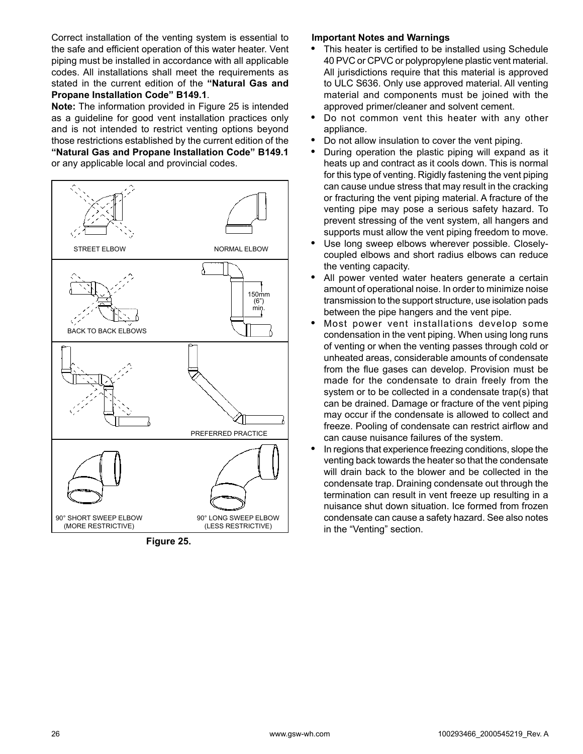Correct installation of the venting system is essential to the safe and efficient operation of this water heater. Vent piping must be installed in accordance with all applicable codes. All installations shall meet the requirements as stated in the current edition of the **"Natural Gas and Propane Installation Code" B149.1**.

**Note:** The information provided in Figure 25 is intended as a guideline for good vent installation practices only and is not intended to restrict venting options beyond those restrictions established by the current edition of the **"Natural Gas and Propane Installation Code" B149.1** or any applicable local and provincial codes.

STREET ELBOW

NORMAL ELBOW

BACK TO BACK ELBOWS

150mm (6") min.

PREFERRED PRACTICE

90° SHORT SWEEP ELBOW (MORE RESTRICTIVE)

90° LONG SWEEP ELBOW (LESS RESTRICTIVE)

**Figure 25.**

**Important Notes and Warnings**

- This heater is certified to be installed using Schedule 40 PVC or CPVC or polypropylene plastic vent material. All jurisdictions require that this material is approved to ULC S636. Only use approved material. All venting material and components must be joined with the approved primer/cleaner and solvent cement.
- Do not common vent this heater with any other appliance.
- Do not allow insulation to cover the vent piping.
- During operation the plastic piping will expand as it heats up and contract as it cools down. This is normal for this type of venting. Rigidly fastening the vent piping can cause undue stress that may result in the cracking or fracturing the vent piping material. A fracture of the venting pipe may pose a serious safety hazard. To prevent stressing of the vent system, all hangers and supports must allow the vent piping freedom to move.
- Use long sweep elbows wherever possible. Closely-coupled elbows and short radius elbows can reduce the venting capacity.
- All power vented water heaters generate a certain amount of operational noise. In order to minimize noise transmission to the support structure, use isolation pads between the pipe hangers and the vent pipe.
- Most power vent installations develop some condensation in the vent piping. When using long runs of venting or when the venting passes through cold or unheated areas, considerable amounts of condensate from the flue gases can develop. Provision must be made for the condensate to drain freely from the system or to be collected in a condensate trap(s) that can be drained. Damage or fracture of the vent piping may occur if the condensate is allowed to collect and freeze. Pooling of condensate can restrict airflow and can cause nuisance failures of the system.
- In regions that experience freezing conditions, slope the venting back towards the heater so that the condensate will drain back to the blower and be collected in the condensate trap. Draining condensate out through the termination can result in vent freeze up resulting in a nuisance shut down situation. Ice formed from frozen condensate can cause a safety hazard. See also notes in the "Venting" section.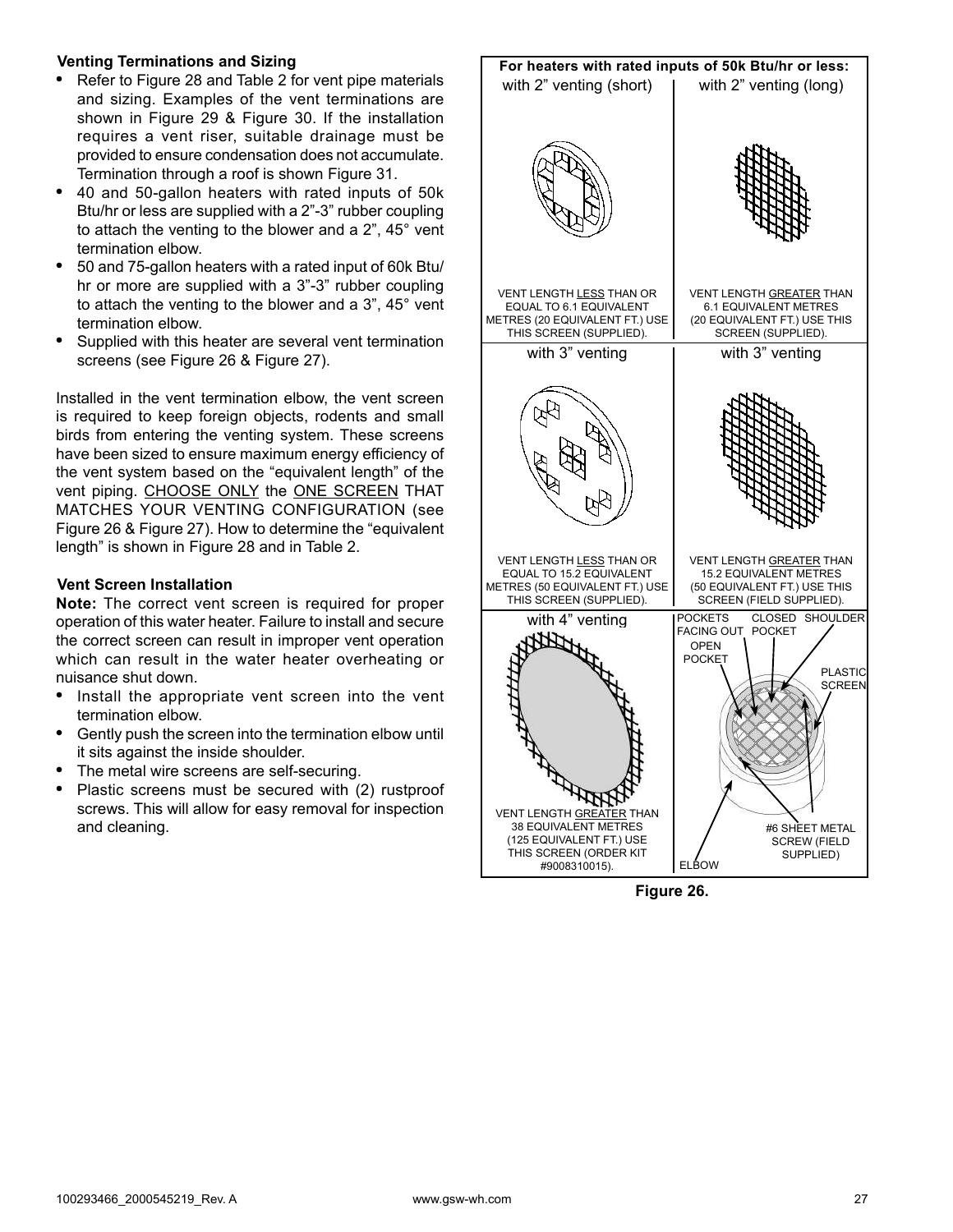### Venting Terminations and Sizing

- Refer to Figure 28 and Table 2 for vent pipe materials and sizing. Examples of the vent terminations are shown in Figure 29 & Figure 30. If the installation requires a vent riser, suitable drainage must be provided to ensure condensation does not accumulate. Termination through a roof is shown Figure 31.
- 40 and 50-gallon heaters with rated inputs of 50k Btu/hr or less are supplied with a 2”-3” rubber coupling to attach the venting to the blower and a 2”, 45° vent termination elbow.
- 50 and 75-gallon heaters with a rated input of 60k Btu/hr or more are supplied with a 3”-3” rubber coupling to attach the venting to the blower and a 3”, 45° vent termination elbow.
- Supplied with this heater are several vent termination screens (see Figure 26 & Figure 27).

Installed in the vent termination elbow, the vent screen is required to keep foreign objects, rodents and small birds from entering the venting system. These screens have been sized to ensure maximum energy efficiency of the vent system based on the “equivalent length” of the vent piping. CHOOSE ONLY the ONE SCREEN THAT MATCHES YOUR VENTING CONFIGURATION (see Figure 26 & Figure 27). How to determine the “equivalent length” is shown in Figure 28 and in Table 2.

### Vent Screen Installation

**Note:** The correct vent screen is required for proper operation of this water heater. Failure to install and secure the correct screen can result in improper vent operation which can result in the water heater overheating or nuisance shut down.

- Install the appropriate vent screen into the vent termination elbow.
- Gently push the screen into the termination elbow until it sits against the inside shoulder.
- The metal wire screens are self-securing.
- Plastic screens must be secured with (2) rustproof screws. This will allow for easy removal for inspection and cleaning.

**For heaters with rated inputs of 50k Btu/hr or less:**

with 2” venting (short)

VENT LENGTH LESS THAN OR EQUAL TO 6.1 EQUIVALENT METRES (20 EQUIVALENT FT.) USE THIS SCREEN (SUPPLIED).

with 2” venting (long)

VENT LENGTH GREATER THAN 6.1 EQUIVALENT METRES (20 EQUIVALENT FT.) USE THIS SCREEN (SUPPLIED).

with 3” venting

VENT LENGTH LESS THAN OR EQUAL TO 15.2 EQUIVALENT METRES (50 EQUIVALENT FT.) USE THIS SCREEN (SUPPLIED).

with 3” venting

VENT LENGTH GREATER THAN 15.2 EQUIVALENT METRES (50 EQUIVALENT FT.) USE THIS SCREEN (FIELD SUPPLIED).

with 4” venting

VENT LENGTH GREATER THAN 38 EQUIVALENT METRES (125 EQUIVALENT FT.) USE THIS SCREEN (ORDER KIT #9008310015).

POCKETS FACING OUT

CLOSED POCKET

SHOULDER

OPEN POCKET

PLASTIC SCREEN

#6 SHEET METAL SCREW (FIELD SUPPLIED)

ELBOW

**Figure 26.**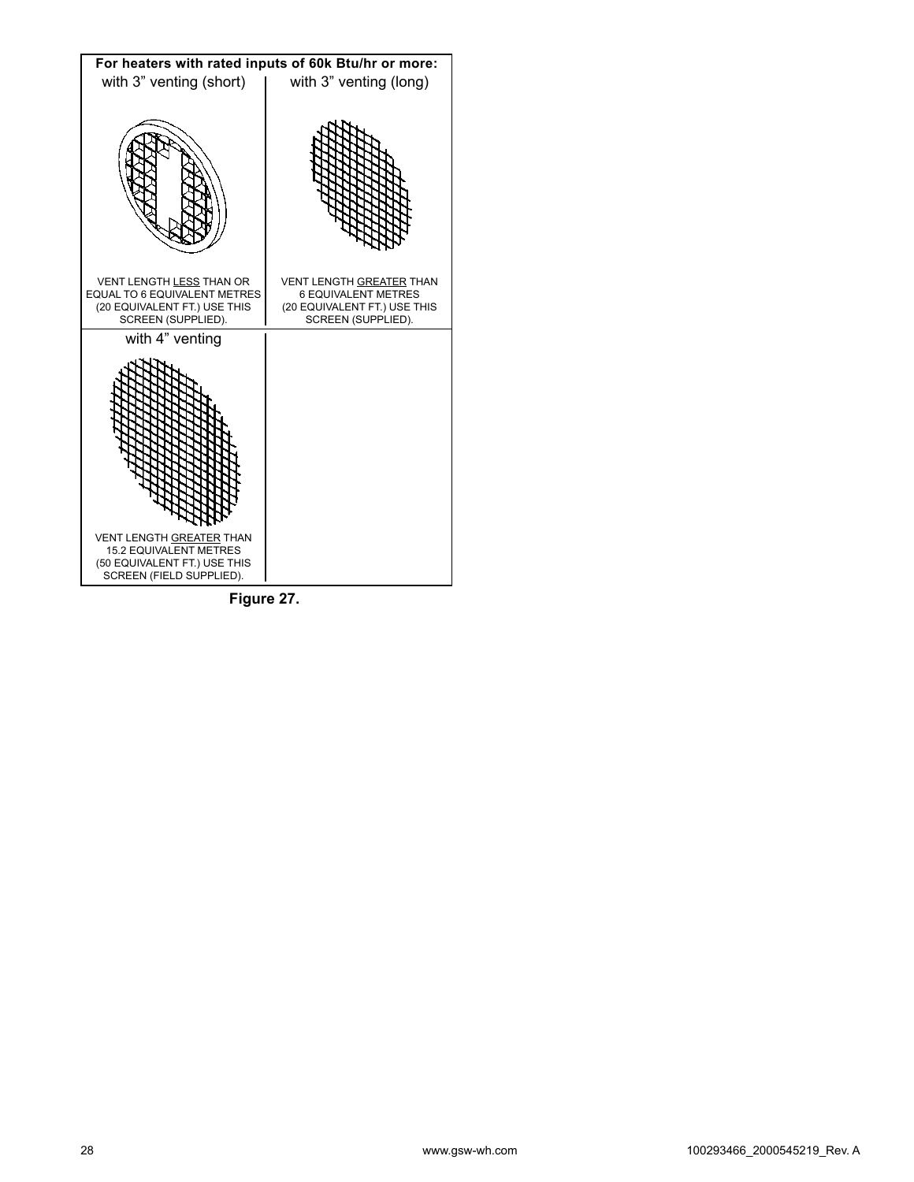**For heaters with rated inputs of 60k Btu/hr or more:**

| with 3" venting (short) | with 3" venting (long) |
| --- | --- |
| VENT LENGTH <u>LESS</u> THAN OR EQUAL TO 6 EQUIVALENT METRES (20 EQUIVALENT FT.) USE THIS SCREEN (SUPPLIED). | VENT LENGTH <u>GREATER</u> THAN 6 EQUIVALENT METRES (20 EQUIVALENT FT.) USE THIS SCREEN (SUPPLIED). |
| **with 4" venting** | |
| VENT LENGTH <u>GREATER</u> THAN 15.2 EQUIVALENT METRES (50 EQUIVALENT FT.) USE THIS SCREEN (FIELD SUPPLIED). | |

**Figure 27.**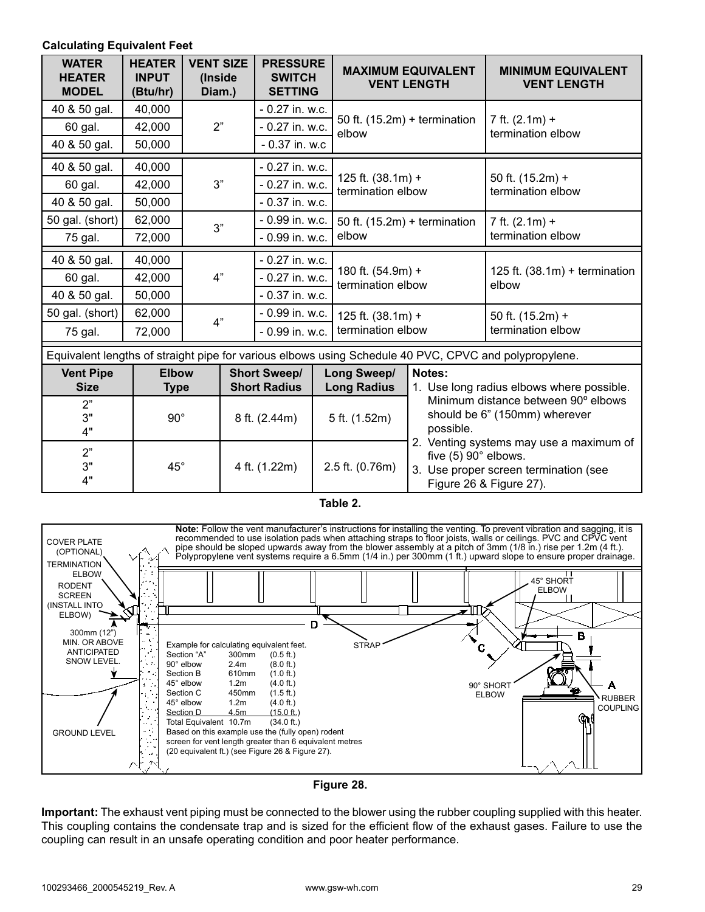**Calculating Equivalent Feet**

| WATER HEATER MODEL | HEATER INPUT (Btu/hr) | VENT SIZE (Inside Diam.) | PRESSURE SWITCH SETTING | MAXIMUM EQUIVALENT VENT LENGTH | MINIMUM EQUIVALENT VENT LENGTH |
|---|---|---|---|---|---|
| 40 & 50 gal. | 40,000 | 2” | - 0.27 in. w.c. | 50 ft. (15.2m) + termination elbow | 7 ft. (2.1m) + termination elbow |
| 60 gal. | 42,000 | | - 0.27 in. w.c. | | |
| 40 & 50 gal. | 50,000 | | - 0.37 in. w.c | | |
| 40 & 50 gal. | 40,000 | 3” | - 0.27 in. w.c. | 125 ft. (38.1m) + termination elbow | 50 ft. (15.2m) + termination elbow |
| 60 gal. | 42,000 | | - 0.27 in. w.c. | | |
| 40 & 50 gal. | 50,000 | | - 0.37 in. w.c. | | |
| 50 gal. (short) | 62,000 | 3” | - 0.99 in. w.c. | 50 ft. (15.2m) + termination elbow | 7 ft. (2.1m) + termination elbow |
| 75 gal. | 72,000 | | - 0.99 in. w.c. | | |
| 40 & 50 gal. | 40,000 | 4” | - 0.27 in. w.c. | 180 ft. (54.9m) + termination elbow | 125 ft. (38.1m) + termination elbow |
| 60 gal. | 42,000 | | - 0.27 in. w.c. | | |
| 40 & 50 gal. | 50,000 | | - 0.37 in. w.c. | | |
| 50 gal. (short) | 62,000 | 4” | - 0.99 in. w.c. | 125 ft. (38.1m) + termination elbow | 50 ft. (15.2m) + termination elbow |
| 75 gal. | 72,000 | | - 0.99 in. w.c. | | |

Equivalent lengths of straight pipe for various elbows using Schedule 40 PVC, CPVC and polypropylene.

| Vent Pipe Size | Elbow Type | Short Sweep/ Short Radius | Long Sweep/ Long Radius |
|---|---|---|---|
| 2” 3" 4" | 90° | 8 ft. (2.44m) | 5 ft. (1.52m) |
| 2” 3" 4" | 45° | 4 ft. (1.22m) | 2.5 ft. (0.76m) |

**Notes:**

1. Use long radius elbows where possible. Minimum distance between 90º elbows should be 6” (150mm) wherever possible.
2. Venting systems may use a maximum of five (5) 90° elbows.
3. Use proper screen termination (see Figure 26 & Figure 27).

**Table 2.**

**Note:** Follow the vent manufacturer’s instructions for installing the venting. To prevent vibration and sagging, it is recommended to use isolation pads when attaching straps to floor joists, walls or ceilings. PVC and CPVC vent pipe should be sloped upwards away from the blower assembly at a pitch of 3mm (1/8 in.) rise per 1.2m (4 ft.). Polypropylene vent systems require a 6.5mm (1/4 in.) per 300mm (1 ft.) upward slope to ensure proper drainage.

COVER PLATE (OPTIONAL)
TERMINATION ELBOW
RODENT SCREEN (INSTALL INTO ELBOW)
300mm (12”) MIN. OR ABOVE ANTICIPATED SNOW LEVEL.
GROUND LEVEL
STRAP
45° SHORT ELBOW
90° SHORT ELBOW
RUBBER COUPLING

Example for calculating equivalent feet.

| | | |
|---|---|---|
| Section “A” | 300mm | (0.5 ft.) |
| 90° elbow | 2.4m | (8.0 ft.) |
| Section B | 610mm | (1.0 ft.) |
| 45° elbow | 1.2m | (4.0 ft.) |
| Section C | 450mm | (1.5 ft.) |
| 45° elbow | 1.2m | (4.0 ft.) |
| Section D | 4.5m | (15.0 ft.) |
| Total Equivalent | 10.7m | (34.0 ft.) |

Based on this example use the (fully open) rodent screen for vent length greater than 6 equivalent metres (20 equivalent ft.) (see Figure 26 & Figure 27).

**Figure 28.**

**Important:** The exhaust vent piping must be connected to the blower using the rubber coupling supplied with this heater. This coupling contains the condensate trap and is sized for the efficient flow of the exhaust gases. Failure to use the coupling can result in an unsafe operating condition and poor heater performance.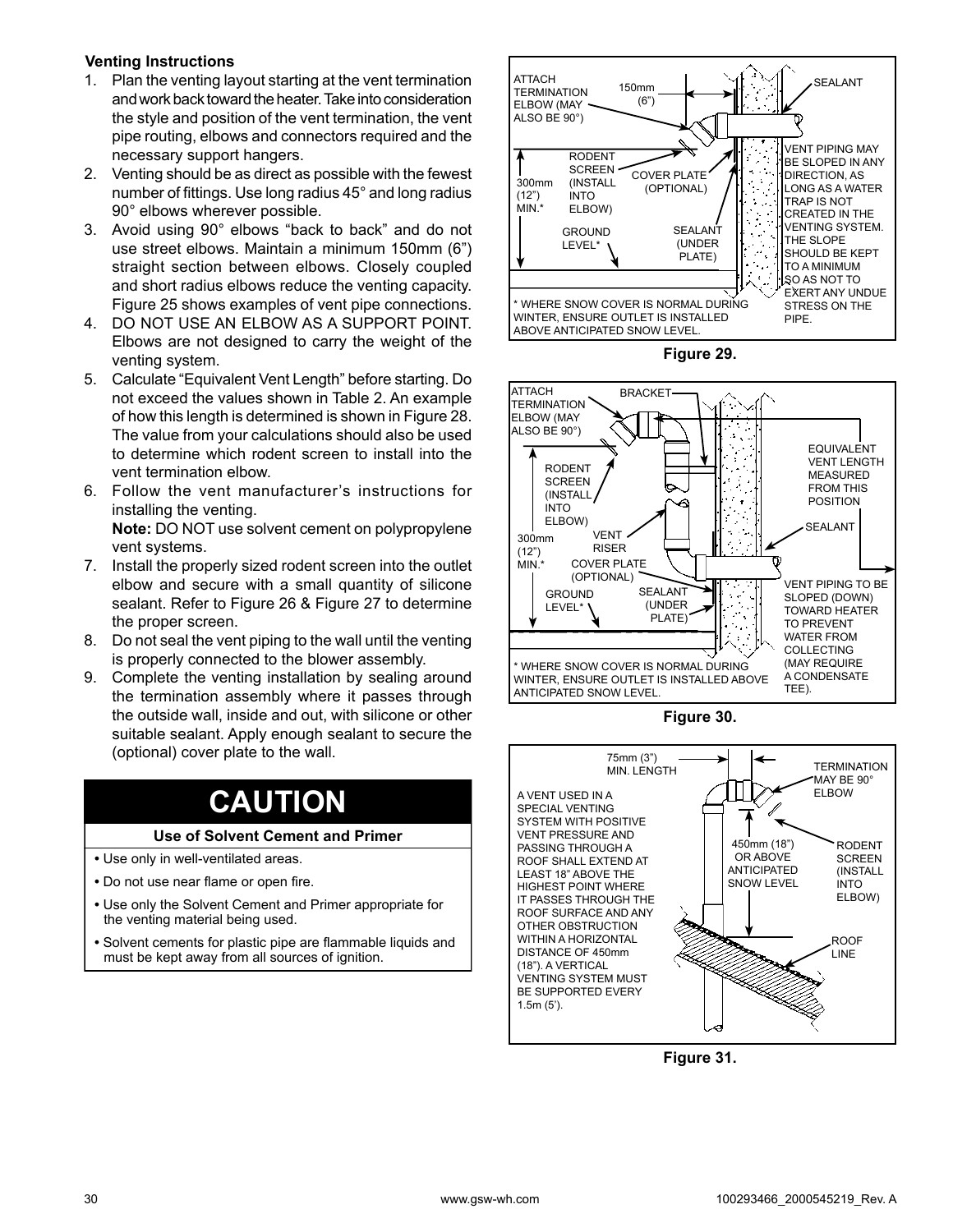### Venting Instructions

1. Plan the venting layout starting at the vent termination and work back toward the heater. Take into consideration the style and position of the vent termination, the vent pipe routing, elbows and connectors required and the necessary support hangers.
2. Venting should be as direct as possible with the fewest number of fittings. Use long radius 45° and long radius 90° elbows wherever possible.
3. Avoid using 90° elbows "back to back" and do not use street elbows. Maintain a minimum 150mm (6") straight section between elbows. Closely coupled and short radius elbows reduce the venting capacity. Figure 25 shows examples of vent pipe connections.
4. DO NOT USE AN ELBOW AS A SUPPORT POINT. Elbows are not designed to carry the weight of the venting system.
5. Calculate "Equivalent Vent Length" before starting. Do not exceed the values shown in Table 2. An example of how this length is determined is shown in Figure 28. The value from your calculations should also be used to determine which rodent screen to install into the vent termination elbow.
6. Follow the vent manufacturer's instructions for installing the venting.
   **Note:** DO NOT use solvent cement on polypropylene vent systems.
7. Install the properly sized rodent screen into the outlet elbow and secure with a small quantity of silicone sealant. Refer to Figure 26 & Figure 27 to determine the proper screen.
8. Do not seal the vent piping to the wall until the venting is properly connected to the blower assembly.
9. Complete the venting installation by sealing around the termination assembly where it passes through the outside wall, inside and out, with silicone or other suitable sealant. Apply enough sealant to secure the (optional) cover plate to the wall.

## CAUTION

**Use of Solvent Cement and Primer**

- Use only in well-ventilated areas.
- Do not use near flame or open fire.
- Use only the Solvent Cement and Primer appropriate for the venting material being used.
- Solvent cements for plastic pipe are flammable liquids and must be kept away from all sources of ignition.

ATTACH TERMINATION ELBOW (MAY ALSO BE 90°)
150mm (6")
SEALANT
RODENT SCREEN (INSTALL INTO ELBOW)
COVER PLATE (OPTIONAL)
300mm (12") MIN.*
GROUND LEVEL*
SEALANT (UNDER PLATE)
VENT PIPING MAY BE SLOPED IN ANY DIRECTION, AS LONG AS A WATER TRAP IS NOT CREATED IN THE VENTING SYSTEM. THE SLOPE SHOULD BE KEPT TO A MINIMUM SO AS NOT TO EXERT ANY UNDUE STRESS ON THE PIPE.
* WHERE SNOW COVER IS NORMAL DURING WINTER, ENSURE OUTLET IS INSTALLED ABOVE ANTICIPATED SNOW LEVEL.

**Figure 29.**

ATTACH TERMINATION ELBOW (MAY ALSO BE 90°)
BRACKET
RODENT SCREEN (INSTALL INTO ELBOW)
EQUIVALENT VENT LENGTH MEASURED FROM THIS POSITION
SEALANT
300mm (12") MIN.*
VENT RISER
COVER PLATE (OPTIONAL)
GROUND LEVEL*
SEALANT (UNDER PLATE)
VENT PIPING TO BE SLOPED (DOWN) TOWARD HEATER TO PREVENT WATER FROM COLLECTING (MAY REQUIRE A CONDENSATE TEE).
* WHERE SNOW COVER IS NORMAL DURING WINTER, ENSURE OUTLET IS INSTALLED ABOVE ANTICIPATED SNOW LEVEL.

**Figure 30.**

75mm (3") MIN. LENGTH
TERMINATION MAY BE 90° ELBOW
A VENT USED IN A SPECIAL VENTING SYSTEM WITH POSITIVE VENT PRESSURE AND PASSING THROUGH A ROOF SHALL EXTEND AT LEAST 18" ABOVE THE HIGHEST POINT WHERE IT PASSES THROUGH THE ROOF SURFACE AND ANY OTHER OBSTRUCTION WITHIN A HORIZONTAL DISTANCE OF 450mm (18"). A VERTICAL VENTING SYSTEM MUST BE SUPPORTED EVERY 1.5m (5').
450mm (18") OR ABOVE ANTICIPATED SNOW LEVEL
RODENT SCREEN (INSTALL INTO ELBOW)
ROOF LINE

**Figure 31.**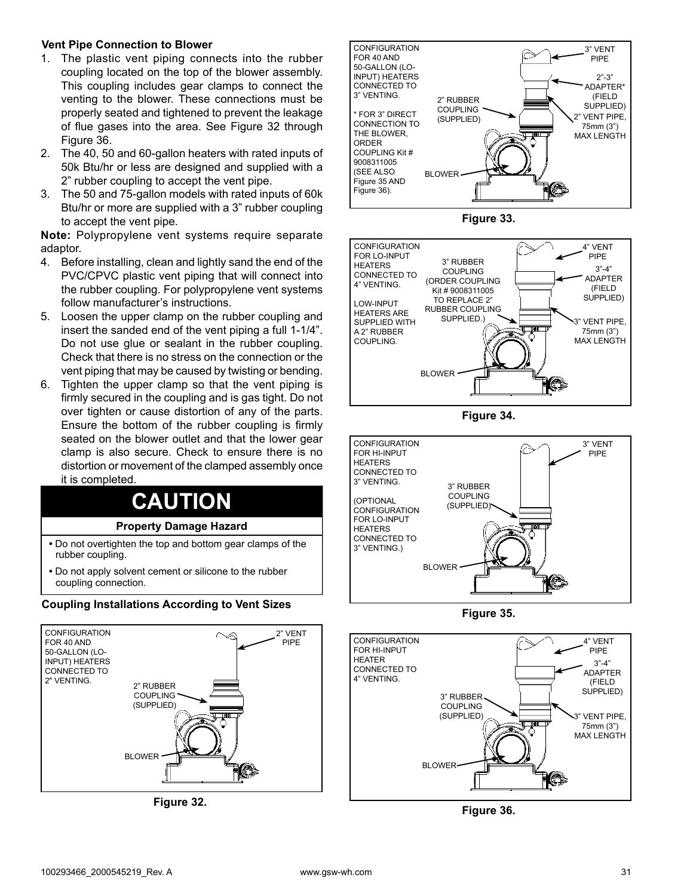### Vent Pipe Connection to Blower

1. The plastic vent piping connects into the rubber coupling located on the top of the blower assembly. This coupling includes gear clamps to connect the venting to the blower. These connections must be properly seated and tightened to prevent the leakage of flue gases into the area. See Figure 32 through Figure 36.
2. The 40, 50 and 60-gallon heaters with rated inputs of 50k Btu/hr or less are designed and supplied with a 2" rubber coupling to accept the vent pipe.
3. The 50 and 75-gallon models with rated inputs of 60k Btu/hr or more are supplied with a 3" rubber coupling to accept the vent pipe.

**Note:** Polypropylene vent systems require separate adaptor.

4. Before installing, clean and lightly sand the end of the PVC/CPVC plastic vent piping that will connect into the rubber coupling. For polypropylene vent systems follow manufacturer's instructions.
5. Loosen the upper clamp on the rubber coupling and insert the sanded end of the vent piping a full 1-1/4". Do not use glue or sealant in the rubber coupling. Check that there is no stress on the connection or the vent piping that may be caused by twisting or bending.
6. Tighten the upper clamp so that the vent piping is firmly secured in the coupling and is gas tight. Do not over tighten or cause distortion of any of the parts. Ensure the bottom of the rubber coupling is firmly seated on the blower outlet and that the lower gear clamp is also secure. Check to ensure there is no distortion or movement of the clamped assembly once it is completed.

## CAUTION

**Property Damage Hazard**

- Do not overtighten the top and bottom gear clamps of the rubber coupling.
- Do not apply solvent cement or silicone to the rubber coupling connection.

### Coupling Installations According to Vent Sizes

CONFIGURATION FOR 40 AND 50-GALLON (LO-INPUT) HEATERS CONNECTED TO 2" VENTING.

2" VENT PIPE

2" RUBBER COUPLING (SUPPLIED)

BLOWER

Figure 32.

CONFIGURATION FOR 40 AND 50-GALLON (LO-INPUT) HEATERS CONNECTED TO 3" VENTING.

* FOR 3" DIRECT CONNECTION TO THE BLOWER, ORDER COUPLING Kit # 9008311005 (SEE ALSO Figure 35 AND Figure 36).

3" VENT PIPE

2"-3" ADAPTER* (FIELD SUPPLIED)

2" RUBBER COUPLING (SUPPLIED)

2" VENT PIPE, 75mm (3") MAX LENGTH

BLOWER

Figure 33.

CONFIGURATION FOR LO-INPUT HEATERS CONNECTED TO 4" VENTING.

LOW-INPUT HEATERS ARE SUPPLIED WITH A 2" RUBBER COUPLING.

3" RUBBER COUPLING (ORDER COUPLING Kit # 9008311005 TO REPLACE 2" RUBBER COUPLING SUPPLIED.)

4" VENT PIPE

3"-4" ADAPTER (FIELD SUPPLIED)

3" VENT PIPE, 75mm (3") MAX LENGTH

BLOWER

Figure 34.

CONFIGURATION FOR HI-INPUT HEATERS CONNECTED TO 3" VENTING.

(OPTIONAL CONFIGURATION FOR LO-INPUT HEATERS CONNECTED TO 3" VENTING.)

3" VENT PIPE

3" RUBBER COUPLING (SUPPLIED)

BLOWER

Figure 35.

CONFIGURATION FOR HI-INPUT HEATER CONNECTED TO 4" VENTING.

4" VENT PIPE

3"-4" ADAPTER (FIELD SUPPLIED)

3" RUBBER COUPLING (SUPPLIED)

3" VENT PIPE, 75mm (3") MAX LENGTH

BLOWER

Figure 36.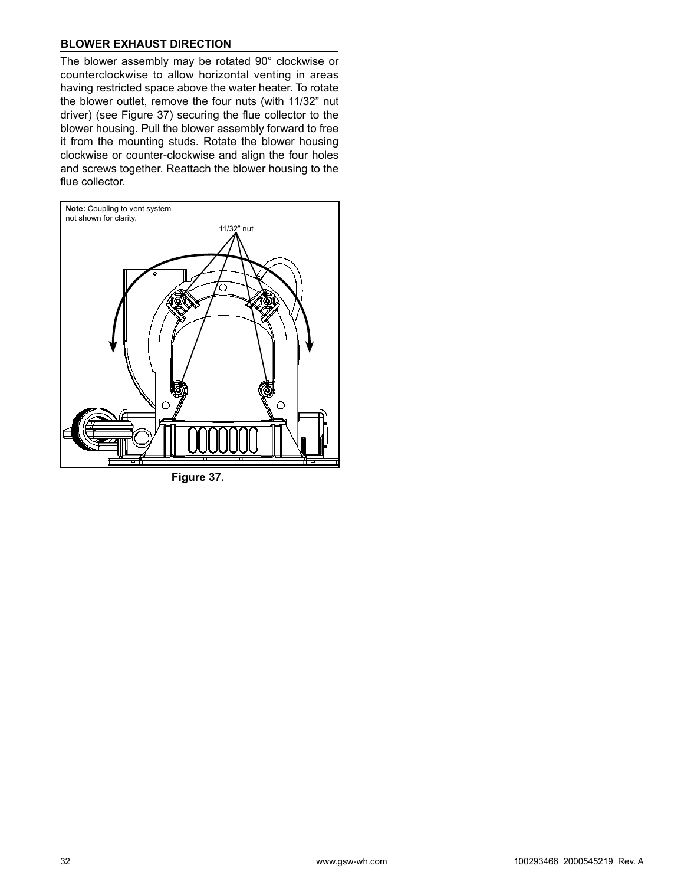## BLOWER EXHAUST DIRECTION

The blower assembly may be rotated 90° clockwise or counterclockwise to allow horizontal venting in areas having restricted space above the water heater. To rotate the blower outlet, remove the four nuts (with 11/32" nut driver) (see Figure 37) securing the flue collector to the blower housing. Pull the blower assembly forward to free it from the mounting studs. Rotate the blower housing clockwise or counter-clockwise and align the four holes and screws together. Reattach the blower housing to the flue collector.

**Note:** Coupling to vent system not shown for clarity.

11/32" nut

**Figure 37.**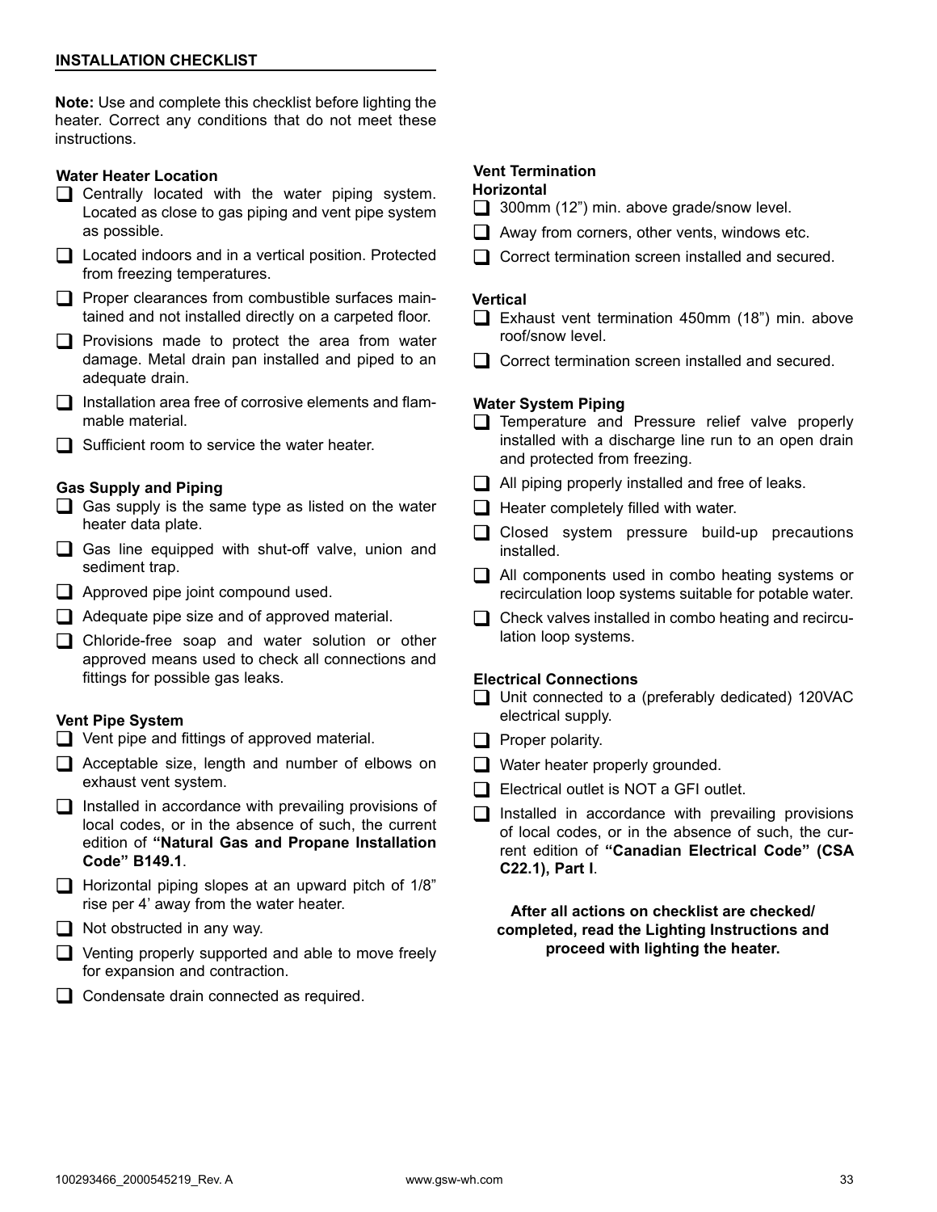## INSTALLATION CHECKLIST

**Note:** Use and complete this checklist before lighting the heater. Correct any conditions that do not meet these instructions.

### Water Heater Location

- ☐ Centrally located with the water piping system. Located as close to gas piping and vent pipe system as possible.
- ☐ Located indoors and in a vertical position. Protected from freezing temperatures.
- ☐ Proper clearances from combustible surfaces maintained and not installed directly on a carpeted floor.
- ☐ Provisions made to protect the area from water damage. Metal drain pan installed and piped to an adequate drain.
- ☐ Installation area free of corrosive elements and flammable material.
- ☐ Sufficient room to service the water heater.

### Gas Supply and Piping

- ☐ Gas supply is the same type as listed on the water heater data plate.
- ☐ Gas line equipped with shut-off valve, union and sediment trap.
- ☐ Approved pipe joint compound used.
- ☐ Adequate pipe size and of approved material.
- ☐ Chloride-free soap and water solution or other approved means used to check all connections and fittings for possible gas leaks.

### Vent Pipe System

- ☐ Vent pipe and fittings of approved material.
- ☐ Acceptable size, length and number of elbows on exhaust vent system.
- ☐ Installed in accordance with prevailing provisions of local codes, or in the absence of such, the current edition of **"Natural Gas and Propane Installation Code" B149.1**.
- ☐ Horizontal piping slopes at an upward pitch of 1/8" rise per 4' away from the water heater.
- ☐ Not obstructed in any way.
- ☐ Venting properly supported and able to move freely for expansion and contraction.
- ☐ Condensate drain connected as required.

### Vent Termination

**Horizontal**

- ☐ 300mm (12") min. above grade/snow level.
- ☐ Away from corners, other vents, windows etc.
- ☐ Correct termination screen installed and secured.

**Vertical**

- ☐ Exhaust vent termination 450mm (18") min. above roof/snow level.
- ☐ Correct termination screen installed and secured.

### Water System Piping

- ☐ Temperature and Pressure relief valve properly installed with a discharge line run to an open drain and protected from freezing.
- ☐ All piping properly installed and free of leaks.
- ☐ Heater completely filled with water.
- ☐ Closed system pressure build-up precautions installed.
- ☐ All components used in combo heating systems or recirculation loop systems suitable for potable water.
- ☐ Check valves installed in combo heating and recirculation loop systems.

### Electrical Connections

- ☐ Unit connected to a (preferably dedicated) 120VAC electrical supply.
- ☐ Proper polarity.
- ☐ Water heater properly grounded.
- ☐ Electrical outlet is NOT a GFI outlet.
- ☐ Installed in accordance with prevailing provisions of local codes, or in the absence of such, the current edition of **"Canadian Electrical Code" (CSA C22.1), Part I**.

**After all actions on checklist are checked/completed, read the Lighting Instructions and proceed with lighting the heater.**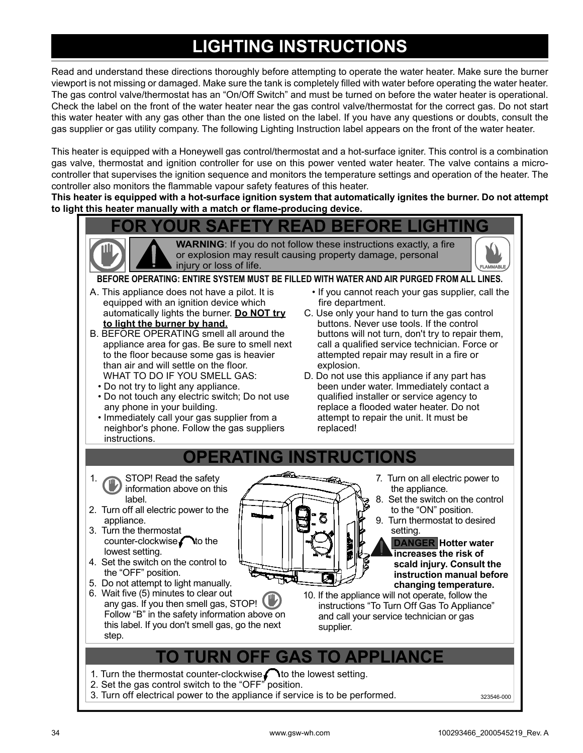# LIGHTING INSTRUCTIONS

Read and understand these directions thoroughly before attempting to operate the water heater. Make sure the burner viewport is not missing or damaged. Make sure the tank is completely filled with water before operating the water heater. The gas control valve/thermostat has an "On/Off Switch" and must be turned on before the water heater is operational. Check the label on the front of the water heater near the gas control valve/thermostat for the correct gas. Do not start this water heater with any gas other than the one listed on the label. If you have any questions or doubts, consult the gas supplier or gas utility company. The following Lighting Instruction label appears on the front of the water heater.

This heater is equipped with a Honeywell gas control/thermostat and a hot-surface igniter. This control is a combination gas valve, thermostat and ignition controller for use on this power vented water heater. The valve contains a micro-controller that supervises the ignition sequence and monitors the temperature settings and operation of the heater. The controller also monitors the flammable vapour safety features of this heater.

**This heater is equipped with a hot-surface ignition system that automatically ignites the burner. Do not attempt to light this heater manually with a match or flame-producing device.**

## FOR YOUR SAFETY READ BEFORE LIGHTING

**WARNING**: If you do not follow these instructions exactly, a fire or explosion may result causing property damage, personal injury or loss of life.

FLAMMABLE

**BEFORE OPERATING: ENTIRE SYSTEM MUST BE FILLED WITH WATER AND AIR PURGED FROM ALL LINES.**

A. This appliance does not have a pilot. It is equipped with an ignition device which automatically lights the burner. **Do NOT try to light the burner by hand.**

B. BEFORE OPERATING smell all around the appliance area for gas. Be sure to smell next to the floor because some gas is heavier than air and will settle on the floor.
WHAT TO DO IF YOU SMELL GAS:
- Do not try to light any appliance.
- Do not touch any electric switch; Do not use any phone in your building.
- Immediately call your gas supplier from a neighbor's phone. Follow the gas suppliers instructions.
- If you cannot reach your gas supplier, call the fire department.

C. Use only your hand to turn the gas control buttons. Never use tools. If the control buttons will not turn, don't try to repair them, call a qualified service technician. Force or attempted repair may result in a fire or explosion.

D. Do not use this appliance if any part has been under water. Immediately contact a qualified installer or service agency to replace a flooded water heater. Do not attempt to repair the unit. It must be replaced!

## OPERATING INSTRUCTIONS

1. STOP! Read the safety information above on this label.
2. Turn off all electric power to the appliance.
3. Turn the thermostat counter-clockwise to the lowest setting.
4. Set the switch on the control to the "OFF" position.
5. Do not attempt to light manually.
6. Wait five (5) minutes to clear out any gas. If you then smell gas, STOP! Follow "B" in the safety information above on this label. If you don't smell gas, go the next step.
7. Turn on all electric power to the appliance.
8. Set the switch on the control to the "ON" position.
9. Turn thermostat to desired setting.

**DANGER** **Hotter water increases the risk of scald injury. Consult the instruction manual before changing temperature.**

10. If the appliance will not operate, follow the instructions "To Turn Off Gas To Appliance" and call your service technician or gas supplier.

## TO TURN OFF GAS TO APPLIANCE

1. Turn the thermostat counter-clockwise to the lowest setting.
2. Set the gas control switch to the "OFF" position.
3. Turn off electrical power to the appliance if service is to be performed.

323546-000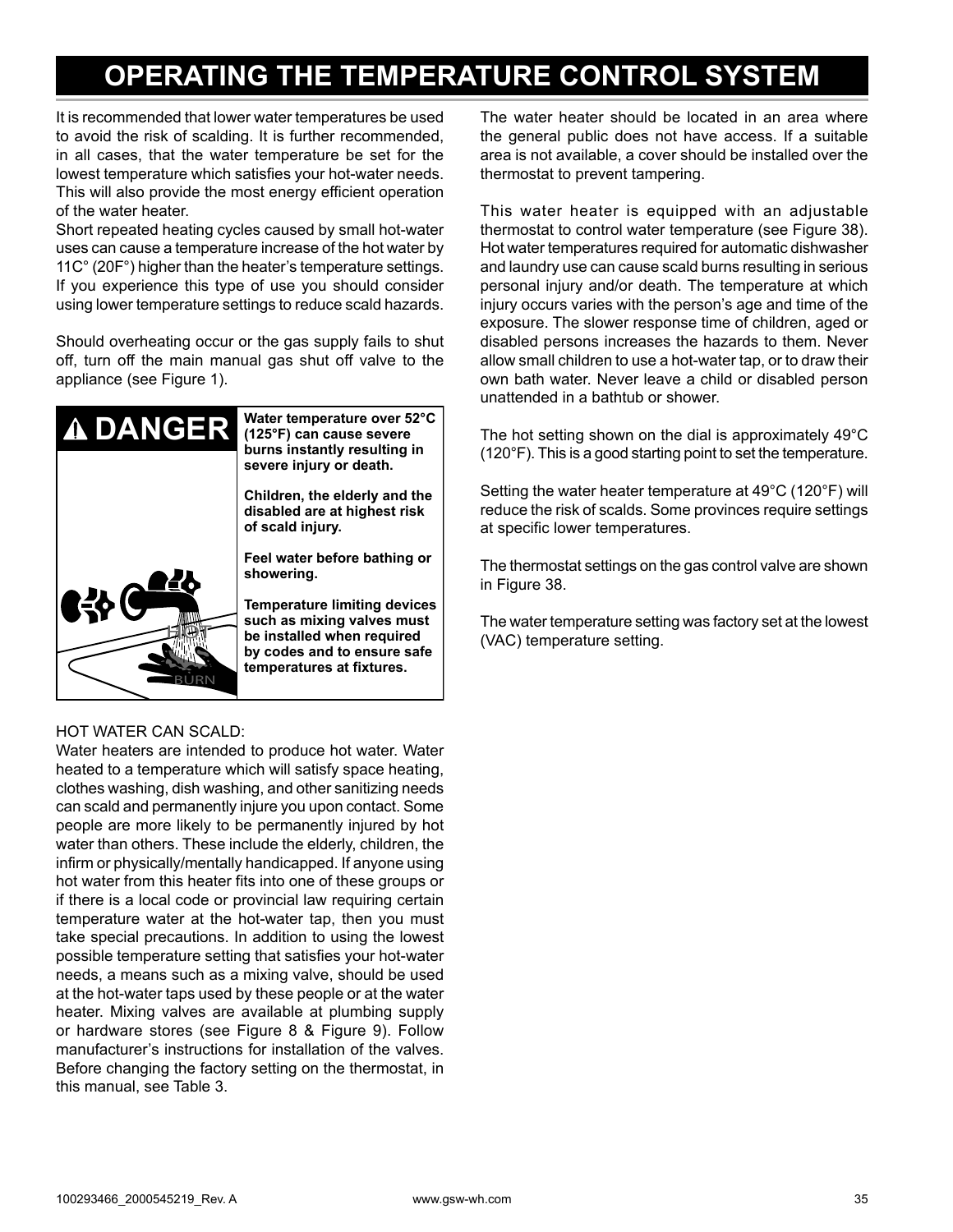# OPERATING THE TEMPERATURE CONTROL SYSTEM

It is recommended that lower water temperatures be used to avoid the risk of scalding. It is further recommended, in all cases, that the water temperature be set for the lowest temperature which satisfies your hot-water needs. This will also provide the most energy efficient operation of the water heater.

Short repeated heating cycles caused by small hot-water uses can cause a temperature increase of the hot water by 11C° (20F°) higher than the heater's temperature settings. If you experience this type of use you should consider using lower temperature settings to reduce scald hazards.

Should overheating occur or the gas supply fails to shut off, turn off the main manual gas shut off valve to the appliance (see Figure 1).

**⚠ DANGER**

**Water temperature over 52°C (125°F) can cause severe burns instantly resulting in severe injury or death.**

**Children, the elderly and the disabled are at highest risk of scald injury.**

**Feel water before bathing or showering.**

**Temperature limiting devices such as mixing valves must be installed when required by codes and to ensure safe temperatures at fixtures.**

HOT WATER CAN SCALD:

Water heaters are intended to produce hot water. Water heated to a temperature which will satisfy space heating, clothes washing, dish washing, and other sanitizing needs can scald and permanently injure you upon contact. Some people are more likely to be permanently injured by hot water than others. These include the elderly, children, the infirm or physically/mentally handicapped. If anyone using hot water from this heater fits into one of these groups or if there is a local code or provincial law requiring certain temperature water at the hot-water tap, then you must take special precautions. In addition to using the lowest possible temperature setting that satisfies your hot-water needs, a means such as a mixing valve, should be used at the hot-water taps used by these people or at the water heater. Mixing valves are available at plumbing supply or hardware stores (see Figure 8 & Figure 9). Follow manufacturer's instructions for installation of the valves. Before changing the factory setting on the thermostat, in this manual, see Table 3.

The water heater should be located in an area where the general public does not have access. If a suitable area is not available, a cover should be installed over the thermostat to prevent tampering.

This water heater is equipped with an adjustable thermostat to control water temperature (see Figure 38). Hot water temperatures required for automatic dishwasher and laundry use can cause scald burns resulting in serious personal injury and/or death. The temperature at which injury occurs varies with the person's age and time of the exposure. The slower response time of children, aged or disabled persons increases the hazards to them. Never allow small children to use a hot-water tap, or to draw their own bath water. Never leave a child or disabled person unattended in a bathtub or shower.

The hot setting shown on the dial is approximately 49°C (120°F). This is a good starting point to set the temperature.

Setting the water heater temperature at 49°C (120°F) will reduce the risk of scalds. Some provinces require settings at specific lower temperatures.

The thermostat settings on the gas control valve are shown in Figure 38.

The water temperature setting was factory set at the lowest (VAC) temperature setting.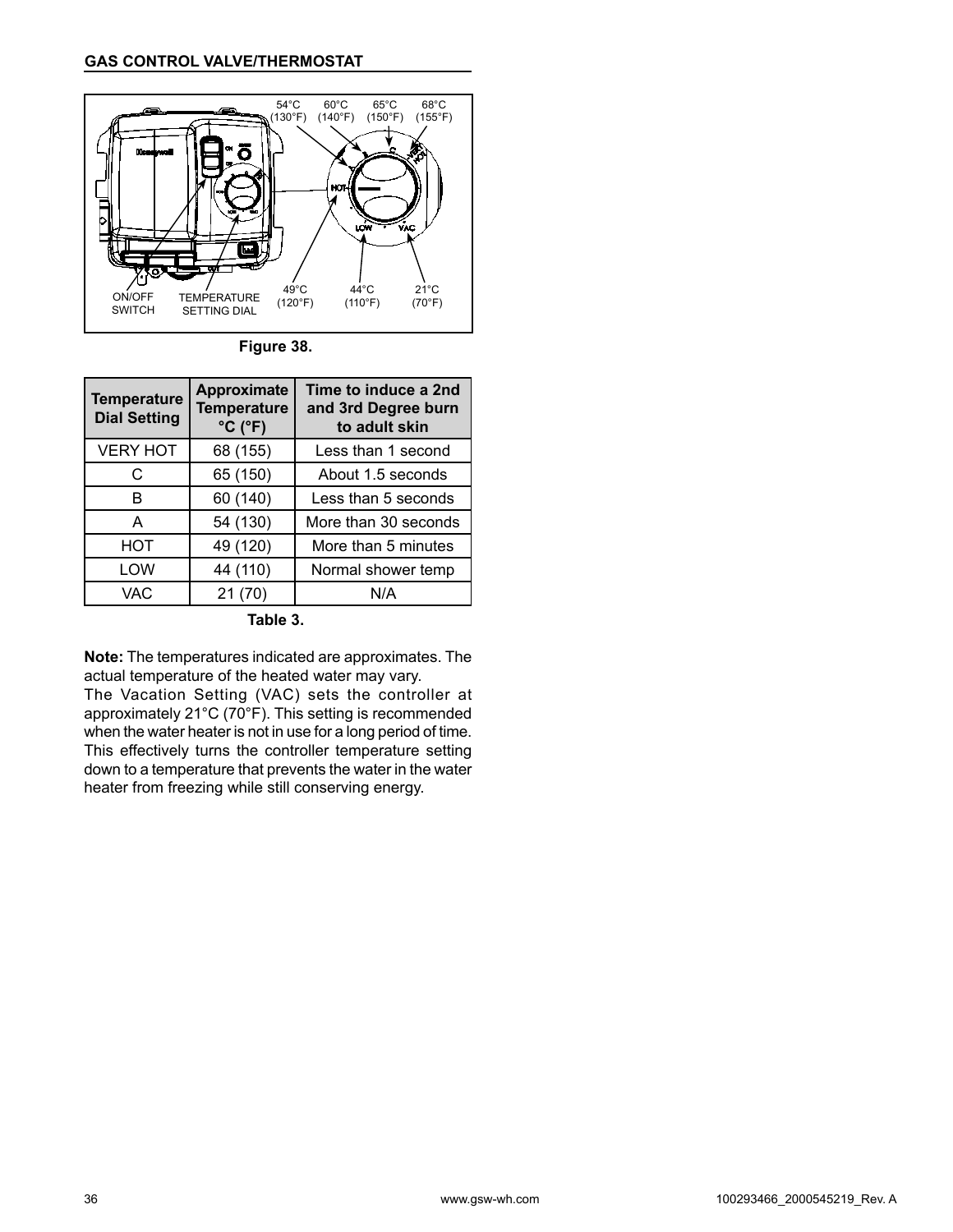## GAS CONTROL VALVE/THERMOSTAT

54°C (130°F)
60°C (140°F)
65°C (150°F)
68°C (155°F)
ON/OFF SWITCH
TEMPERATURE SETTING DIAL
49°C (120°F)
44°C (110°F)
21°C (70°F)

Figure 38.

| Temperature Dial Setting | Approximate Temperature °C (°F) | Time to induce a 2nd and 3rd Degree burn to adult skin |
|---|---|---|
| VERY HOT | 68 (155) | Less than 1 second |
| C | 65 (150) | About 1.5 seconds |
| B | 60 (140) | Less than 5 seconds |
| A | 54 (130) | More than 30 seconds |
| HOT | 49 (120) | More than 5 minutes |
| LOW | 44 (110) | Normal shower temp |
| VAC | 21 (70) | N/A |

Table 3.

**Note:** The temperatures indicated are approximates. The actual temperature of the heated water may vary.

The Vacation Setting (VAC) sets the controller at approximately 21°C (70°F). This setting is recommended when the water heater is not in use for a long period of time. This effectively turns the controller temperature setting down to a temperature that prevents the water in the water heater from freezing while still conserving energy.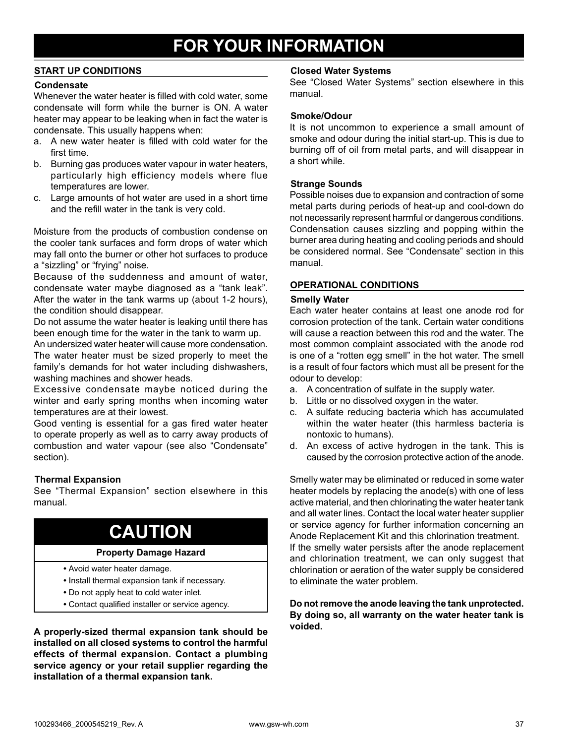# FOR YOUR INFORMATION

## START UP CONDITIONS

### Condensate

Whenever the water heater is filled with cold water, some condensate will form while the burner is ON. A water heater may appear to be leaking when in fact the water is condensate. This usually happens when:

a. A new water heater is filled with cold water for the first time.
b. Burning gas produces water vapour in water heaters, particularly high efficiency models where flue temperatures are lower.
c. Large amounts of hot water are used in a short time and the refill water in the tank is very cold.

Moisture from the products of combustion condense on the cooler tank surfaces and form drops of water which may fall onto the burner or other hot surfaces to produce a "sizzling" or "frying" noise.

Because of the suddenness and amount of water, condensate water maybe diagnosed as a "tank leak". After the water in the tank warms up (about 1-2 hours), the condition should disappear.

Do not assume the water heater is leaking until there has been enough time for the water in the tank to warm up.

An undersized water heater will cause more condensation. The water heater must be sized properly to meet the family's demands for hot water including dishwashers, washing machines and shower heads.

Excessive condensate maybe noticed during the winter and early spring months when incoming water temperatures are at their lowest.

Good venting is essential for a gas fired water heater to operate properly as well as to carry away products of combustion and water vapour (see also "Condensate" section).

### Thermal Expansion

See "Thermal Expansion" section elsewhere in this manual.

## CAUTION

**Property Damage Hazard**

- Avoid water heater damage.
- Install thermal expansion tank if necessary.
- Do not apply heat to cold water inlet.
- Contact qualified installer or service agency.

**A properly-sized thermal expansion tank should be installed on all closed systems to control the harmful effects of thermal expansion. Contact a plumbing service agency or your retail supplier regarding the installation of a thermal expansion tank.**

### Closed Water Systems

See "Closed Water Systems" section elsewhere in this manual.

### Smoke/Odour

It is not uncommon to experience a small amount of smoke and odour during the initial start-up. This is due to burning off of oil from metal parts, and will disappear in a short while.

### Strange Sounds

Possible noises due to expansion and contraction of some metal parts during periods of heat-up and cool-down do not necessarily represent harmful or dangerous conditions. Condensation causes sizzling and popping within the burner area during heating and cooling periods and should be considered normal. See "Condensate" section in this manual.

## OPERATIONAL CONDITIONS

### Smelly Water

Each water heater contains at least one anode rod for corrosion protection of the tank. Certain water conditions will cause a reaction between this rod and the water. The most common complaint associated with the anode rod is one of a "rotten egg smell" in the hot water. The smell is a result of four factors which must all be present for the odour to develop:

a. A concentration of sulfate in the supply water.
b. Little or no dissolved oxygen in the water.
c. A sulfate reducing bacteria which has accumulated within the water heater (this harmless bacteria is nontoxic to humans).
d. An excess of active hydrogen in the tank. This is caused by the corrosion protective action of the anode.

Smelly water may be eliminated or reduced in some water heater models by replacing the anode(s) with one of less active material, and then chlorinating the water heater tank and all water lines. Contact the local water heater supplier or service agency for further information concerning an Anode Replacement Kit and this chlorination treatment.

If the smelly water persists after the anode replacement and chlorination treatment, we can only suggest that chlorination or aeration of the water supply be considered to eliminate the water problem.

**Do not remove the anode leaving the tank unprotected. By doing so, all warranty on the water heater tank is voided.**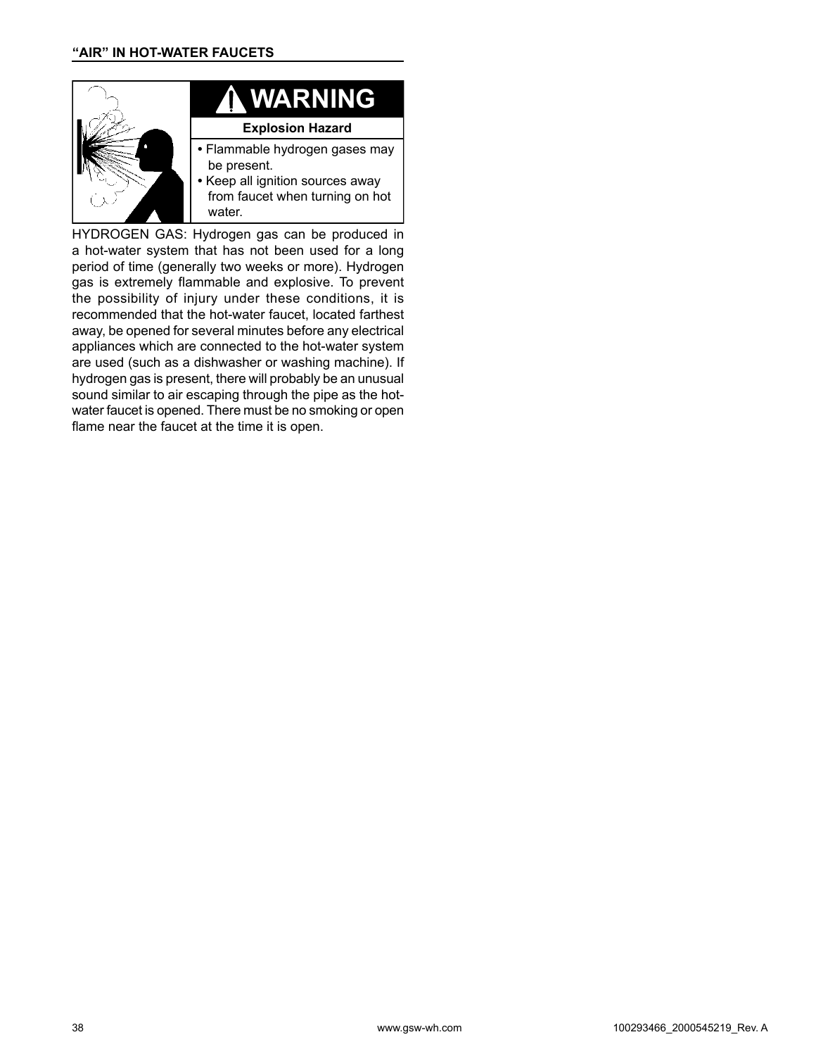## "AIR" IN HOT-WATER FAUCETS

**⚠ WARNING**

**Explosion Hazard**

- Flammable hydrogen gases may be present.
- Keep all ignition sources away from faucet when turning on hot water.

HYDROGEN GAS: Hydrogen gas can be produced in a hot-water system that has not been used for a long period of time (generally two weeks or more). Hydrogen gas is extremely flammable and explosive. To prevent the possibility of injury under these conditions, it is recommended that the hot-water faucet, located farthest away, be opened for several minutes before any electrical appliances which are connected to the hot-water system are used (such as a dishwasher or washing machine). If hydrogen gas is present, there will probably be an unusual sound similar to air escaping through the pipe as the hot-water faucet is opened. There must be no smoking or open flame near the faucet at the time it is open.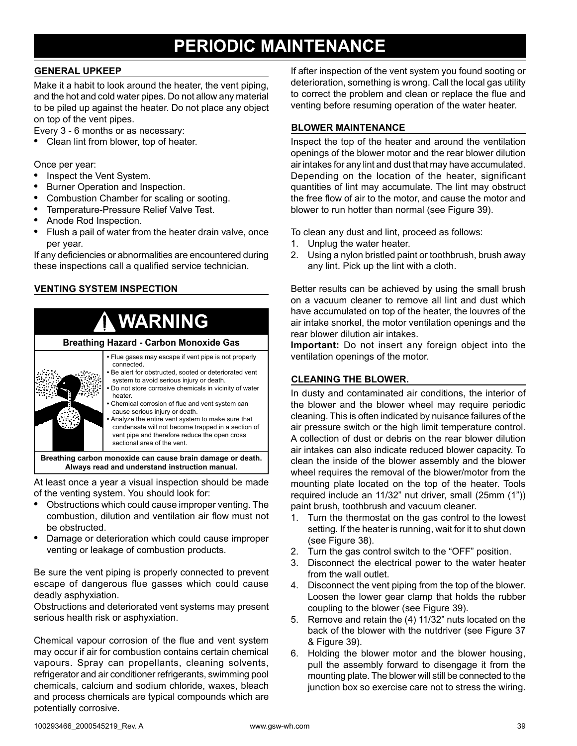# PERIODIC MAINTENANCE

## GENERAL UPKEEP

Make it a habit to look around the heater, the vent piping, and the hot and cold water pipes. Do not allow any material to be piled up against the heater. Do not place any object on top of the vent pipes.

Every 3 - 6 months or as necessary:

- Clean lint from blower, top of heater.

Once per year:

- Inspect the Vent System.
- Burner Operation and Inspection.
- Combustion Chamber for scaling or sooting.
- Temperature-Pressure Relief Valve Test.
- Anode Rod Inspection.
- Flush a pail of water from the heater drain valve, once per year.

If any deficiencies or abnormalities are encountered during these inspections call a qualified service technician.

## VENTING SYSTEM INSPECTION

**⚠ WARNING**

**Breathing Hazard - Carbon Monoxide Gas**

- Flue gases may escape if vent pipe is not properly connected.
- Be alert for obstructed, sooted or deteriorated vent system to avoid serious injury or death.
- Do not store corrosive chemicals in vicinity of water heater.
- Chemical corrosion of flue and vent system can cause serious injury or death.
- Analyze the entire vent system to make sure that condensate will not become trapped in a section of vent pipe and therefore reduce the open cross sectional area of the vent.

**Breathing carbon monoxide can cause brain damage or death. Always read and understand instruction manual.**

At least once a year a visual inspection should be made of the venting system. You should look for:

- Obstructions which could cause improper venting. The combustion, dilution and ventilation air flow must not be obstructed.
- Damage or deterioration which could cause improper venting or leakage of combustion products.

Be sure the vent piping is properly connected to prevent escape of dangerous flue gasses which could cause deadly asphyxiation.

Obstructions and deteriorated vent systems may present serious health risk or asphyxiation.

Chemical vapour corrosion of the flue and vent system may occur if air for combustion contains certain chemical vapours. Spray can propellants, cleaning solvents, refrigerator and air conditioner refrigerants, swimming pool chemicals, calcium and sodium chloride, waxes, bleach and process chemicals are typical compounds which are potentially corrosive.

If after inspection of the vent system you found sooting or deterioration, something is wrong. Call the local gas utility to correct the problem and clean or replace the flue and venting before resuming operation of the water heater.

## BLOWER MAINTENANCE

Inspect the top of the heater and around the ventilation openings of the blower motor and the rear blower dilution air intakes for any lint and dust that may have accumulated. Depending on the location of the heater, significant quantities of lint may accumulate. The lint may obstruct the free flow of air to the motor, and cause the motor and blower to run hotter than normal (see Figure 39).

To clean any dust and lint, proceed as follows:

1. Unplug the water heater.
2. Using a nylon bristled paint or toothbrush, brush away any lint. Pick up the lint with a cloth.

Better results can be achieved by using the small brush on a vacuum cleaner to remove all lint and dust which have accumulated on top of the heater, the louvres of the air intake snorkel, the motor ventilation openings and the rear blower dilution air intakes.

**Important:** Do not insert any foreign object into the ventilation openings of the motor.

## CLEANING THE BLOWER.

In dusty and contaminated air conditions, the interior of the blower and the blower wheel may require periodic cleaning. This is often indicated by nuisance failures of the air pressure switch or the high limit temperature control. A collection of dust or debris on the rear blower dilution air intakes can also indicate reduced blower capacity. To clean the inside of the blower assembly and the blower wheel requires the removal of the blower/motor from the mounting plate located on the top of the heater. Tools required include an 11/32" nut driver, small (25mm (1")) paint brush, toothbrush and vacuum cleaner.

1. Turn the thermostat on the gas control to the lowest setting. If the heater is running, wait for it to shut down (see Figure 38).
2. Turn the gas control switch to the "OFF" position.
3. Disconnect the electrical power to the water heater from the wall outlet.
4. Disconnect the vent piping from the top of the blower. Loosen the lower gear clamp that holds the rubber coupling to the blower (see Figure 39).
5. Remove and retain the (4) 11/32" nuts located on the back of the blower with the nutdriver (see Figure 37 & Figure 39).
6. Holding the blower motor and the blower housing, pull the assembly forward to disengage it from the mounting plate. The blower will still be connected to the junction box so exercise care not to stress the wiring.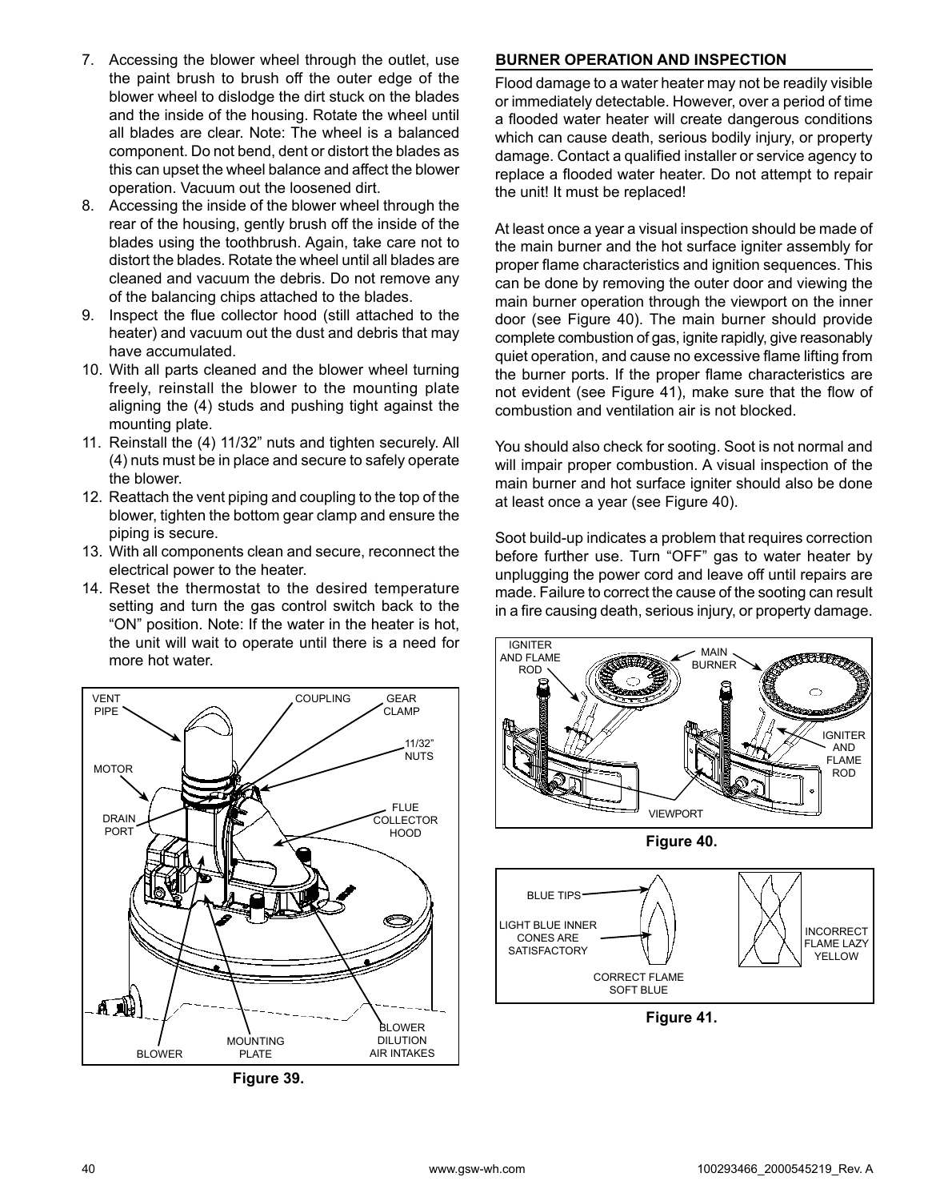7. Accessing the blower wheel through the outlet, use the paint brush to brush off the outer edge of the blower wheel to dislodge the dirt stuck on the blades and the inside of the housing. Rotate the wheel until all blades are clear. Note: The wheel is a balanced component. Do not bend, dent or distort the blades as this can upset the wheel balance and affect the blower operation. Vacuum out the loosened dirt.
8. Accessing the inside of the blower wheel through the rear of the housing, gently brush off the inside of the blades using the toothbrush. Again, take care not to distort the blades. Rotate the wheel until all blades are cleaned and vacuum the debris. Do not remove any of the balancing chips attached to the blades.
9. Inspect the flue collector hood (still attached to the heater) and vacuum out the dust and debris that may have accumulated.
10. With all parts cleaned and the blower wheel turning freely, reinstall the blower to the mounting plate aligning the (4) studs and pushing tight against the mounting plate.
11. Reinstall the (4) 11/32" nuts and tighten securely. All (4) nuts must be in place and secure to safely operate the blower.
12. Reattach the vent piping and coupling to the top of the blower, tighten the bottom gear clamp and ensure the piping is secure.
13. With all components clean and secure, reconnect the electrical power to the heater.
14. Reset the thermostat to the desired temperature setting and turn the gas control switch back to the "ON" position. Note: If the water in the heater is hot, the unit will wait to operate until there is a need for more hot water.

VENT PIPE
COUPLING
GEAR CLAMP
11/32" NUTS
MOTOR
DRAIN PORT
FLUE COLLECTOR HOOD
BLOWER
MOUNTING PLATE
BLOWER DILUTION AIR INTAKES

**Figure 39.**

## BURNER OPERATION AND INSPECTION

Flood damage to a water heater may not be readily visible or immediately detectable. However, over a period of time a flooded water heater will create dangerous conditions which can cause death, serious bodily injury, or property damage. Contact a qualified installer or service agency to replace a flooded water heater. Do not attempt to repair the unit! It must be replaced!

At least once a year a visual inspection should be made of the main burner and the hot surface igniter assembly for proper flame characteristics and ignition sequences. This can be done by removing the outer door and viewing the main burner operation through the viewport on the inner door (see Figure 40). The main burner should provide complete combustion of gas, ignite rapidly, give reasonably quiet operation, and cause no excessive flame lifting from the burner ports. If the proper flame characteristics are not evident (see Figure 41), make sure that the flow of combustion and ventilation air is not blocked.

You should also check for sooting. Soot is not normal and will impair proper combustion. A visual inspection of the main burner and hot surface igniter should also be done at least once a year (see Figure 40).

Soot build-up indicates a problem that requires correction before further use. Turn "OFF" gas to water heater by unplugging the power cord and leave off until repairs are made. Failure to correct the cause of the sooting can result in a fire causing death, serious injury, or property damage.

IGNITER AND FLAME ROD
MAIN BURNER
IGNITER AND FLAME ROD
VIEWPORT

**Figure 40.**

BLUE TIPS
LIGHT BLUE INNER CONES ARE SATISFACTORY
CORRECT FLAME SOFT BLUE
INCORRECT FLAME LAZY YELLOW

**Figure 41.**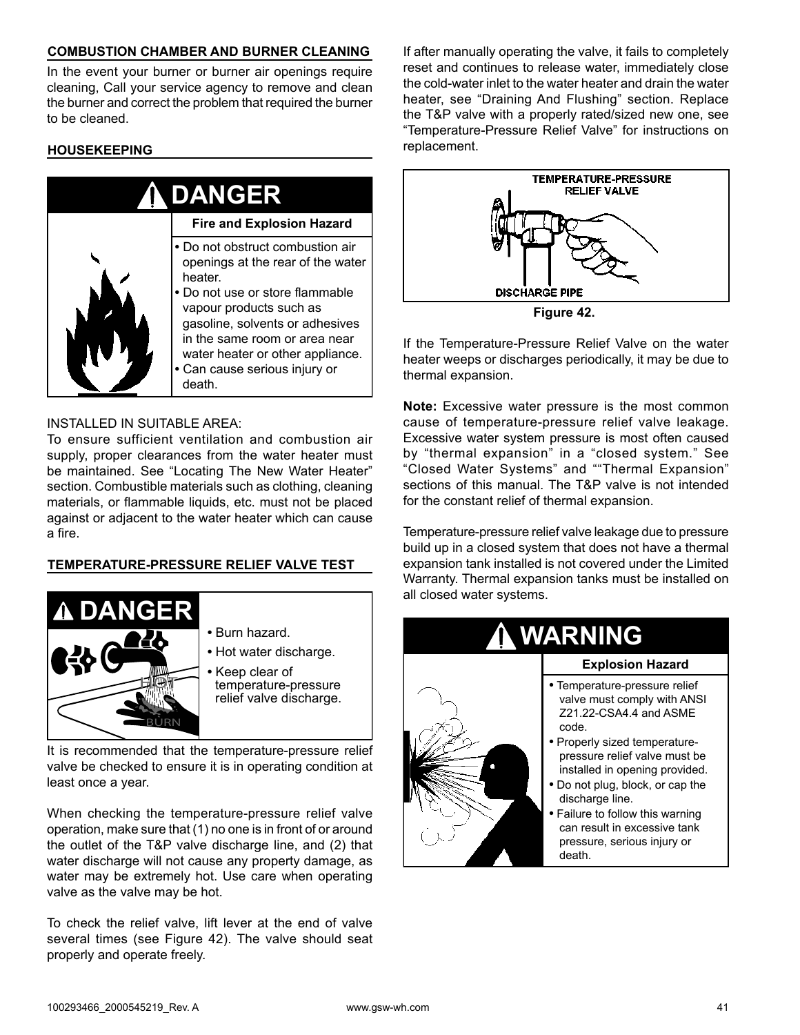### COMBUSTION CHAMBER AND BURNER CLEANING

In the event your burner or burner air openings require cleaning, Call your service agency to remove and clean the burner and correct the problem that required the burner to be cleaned.

### HOUSEKEEPING

**DANGER**

**Fire and Explosion Hazard**

- Do not obstruct combustion air openings at the rear of the water heater.
- Do not use or store flammable vapour products such as gasoline, solvents or adhesives in the same room or area near water heater or other appliance.
- Can cause serious injury or death.

INSTALLED IN SUITABLE AREA:
To ensure sufficient ventilation and combustion air supply, proper clearances from the water heater must be maintained. See "Locating The New Water Heater" section. Combustible materials such as clothing, cleaning materials, or flammable liquids, etc. must not be placed against or adjacent to the water heater which can cause a fire.

### TEMPERATURE-PRESSURE RELIEF VALVE TEST

**DANGER**

- Burn hazard.
- Hot water discharge.
- Keep clear of temperature-pressure relief valve discharge.

It is recommended that the temperature-pressure relief valve be checked to ensure it is in operating condition at least once a year.

When checking the temperature-pressure relief valve operation, make sure that (1) no one is in front of or around the outlet of the T&P valve discharge line, and (2) that water discharge will not cause any property damage, as water may be extremely hot. Use care when operating valve as the valve may be hot.

To check the relief valve, lift lever at the end of valve several times (see Figure 42). The valve should seat properly and operate freely.

If after manually operating the valve, it fails to completely reset and continues to release water, immediately close the cold-water inlet to the water heater and drain the water heater, see "Draining And Flushing" section. Replace the T&P valve with a properly rated/sized new one, see "Temperature-Pressure Relief Valve" for instructions on replacement.

TEMPERATURE-PRESSURE RELIEF VALVE

DISCHARGE PIPE

**Figure 42.**

If the Temperature-Pressure Relief Valve on the water heater weeps or discharges periodically, it may be due to thermal expansion.

**Note:** Excessive water pressure is the most common cause of temperature-pressure relief valve leakage. Excessive water system pressure is most often caused by "thermal expansion" in a "closed system." See "Closed Water Systems" and ""Thermal Expansion" sections of this manual. The T&P valve is not intended for the constant relief of thermal expansion.

Temperature-pressure relief valve leakage due to pressure build up in a closed system that does not have a thermal expansion tank installed is not covered under the Limited Warranty. Thermal expansion tanks must be installed on all closed water systems.

**WARNING**

**Explosion Hazard**

- Temperature-pressure relief valve must comply with ANSI Z21.22-CSA4.4 and ASME code.
- Properly sized temperature-pressure relief valve must be installed in opening provided.
- Do not plug, block, or cap the discharge line.
- Failure to follow this warning can result in excessive tank pressure, serious injury or death.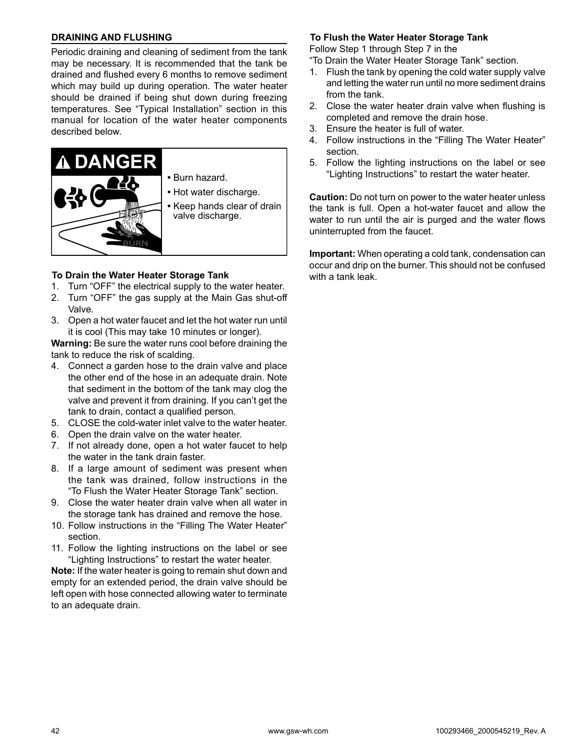## DRAINING AND FLUSHING

Periodic draining and cleaning of sediment from the tank may be necessary. It is recommended that the tank be drained and flushed every 6 months to remove sediment which may build up during operation. The water heater should be drained if being shut down during freezing temperatures. See "Typical Installation" section in this manual for location of the water heater components described below.

**⚠ DANGER**

- Burn hazard.
- Hot water discharge.
- Keep hands clear of drain valve discharge.

### To Drain the Water Heater Storage Tank

1. Turn "OFF" the electrical supply to the water heater.
2. Turn "OFF" the gas supply at the Main Gas shut-off Valve.
3. Open a hot water faucet and let the hot water run until it is cool (This may take 10 minutes or longer).

**Warning:** Be sure the water runs cool before draining the tank to reduce the risk of scalding.

4. Connect a garden hose to the drain valve and place the other end of the hose in an adequate drain. Note that sediment in the bottom of the tank may clog the valve and prevent it from draining. If you can't get the tank to drain, contact a qualified person.
5. CLOSE the cold-water inlet valve to the water heater.
6. Open the drain valve on the water heater.
7. If not already done, open a hot water faucet to help the water in the tank drain faster.
8. If a large amount of sediment was present when the tank was drained, follow instructions in the "To Flush the Water Heater Storage Tank" section.
9. Close the water heater drain valve when all water in the storage tank has drained and remove the hose.
10. Follow instructions in the "Filling The Water Heater" section.
11. Follow the lighting instructions on the label or see "Lighting Instructions" to restart the water heater.

**Note:** If the water heater is going to remain shut down and empty for an extended period, the drain valve should be left open with hose connected allowing water to terminate to an adequate drain.

### To Flush the Water Heater Storage Tank

Follow Step 1 through Step 7 in the "To Drain the Water Heater Storage Tank" section.

1. Flush the tank by opening the cold water supply valve and letting the water run until no more sediment drains from the tank.
2. Close the water heater drain valve when flushing is completed and remove the drain hose.
3. Ensure the heater is full of water.
4. Follow instructions in the "Filling The Water Heater" section.
5. Follow the lighting instructions on the label or see "Lighting Instructions" to restart the water heater.

**Caution:** Do not turn on power to the water heater unless the tank is full. Open a hot-water faucet and allow the water to run until the air is purged and the water flows uninterrupted from the faucet.

**Important:** When operating a cold tank, condensation can occur and drip on the burner. This should not be confused with a tank leak.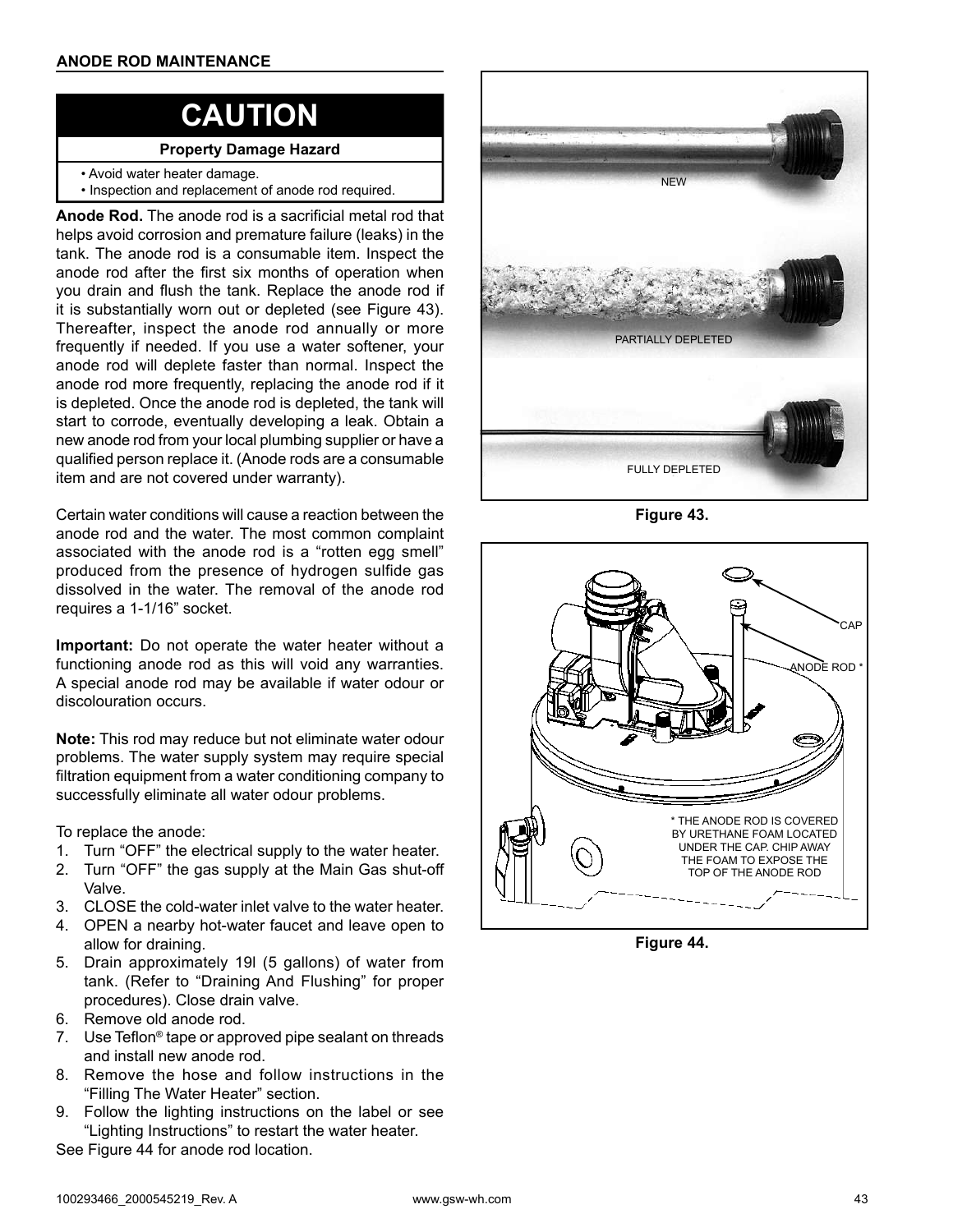## ANODE ROD MAINTENANCE

**CAUTION**

**Property Damage Hazard**

- Avoid water heater damage.
- Inspection and replacement of anode rod required.

**Anode Rod.** The anode rod is a sacrificial metal rod that helps avoid corrosion and premature failure (leaks) in the tank. The anode rod is a consumable item. Inspect the anode rod after the first six months of operation when you drain and flush the tank. Replace the anode rod if it is substantially worn out or depleted (see Figure 43). Thereafter, inspect the anode rod annually or more frequently if needed. If you use a water softener, your anode rod will deplete faster than normal. Inspect the anode rod more frequently, replacing the anode rod if it is depleted. Once the anode rod is depleted, the tank will start to corrode, eventually developing a leak. Obtain a new anode rod from your local plumbing supplier or have a qualified person replace it. (Anode rods are a consumable item and are not covered under warranty).

Certain water conditions will cause a reaction between the anode rod and the water. The most common complaint associated with the anode rod is a "rotten egg smell" produced from the presence of hydrogen sulfide gas dissolved in the water. The removal of the anode rod requires a 1-1/16" socket.

**Important:** Do not operate the water heater without a functioning anode rod as this will void any warranties. A special anode rod may be available if water odour or discolouration occurs.

**Note:** This rod may reduce but not eliminate water odour problems. The water supply system may require special filtration equipment from a water conditioning company to successfully eliminate all water odour problems.

To replace the anode:

1. Turn "OFF" the electrical supply to the water heater.
2. Turn "OFF" the gas supply at the Main Gas shut-off Valve.
3. CLOSE the cold-water inlet valve to the water heater.
4. OPEN a nearby hot-water faucet and leave open to allow for draining.
5. Drain approximately 19l (5 gallons) of water from tank. (Refer to "Draining And Flushing" for proper procedures). Close drain valve.
6. Remove old anode rod.
7. Use Teflon® tape or approved pipe sealant on threads and install new anode rod.
8. Remove the hose and follow instructions in the "Filling The Water Heater" section.
9. Follow the lighting instructions on the label or see "Lighting Instructions" to restart the water heater.

See Figure 44 for anode rod location.

NEW

PARTIALLY DEPLETED

FULLY DEPLETED

**Figure 43.**

CAP

ANODE ROD *

* THE ANODE ROD IS COVERED BY URETHANE FOAM LOCATED UNDER THE CAP. CHIP AWAY THE FOAM TO EXPOSE THE TOP OF THE ANODE ROD

**Figure 44.**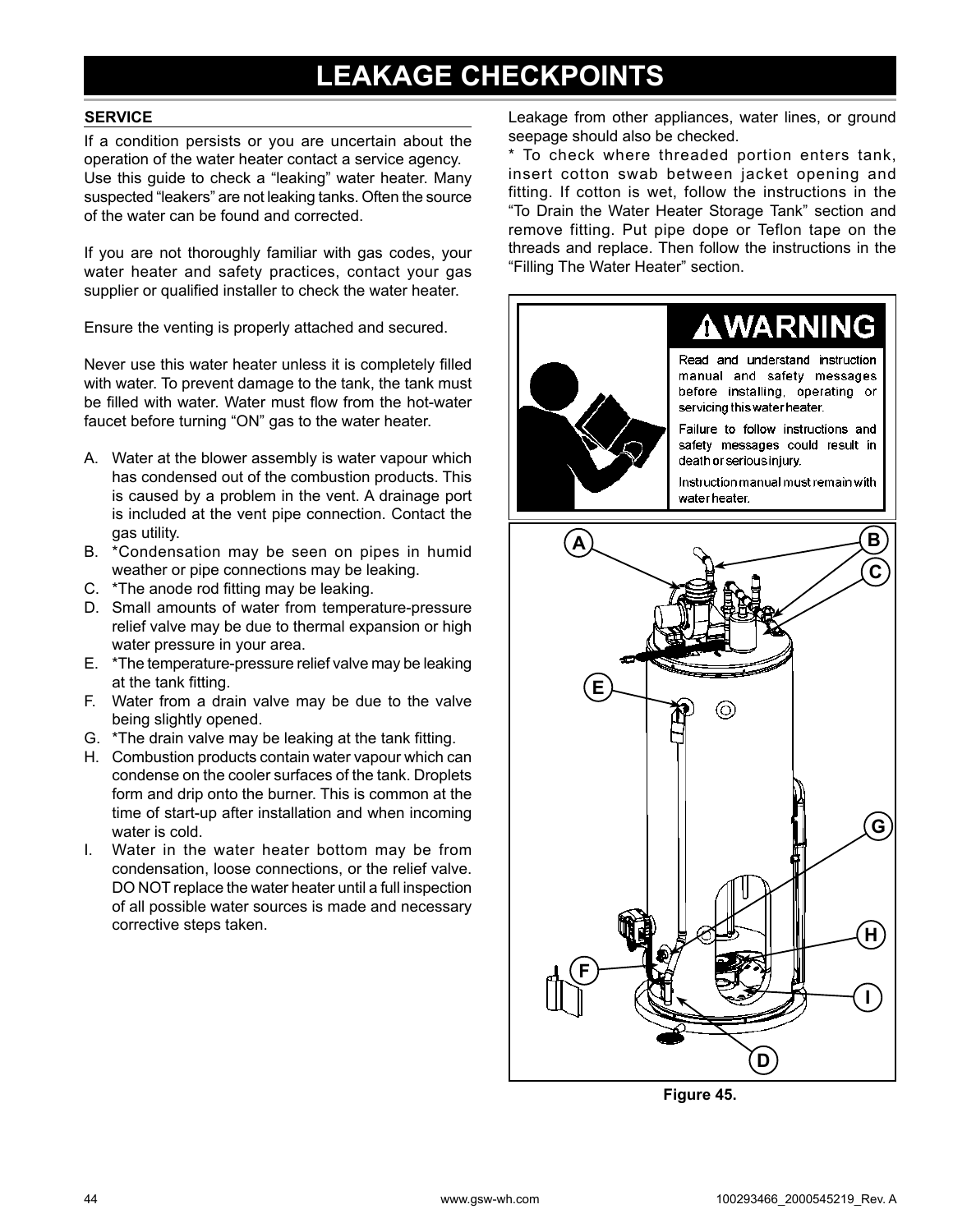# LEAKAGE CHECKPOINTS

## SERVICE

If a condition persists or you are uncertain about the operation of the water heater contact a service agency. Use this guide to check a "leaking" water heater. Many suspected "leakers" are not leaking tanks. Often the source of the water can be found and corrected.

If you are not thoroughly familiar with gas codes, your water heater and safety practices, contact your gas supplier or qualified installer to check the water heater.

Ensure the venting is properly attached and secured.

Never use this water heater unless it is completely filled with water. To prevent damage to the tank, the tank must be filled with water. Water must flow from the hot-water faucet before turning "ON" gas to the water heater.

A. Water at the blower assembly is water vapour which has condensed out of the combustion products. This is caused by a problem in the vent. A drainage port is included at the vent pipe connection. Contact the gas utility.
B. *Condensation may be seen on pipes in humid weather or pipe connections may be leaking.
C. *The anode rod fitting may be leaking.
D. Small amounts of water from temperature-pressure relief valve may be due to thermal expansion or high water pressure in your area.
E. *The temperature-pressure relief valve may be leaking at the tank fitting.
F. Water from a drain valve may be due to the valve being slightly opened.
G. *The drain valve may be leaking at the tank fitting.
H. Combustion products contain water vapour which can condense on the cooler surfaces of the tank. Droplets form and drip onto the burner. This is common at the time of start-up after installation and when incoming water is cold.
I. Water in the water heater bottom may be from condensation, loose connections, or the relief valve. DO NOT replace the water heater until a full inspection of all possible water sources is made and necessary corrective steps taken.

Leakage from other appliances, water lines, or ground seepage should also be checked.

* To check where threaded portion enters tank, insert cotton swab between jacket opening and fitting. If cotton is wet, follow the instructions in the "To Drain the Water Heater Storage Tank" section and remove fitting. Put pipe dope or Teflon tape on the threads and replace. Then follow the instructions in the "Filling The Water Heater" section.

**⚠WARNING**

Read and understand instruction manual and safety messages before installing, operating or servicing this water heater.

Failure to follow instructions and safety messages could result in death or serious injury.

Instruction manual must remain with water heater.

A B C E G H F I D

**Figure 45.**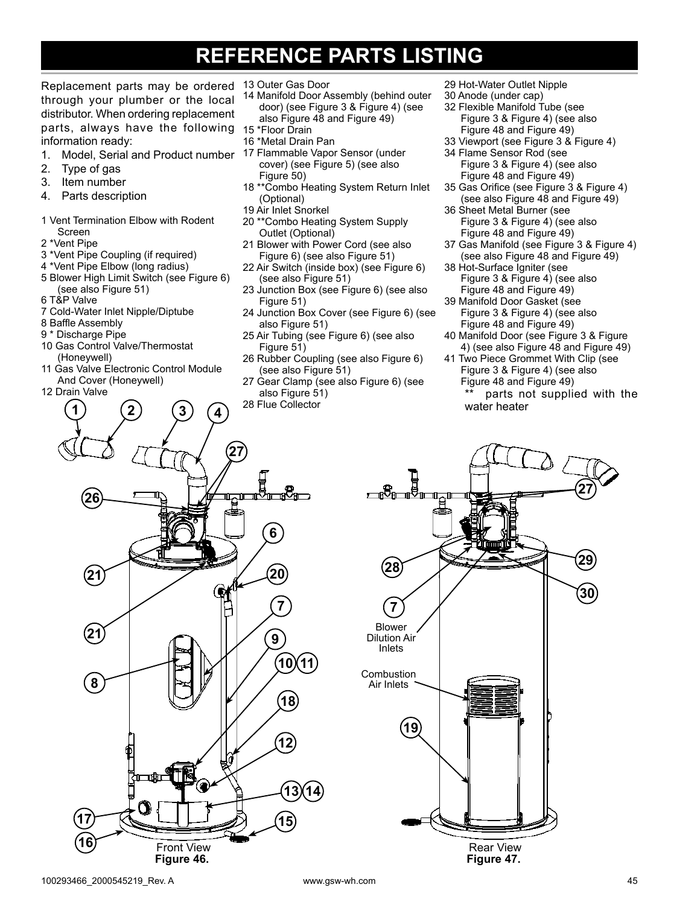# REFERENCE PARTS LISTING

Replacement parts may be ordered through your plumber or the local distributor. When ordering replacement parts, always have the following information ready:

1. Model, Serial and Product number
2. Type of gas
3. Item number
4. Parts description

1 Vent Termination Elbow with Rodent Screen
2 *Vent Pipe
3 *Vent Pipe Coupling (if required)
4 *Vent Pipe Elbow (long radius)
5 Blower High Limit Switch (see Figure 6) (see also Figure 51)
6 T&P Valve
7 Cold-Water Inlet Nipple/Diptube
8 Baffle Assembly
9 * Discharge Pipe
10 Gas Control Valve/Thermostat (Honeywell)
11 Gas Valve Electronic Control Module And Cover (Honeywell)
12 Drain Valve
13 Outer Gas Door
14 Manifold Door Assembly (behind outer door) (see Figure 3 & Figure 4) (see also Figure 48 and Figure 49)
15 *Floor Drain
16 *Metal Drain Pan
17 Flammable Vapor Sensor (under cover) (see Figure 5) (see also Figure 50)
18 **Combo Heating System Return Inlet (Optional)
19 Air Inlet Snorkel
20 **Combo Heating System Supply Outlet (Optional)
21 Blower with Power Cord (see also Figure 6) (see also Figure 51)
22 Air Switch (inside box) (see Figure 6) (see also Figure 51)
23 Junction Box (see Figure 6) (see also Figure 51)
24 Junction Box Cover (see Figure 6) (see also Figure 51)
25 Air Tubing (see Figure 6) (see also Figure 51)
26 Rubber Coupling (see also Figure 6) (see also Figure 51)
27 Gear Clamp (see also Figure 6) (see also Figure 51)
28 Flue Collector
29 Hot-Water Outlet Nipple
30 Anode (under cap)
32 Flexible Manifold Tube (see Figure 3 & Figure 4) (see also Figure 48 and Figure 49)
33 Viewport (see Figure 3 & Figure 4)
34 Flame Sensor Rod (see Figure 3 & Figure 4) (see also Figure 48 and Figure 49)
35 Gas Orifice (see Figure 3 & Figure 4) (see also Figure 48 and Figure 49)
36 Sheet Metal Burner (see Figure 3 & Figure 4) (see also Figure 48 and Figure 49)
37 Gas Manifold (see Figure 3 & Figure 4) (see also Figure 48 and Figure 49)
38 Hot-Surface Igniter (see Figure 3 & Figure 4) (see also Figure 48 and Figure 49)
39 Manifold Door Gasket (see Figure 3 & Figure 4) (see also Figure 48 and Figure 49)
40 Manifold Door (see Figure 3 & Figure 4) (see also Figure 48 and Figure 49)
41 Two Piece Grommet With Clip (see Figure 3 & Figure 4) (see also Figure 48 and Figure 49)

** parts not supplied with the water heater

Front View
**Figure 46.**

Blower Dilution Air Inlets

Combustion Air Inlets

Rear View
**Figure 47.**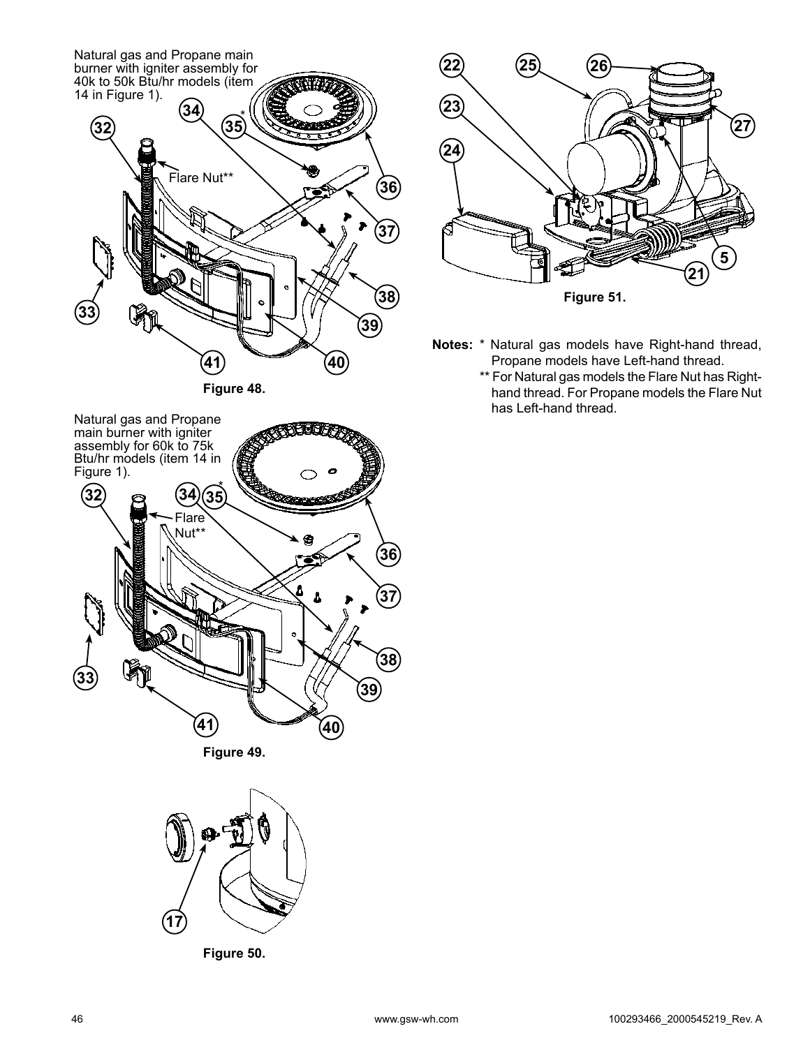Natural gas and Propane main burner with igniter assembly for 40k to 50k Btu/hr models (item 14 in Figure 1).

32
34
35*
36
Flare Nut**
37
38
39
33
41
40

Figure 48.

Natural gas and Propane main burner with igniter assembly for 60k to 75k Btu/hr models (item 14 in Figure 1).

32
34
35*
Flare Nut**
36
37
38
39
33
41
40

Figure 49.

17

Figure 50.

22
25
26
23
27
24
5
21

Figure 51.

**Notes:** * Natural gas models have Right-hand thread, Propane models have Left-hand thread.

** For Natural gas models the Flare Nut has Right-hand thread. For Propane models the Flare Nut has Left-hand thread.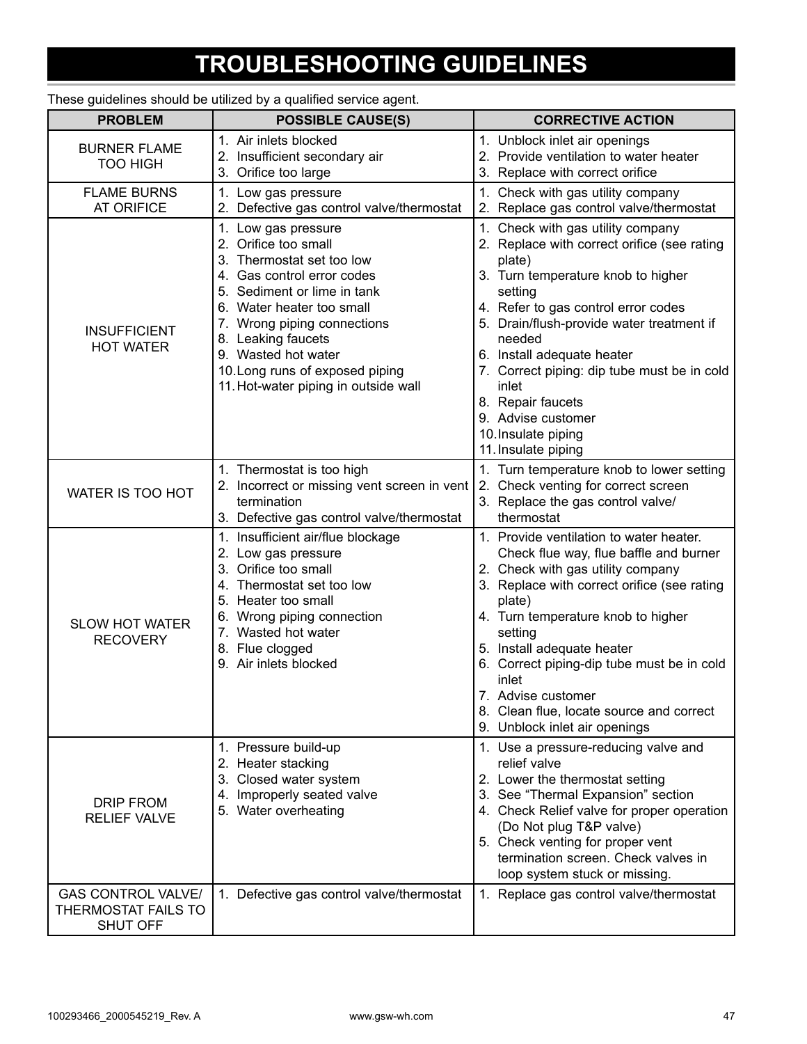# TROUBLESHOOTING GUIDELINES

These guidelines should be utilized by a qualified service agent.

| PROBLEM | POSSIBLE CAUSE(S) | CORRECTIVE ACTION |
|---|---|---|
| BURNER FLAME TOO HIGH | 1. Air inlets blocked<br>2. Insufficient secondary air<br>3. Orifice too large | 1. Unblock inlet air openings<br>2. Provide ventilation to water heater<br>3. Replace with correct orifice |
| FLAME BURNS AT ORIFICE | 1. Low gas pressure<br>2. Defective gas control valve/thermostat | 1. Check with gas utility company<br>2. Replace gas control valve/thermostat |
| INSUFFICIENT HOT WATER | 1. Low gas pressure<br>2. Orifice too small<br>3. Thermostat set too low<br>4. Gas control error codes<br>5. Sediment or lime in tank<br>6. Water heater too small<br>7. Wrong piping connections<br>8. Leaking faucets<br>9. Wasted hot water<br>10. Long runs of exposed piping<br>11. Hot-water piping in outside wall | 1. Check with gas utility company<br>2. Replace with correct orifice (see rating plate)<br>3. Turn temperature knob to higher setting<br>4. Refer to gas control error codes<br>5. Drain/flush-provide water treatment if needed<br>6. Install adequate heater<br>7. Correct piping: dip tube must be in cold inlet<br>8. Repair faucets<br>9. Advise customer<br>10. Insulate piping<br>11. Insulate piping |
| WATER IS TOO HOT | 1. Thermostat is too high<br>2. Incorrect or missing vent screen in vent termination<br>3. Defective gas control valve/thermostat | 1. Turn temperature knob to lower setting<br>2. Check venting for correct screen<br>3. Replace the gas control valve/thermostat |
| SLOW HOT WATER RECOVERY | 1. Insufficient air/flue blockage<br>2. Low gas pressure<br>3. Orifice too small<br>4. Thermostat set too low<br>5. Heater too small<br>6. Wrong piping connection<br>7. Wasted hot water<br>8. Flue clogged<br>9. Air inlets blocked | 1. Provide ventilation to water heater. Check flue way, flue baffle and burner<br>2. Check with gas utility company<br>3. Replace with correct orifice (see rating plate)<br>4. Turn temperature knob to higher setting<br>5. Install adequate heater<br>6. Correct piping-dip tube must be in cold inlet<br>7. Advise customer<br>8. Clean flue, locate source and correct<br>9. Unblock inlet air openings |
| DRIP FROM RELIEF VALVE | 1. Pressure build-up<br>2. Heater stacking<br>3. Closed water system<br>4. Improperly seated valve<br>5. Water overheating | 1. Use a pressure-reducing valve and relief valve<br>2. Lower the thermostat setting<br>3. See "Thermal Expansion" section<br>4. Check Relief valve for proper operation (Do Not plug T&P valve)<br>5. Check venting for proper vent termination screen. Check valves in loop system stuck or missing. |
| GAS CONTROL VALVE/ THERMOSTAT FAILS TO SHUT OFF | 1. Defective gas control valve/thermostat | 1. Replace gas control valve/thermostat |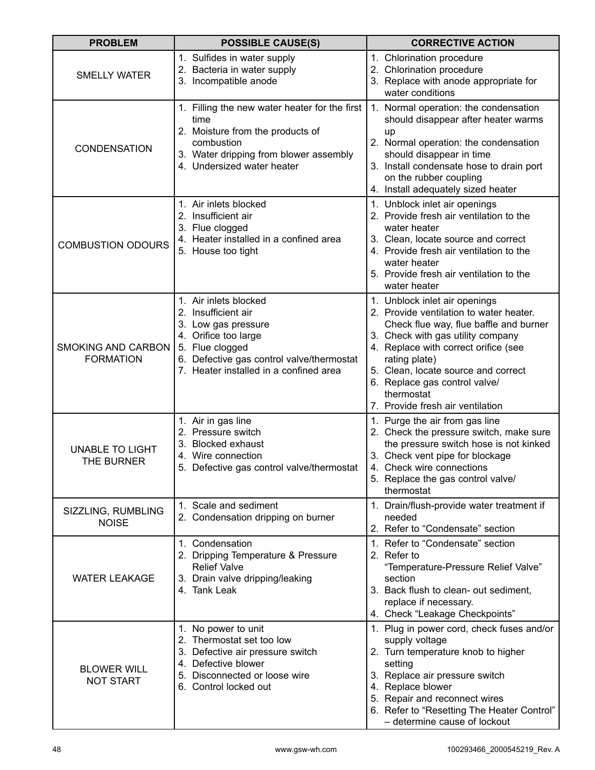| PROBLEM | POSSIBLE CAUSE(S) | CORRECTIVE ACTION |
|---|---|---|
| SMELLY WATER | 1. Sulfides in water supply<br>2. Bacteria in water supply<br>3. Incompatible anode | 1. Chlorination procedure<br>2. Chlorination procedure<br>3. Replace with anode appropriate for water conditions |
| CONDENSATION | 1. Filling the new water heater for the first time<br>2. Moisture from the products of combustion<br>3. Water dripping from blower assembly<br>4. Undersized water heater | 1. Normal operation: the condensation should disappear after heater warms up<br>2. Normal operation: the condensation should disappear in time<br>3. Install condensate hose to drain port on the rubber coupling<br>4. Install adequately sized heater |
| COMBUSTION ODOURS | 1. Air inlets blocked<br>2. Insufficient air<br>3. Flue clogged<br>4. Heater installed in a confined area<br>5. House too tight | 1. Unblock inlet air openings<br>2. Provide fresh air ventilation to the water heater<br>3. Clean, locate source and correct<br>4. Provide fresh air ventilation to the water heater<br>5. Provide fresh air ventilation to the water heater |
| SMOKING AND CARBON FORMATION | 1. Air inlets blocked<br>2. Insufficient air<br>3. Low gas pressure<br>4. Orifice too large<br>5. Flue clogged<br>6. Defective gas control valve/thermostat<br>7. Heater installed in a confined area | 1. Unblock inlet air openings<br>2. Provide ventilation to water heater. Check flue way, flue baffle and burner<br>3. Check with gas utility company<br>4. Replace with correct orifice (see rating plate)<br>5. Clean, locate source and correct<br>6. Replace gas control valve/ thermostat<br>7. Provide fresh air ventilation |
| UNABLE TO LIGHT THE BURNER | 1. Air in gas line<br>2. Pressure switch<br>3. Blocked exhaust<br>4. Wire connection<br>5. Defective gas control valve/thermostat | 1. Purge the air from gas line<br>2. Check the pressure switch, make sure the pressure switch hose is not kinked<br>3. Check vent pipe for blockage<br>4. Check wire connections<br>5. Replace the gas control valve/ thermostat |
| SIZZLING, RUMBLING NOISE | 1. Scale and sediment<br>2. Condensation dripping on burner | 1. Drain/flush-provide water treatment if needed<br>2. Refer to "Condensate" section |
| WATER LEAKAGE | 1. Condensation<br>2. Dripping Temperature & Pressure Relief Valve<br>3. Drain valve dripping/leaking<br>4. Tank Leak | 1. Refer to "Condensate" section<br>2. Refer to "Temperature-Pressure Relief Valve" section<br>3. Back flush to clean- out sediment, replace if necessary.<br>4. Check "Leakage Checkpoints" |
| BLOWER WILL NOT START | 1. No power to unit<br>2. Thermostat set too low<br>3. Defective air pressure switch<br>4. Defective blower<br>5. Disconnected or loose wire<br>6. Control locked out | 1. Plug in power cord, check fuses and/or supply voltage<br>2. Turn temperature knob to higher setting<br>3. Replace air pressure switch<br>4. Replace blower<br>5. Repair and reconnect wires<br>6. Refer to "Resetting The Heater Control" – determine cause of lockout |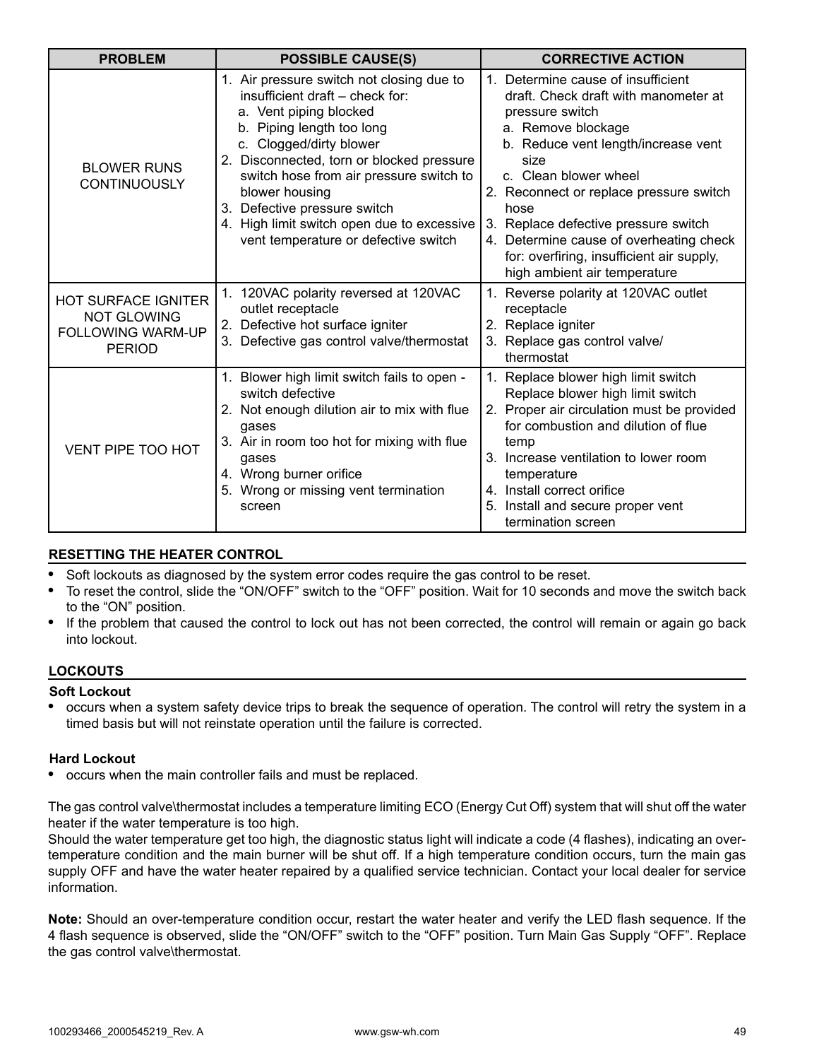| PROBLEM | POSSIBLE CAUSE(S) | CORRECTIVE ACTION |
|---|---|---|
| BLOWER RUNS CONTINUOUSLY | 1. Air pressure switch not closing due to insufficient draft – check for:<br>a. Vent piping blocked<br>b. Piping length too long<br>c. Clogged/dirty blower<br>2. Disconnected, torn or blocked pressure switch hose from air pressure switch to blower housing<br>3. Defective pressure switch<br>4. High limit switch open due to excessive vent temperature or defective switch | 1. Determine cause of insufficient draft. Check draft with manometer at pressure switch<br>a. Remove blockage<br>b. Reduce vent length/increase vent size<br>c. Clean blower wheel<br>2. Reconnect or replace pressure switch hose<br>3. Replace defective pressure switch<br>4. Determine cause of overheating check for: overfiring, insufficient air supply, high ambient air temperature |
| HOT SURFACE IGNITER NOT GLOWING FOLLOWING WARM-UP PERIOD | 1. 120VAC polarity reversed at 120VAC outlet receptacle<br>2. Defective hot surface igniter<br>3. Defective gas control valve/thermostat | 1. Reverse polarity at 120VAC outlet receptacle<br>2. Replace igniter<br>3. Replace gas control valve/ thermostat |
| VENT PIPE TOO HOT | 1. Blower high limit switch fails to open - switch defective<br>2. Not enough dilution air to mix with flue gases<br>3. Air in room too hot for mixing with flue gases<br>4. Wrong burner orifice<br>5. Wrong or missing vent termination screen | 1. Replace blower high limit switch Replace blower high limit switch<br>2. Proper air circulation must be provided for combustion and dilution of flue temp<br>3. Increase ventilation to lower room temperature<br>4. Install correct orifice<br>5. Install and secure proper vent termination screen |

## RESETTING THE HEATER CONTROL

- Soft lockouts as diagnosed by the system error codes require the gas control to be reset.
- To reset the control, slide the "ON/OFF" switch to the "OFF" position. Wait for 10 seconds and move the switch back to the "ON" position.
- If the problem that caused the control to lock out has not been corrected, the control will remain or again go back into lockout.

## LOCKOUTS

### Soft Lockout

- occurs when a system safety device trips to break the sequence of operation. The control will retry the system in a timed basis but will not reinstate operation until the failure is corrected.

### Hard Lockout

- occurs when the main controller fails and must be replaced.

The gas control valve\thermostat includes a temperature limiting ECO (Energy Cut Off) system that will shut off the water heater if the water temperature is too high.
Should the water temperature get too high, the diagnostic status light will indicate a code (4 flashes), indicating an over-temperature condition and the main burner will be shut off. If a high temperature condition occurs, turn the main gas supply OFF and have the water heater repaired by a qualified service technician. Contact your local dealer for service information.

**Note:** Should an over-temperature condition occur, restart the water heater and verify the LED flash sequence. If the 4 flash sequence is observed, slide the "ON/OFF" switch to the "OFF" position. Turn Main Gas Supply "OFF". Replace the gas control valve\thermostat.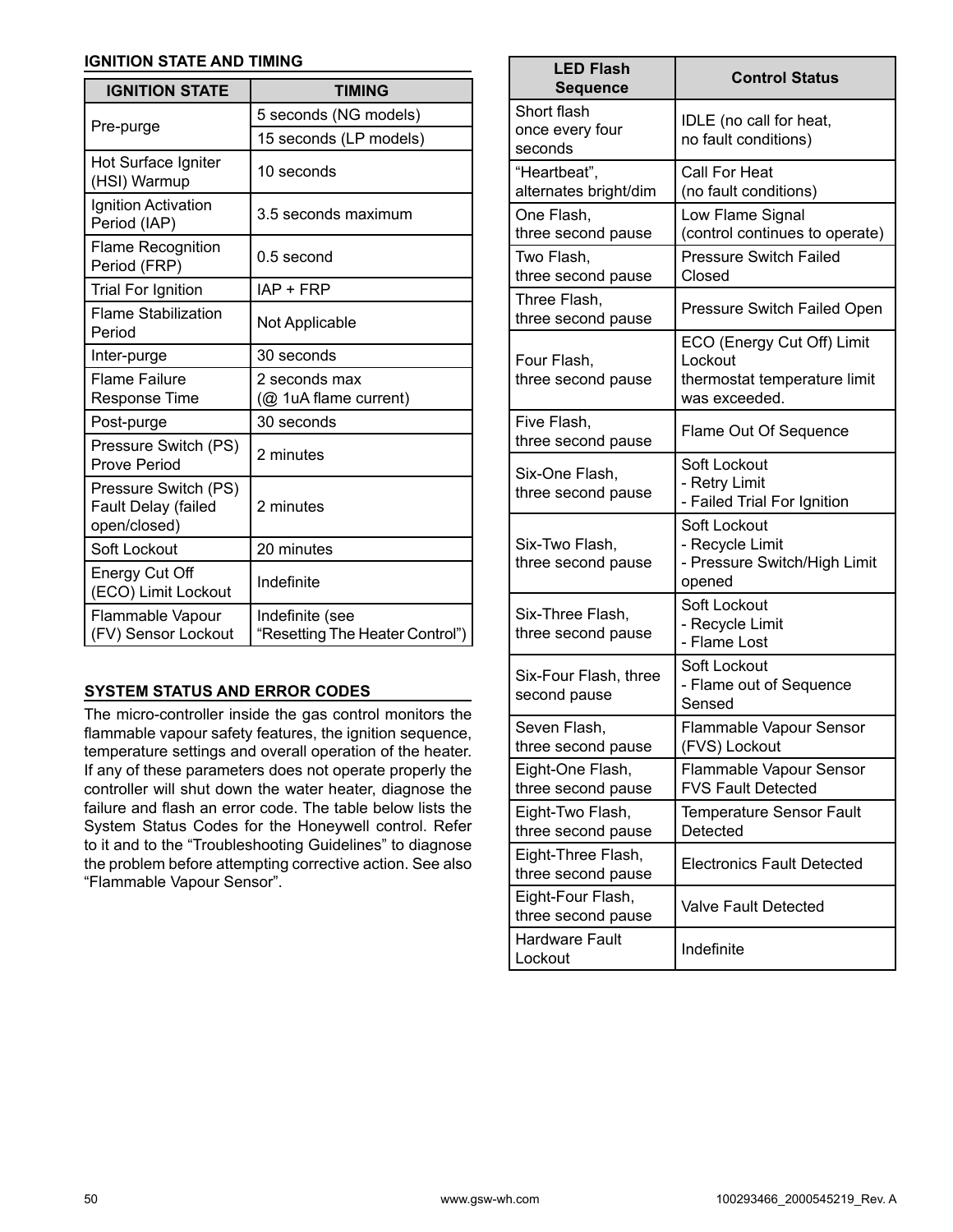### IGNITION STATE AND TIMING

| IGNITION STATE | TIMING |
|---|---|
| Pre-purge | 5 seconds (NG models) |
| | 15 seconds (LP models) |
| Hot Surface Igniter (HSI) Warmup | 10 seconds |
| Ignition Activation Period (IAP) | 3.5 seconds maximum |
| Flame Recognition Period (FRP) | 0.5 second |
| Trial For Ignition | IAP + FRP |
| Flame Stabilization Period | Not Applicable |
| Inter-purge | 30 seconds |
| Flame Failure Response Time | 2 seconds max (@ 1uA flame current) |
| Post-purge | 30 seconds |
| Pressure Switch (PS) Prove Period | 2 minutes |
| Pressure Switch (PS) Fault Delay (failed open/closed) | 2 minutes |
| Soft Lockout | 20 minutes |
| Energy Cut Off (ECO) Limit Lockout | Indefinite |
| Flammable Vapour (FV) Sensor Lockout | Indefinite (see "Resetting The Heater Control") |

### SYSTEM STATUS AND ERROR CODES

The micro-controller inside the gas control monitors the flammable vapour safety features, the ignition sequence, temperature settings and overall operation of the heater. If any of these parameters does not operate properly the controller will shut down the water heater, diagnose the failure and flash an error code. The table below lists the System Status Codes for the Honeywell control. Refer to it and to the "Troubleshooting Guidelines" to diagnose the problem before attempting corrective action. See also "Flammable Vapour Sensor".

| LED Flash Sequence | Control Status |
|---|---|
| Short flash once every four seconds | IDLE (no call for heat, no fault conditions) |
| "Heartbeat", alternates bright/dim | Call For Heat (no fault conditions) |
| One Flash, three second pause | Low Flame Signal (control continues to operate) |
| Two Flash, three second pause | Pressure Switch Failed Closed |
| Three Flash, three second pause | Pressure Switch Failed Open |
| Four Flash, three second pause | ECO (Energy Cut Off) Limit Lockout thermostat temperature limit was exceeded. |
| Five Flash, three second pause | Flame Out Of Sequence |
| Six-One Flash, three second pause | Soft Lockout - Retry Limit - Failed Trial For Ignition |
| Six-Two Flash, three second pause | Soft Lockout - Recycle Limit - Pressure Switch/High Limit opened |
| Six-Three Flash, three second pause | Soft Lockout - Recycle Limit - Flame Lost |
| Six-Four Flash, three second pause | Soft Lockout - Flame out of Sequence Sensed |
| Seven Flash, three second pause | Flammable Vapour Sensor (FVS) Lockout |
| Eight-One Flash, three second pause | Flammable Vapour Sensor FVS Fault Detected |
| Eight-Two Flash, three second pause | Temperature Sensor Fault Detected |
| Eight-Three Flash, three second pause | Electronics Fault Detected |
| Eight-Four Flash, three second pause | Valve Fault Detected |
| Hardware Fault Lockout | Indefinite |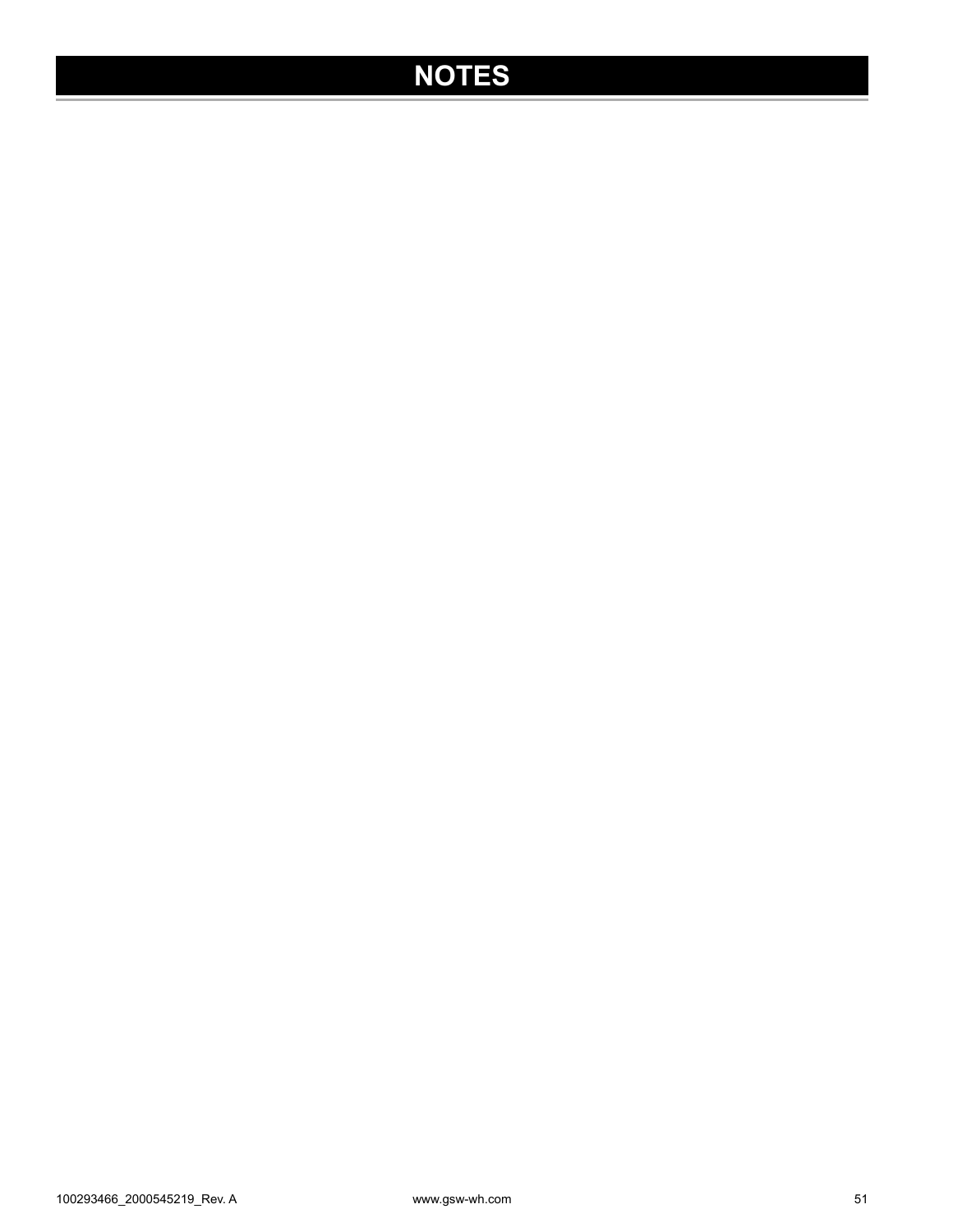# NOTES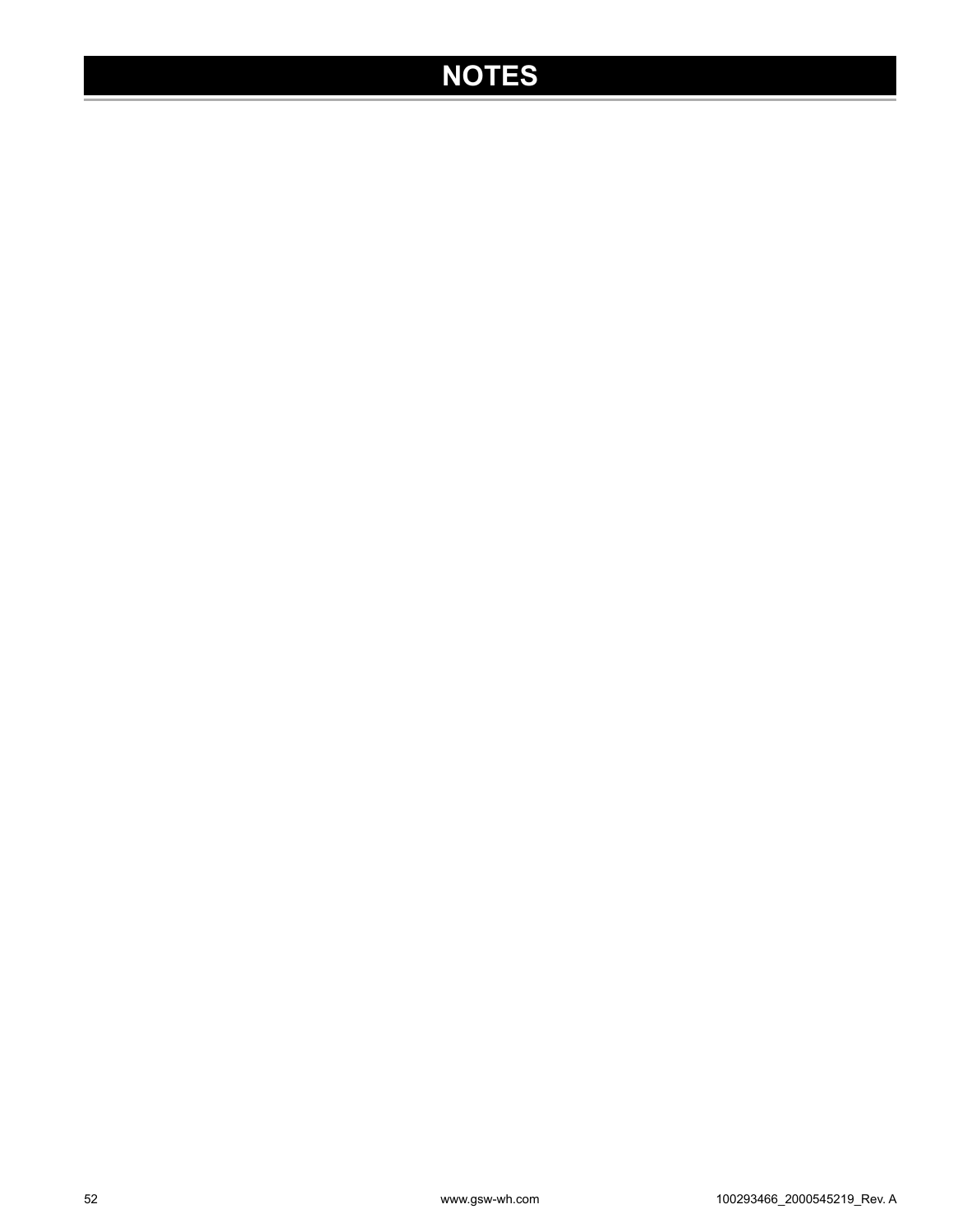# NOTES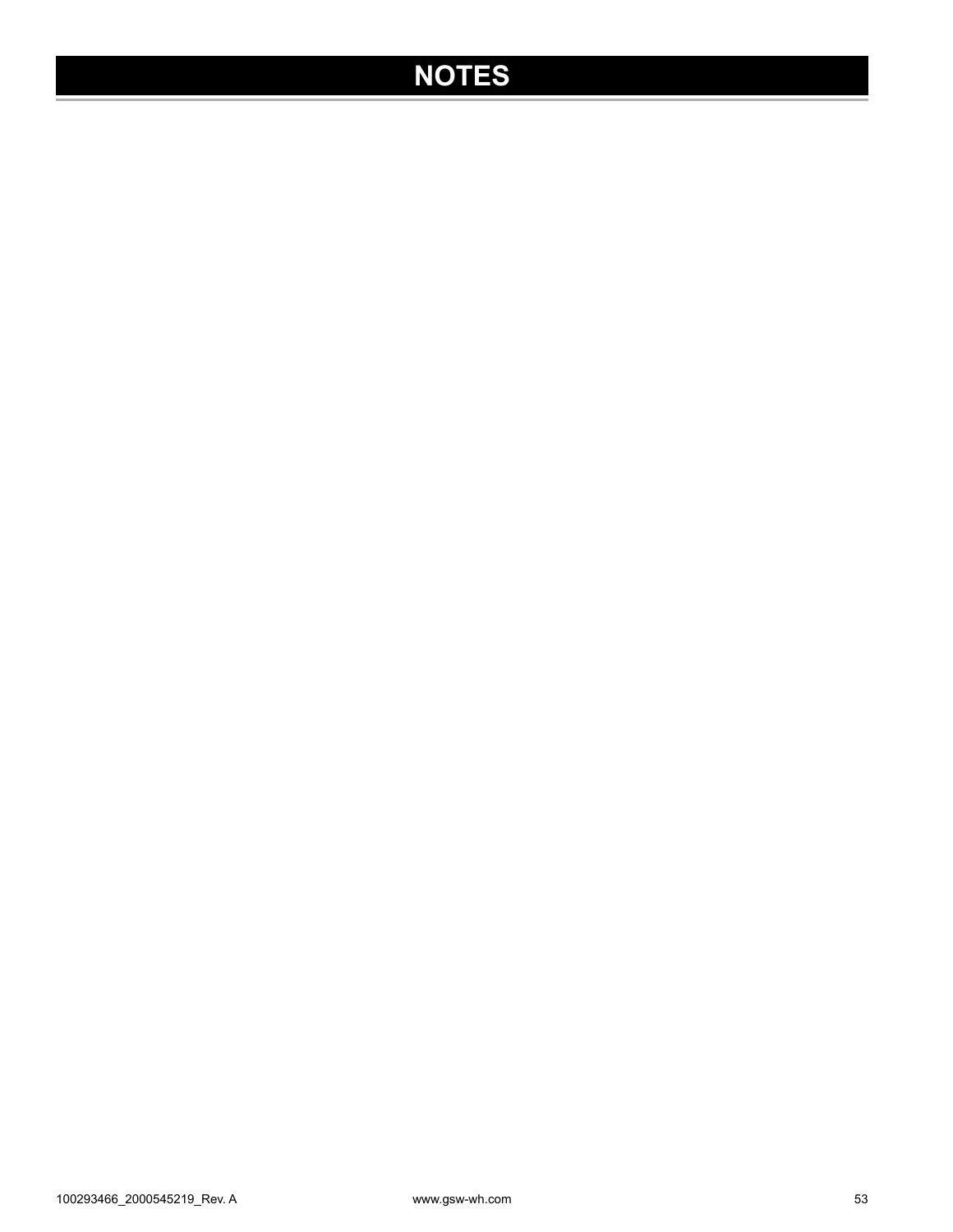# NOTES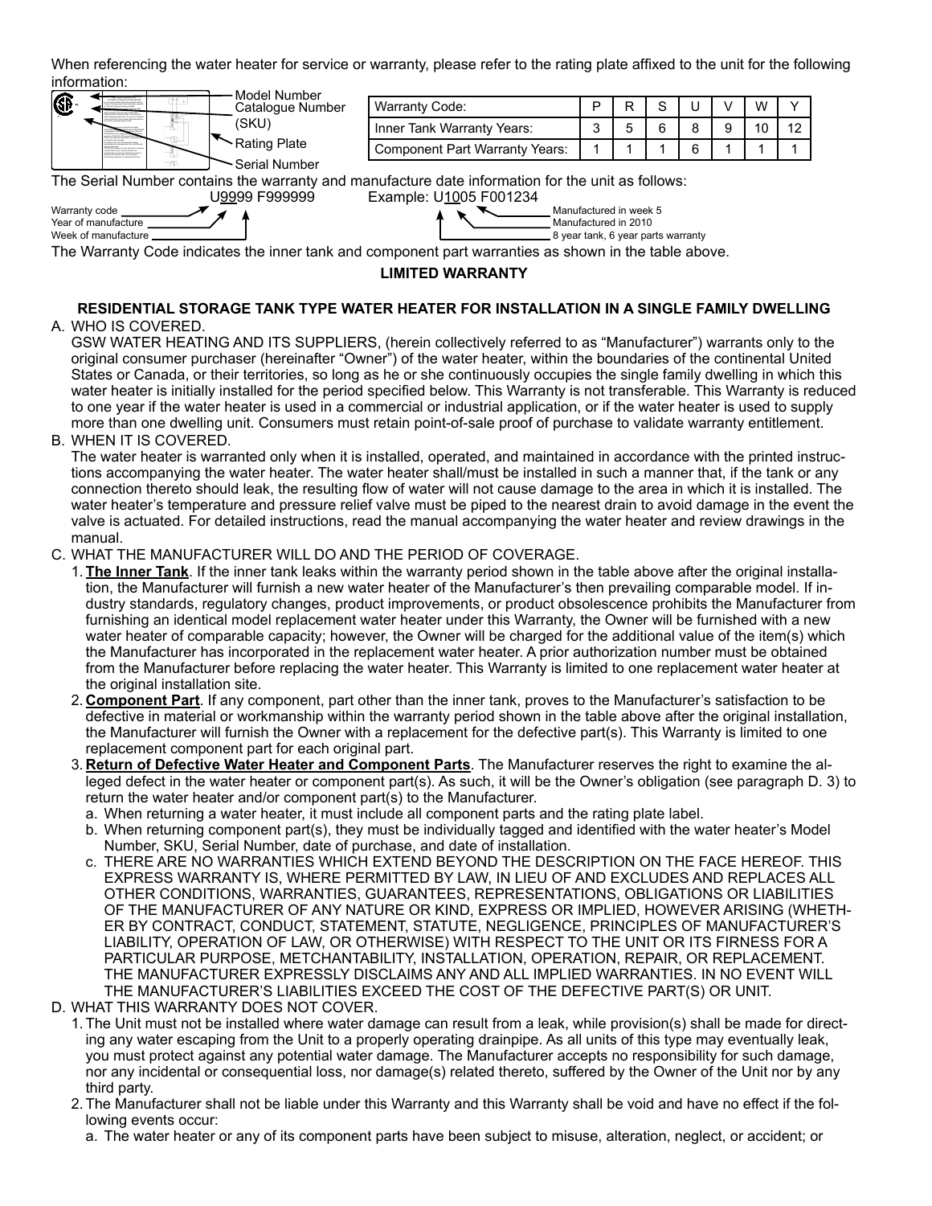When referencing the water heater for service or warranty, please refer to the rating plate affixed to the unit for the following information:

Model Number
Catalogue Number (SKU)
Rating Plate
Serial Number

| Warranty Code: | P | R | S | U | V | W | Y |
|---|---|---|---|---|---|---|---|
| Inner Tank Warranty Years: | 3 | 5 | 6 | 8 | 9 | 10 | 12 |
| Component Part Warranty Years: | 1 | 1 | 1 | 6 | 1 | 1 | 1 |

The Serial Number contains the warranty and manufacture date information for the unit as follows:

U9999 F999999 — Warranty code; Year of manufacture; Week of manufacture

Example: U1005 F001234 — Manufactured in week 5; Manufactured in 2010; 8 year tank, 6 year parts warranty

The Warranty Code indicates the inner tank and component part warranties as shown in the table above.

## LIMITED WARRANTY

### RESIDENTIAL STORAGE TANK TYPE WATER HEATER FOR INSTALLATION IN A SINGLE FAMILY DWELLING

A. WHO IS COVERED.

GSW WATER HEATING AND ITS SUPPLIERS, (herein collectively referred to as "Manufacturer") warrants only to the original consumer purchaser (hereinafter "Owner") of the water heater, within the boundaries of the continental United States or Canada, or their territories, so long as he or she continuously occupies the single family dwelling in which this water heater is initially installed for the period specified below. This Warranty is not transferable. This Warranty is reduced to one year if the water heater is used in a commercial or industrial application, or if the water heater is used to supply more than one dwelling unit. Consumers must retain point-of-sale proof of purchase to validate warranty entitlement.

B. WHEN IT IS COVERED.

The water heater is warranted only when it is installed, operated, and maintained in accordance with the printed instructions accompanying the water heater. The water heater shall/must be installed in such a manner that, if the tank or any connection thereto should leak, the resulting flow of water will not cause damage to the area in which it is installed. The water heater's temperature and pressure relief valve must be piped to the nearest drain to avoid damage in the event the valve is actuated. For detailed instructions, read the manual accompanying the water heater and review drawings in the manual.

C. WHAT THE MANUFACTURER WILL DO AND THE PERIOD OF COVERAGE.

1. **The Inner Tank**. If the inner tank leaks within the warranty period shown in the table above after the original installation, the Manufacturer will furnish a new water heater of the Manufacturer's then prevailing comparable model. If industry standards, regulatory changes, product improvements, or product obsolescence prohibits the Manufacturer from furnishing an identical model replacement water heater under this Warranty, the Owner will be furnished with a new water heater of comparable capacity; however, the Owner will be charged for the additional value of the item(s) which the Manufacturer has incorporated in the replacement water heater. A prior authorization number must be obtained from the Manufacturer before replacing the water heater. This Warranty is limited to one replacement water heater at the original installation site.
2. **Component Part**. If any component, part other than the inner tank, proves to the Manufacturer's satisfaction to be defective in material or workmanship within the warranty period shown in the table above after the original installation, the Manufacturer will furnish the Owner with a replacement for the defective part(s). This Warranty is limited to one replacement component part for each original part.
3. **Return of Defective Water Heater and Component Parts**. The Manufacturer reserves the right to examine the alleged defect in the water heater or component part(s). As such, it will be the Owner's obligation (see paragraph D. 3) to return the water heater and/or component part(s) to the Manufacturer.
   a. When returning a water heater, it must include all component parts and the rating plate label.
   b. When returning component part(s), they must be individually tagged and identified with the water heater's Model Number, SKU, Serial Number, date of purchase, and date of installation.
   c. THERE ARE NO WARRANTIES WHICH EXTEND BEYOND THE DESCRIPTION ON THE FACE HEREOF. THIS EXPRESS WARRANTY IS, WHERE PERMITTED BY LAW, IN LIEU OF AND EXCLUDES AND REPLACES ALL OTHER CONDITIONS, WARRANTIES, GUARANTEES, REPRESENTATIONS, OBLIGATIONS OR LIABILITIES OF THE MANUFACTURER OF ANY NATURE OR KIND, EXPRESS OR IMPLIED, HOWEVER ARISING (WHETHER BY CONTRACT, CONDUCT, STATEMENT, STATUTE, NEGLIGENCE, PRINCIPLES OF MANUFACTURER'S LIABILITY, OPERATION OF LAW, OR OTHERWISE) WITH RESPECT TO THE UNIT OR ITS FIRNESS FOR A PARTICULAR PURPOSE, METCHANTABILITY, INSTALLATION, OPERATION, REPAIR, OR REPLACEMENT. THE MANUFACTURER EXPRESSLY DISCLAIMS ANY AND ALL IMPLIED WARRANTIES. IN NO EVENT WILL THE MANUFACTURER'S LIABILITIES EXCEED THE COST OF THE DEFECTIVE PART(S) OR UNIT.

D. WHAT THIS WARRANTY DOES NOT COVER.

1. The Unit must not be installed where water damage can result from a leak, while provision(s) shall be made for directing any water escaping from the Unit to a properly operating drainpipe. As all units of this type may eventually leak, you must protect against any potential water damage. The Manufacturer accepts no responsibility for such damage, nor any incidental or consequential loss, nor damage(s) related thereto, suffered by the Owner of the Unit nor by any third party.
2. The Manufacturer shall not be liable under this Warranty and this Warranty shall be void and have no effect if the following events occur:
   a. The water heater or any of its component parts have been subject to misuse, alteration, neglect, or accident; or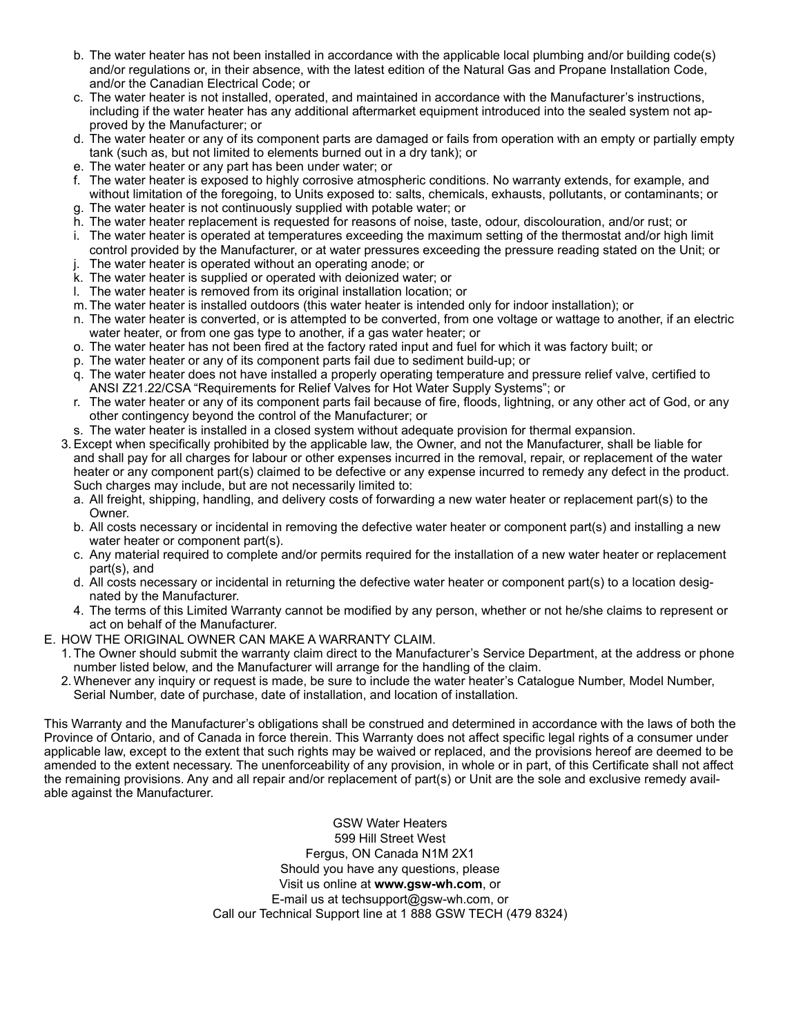b. The water heater has not been installed in accordance with the applicable local plumbing and/or building code(s) and/or regulations or, in their absence, with the latest edition of the Natural Gas and Propane Installation Code, and/or the Canadian Electrical Code; or
c. The water heater is not installed, operated, and maintained in accordance with the Manufacturer's instructions, including if the water heater has any additional aftermarket equipment introduced into the sealed system not approved by the Manufacturer; or
d. The water heater or any of its component parts are damaged or fails from operation with an empty or partially empty tank (such as, but not limited to elements burned out in a dry tank); or
e. The water heater or any part has been under water; or
f. The water heater is exposed to highly corrosive atmospheric conditions. No warranty extends, for example, and without limitation of the foregoing, to Units exposed to: salts, chemicals, exhausts, pollutants, or contaminants; or
g. The water heater is not continuously supplied with potable water; or
h. The water heater replacement is requested for reasons of noise, taste, odour, discolouration, and/or rust; or
i. The water heater is operated at temperatures exceeding the maximum setting of the thermostat and/or high limit control provided by the Manufacturer, or at water pressures exceeding the pressure reading stated on the Unit; or
j. The water heater is operated without an operating anode; or
k. The water heater is supplied or operated with deionized water; or
l. The water heater is removed from its original installation location; or
m. The water heater is installed outdoors (this water heater is intended only for indoor installation); or
n. The water heater is converted, or is attempted to be converted, from one voltage or wattage to another, if an electric water heater, or from one gas type to another, if a gas water heater; or
o. The water heater has not been fired at the factory rated input and fuel for which it was factory built; or
p. The water heater or any of its component parts fail due to sediment build-up; or
q. The water heater does not have installed a properly operating temperature and pressure relief valve, certified to ANSI Z21.22/CSA "Requirements for Relief Valves for Hot Water Supply Systems"; or
r. The water heater or any of its component parts fail because of fire, floods, lightning, or any other act of God, or any other contingency beyond the control of the Manufacturer; or
s. The water heater is installed in a closed system without adequate provision for thermal expansion.

3. Except when specifically prohibited by the applicable law, the Owner, and not the Manufacturer, shall be liable for and shall pay for all charges for labour or other expenses incurred in the removal, repair, or replacement of the water heater or any component part(s) claimed to be defective or any expense incurred to remedy any defect in the product. Such charges may include, but are not necessarily limited to:
   a. All freight, shipping, handling, and delivery costs of forwarding a new water heater or replacement part(s) to the Owner.
   b. All costs necessary or incidental in removing the defective water heater or component part(s) and installing a new water heater or component part(s).
   c. Any material required to complete and/or permits required for the installation of a new water heater or replacement part(s), and
   d. All costs necessary or incidental in returning the defective water heater or component part(s) to a location designated by the Manufacturer.
4. The terms of this Limited Warranty cannot be modified by any person, whether or not he/she claims to represent or act on behalf of the Manufacturer.

E. HOW THE ORIGINAL OWNER CAN MAKE A WARRANTY CLAIM.
   1. The Owner should submit the warranty claim direct to the Manufacturer's Service Department, at the address or phone number listed below, and the Manufacturer will arrange for the handling of the claim.
   2. Whenever any inquiry or request is made, be sure to include the water heater's Catalogue Number, Model Number, Serial Number, date of purchase, date of installation, and location of installation.

This Warranty and the Manufacturer's obligations shall be construed and determined in accordance with the laws of both the Province of Ontario, and of Canada in force therein. This Warranty does not affect specific legal rights of a consumer under applicable law, except to the extent that such rights may be waived or replaced, and the provisions hereof are deemed to be amended to the extent necessary. The unenforceability of any provision, in whole or in part, of this Certificate shall not affect the remaining provisions. Any and all repair and/or replacement of part(s) or Unit are the sole and exclusive remedy available against the Manufacturer.

GSW Water Heaters
599 Hill Street West
Fergus, ON Canada N1M 2X1
Should you have any questions, please
Visit us online at **www.gsw-wh.com**, or
E-mail us at techsupport@gsw-wh.com, or
Call our Technical Support line at 1 888 GSW TECH (479 8324)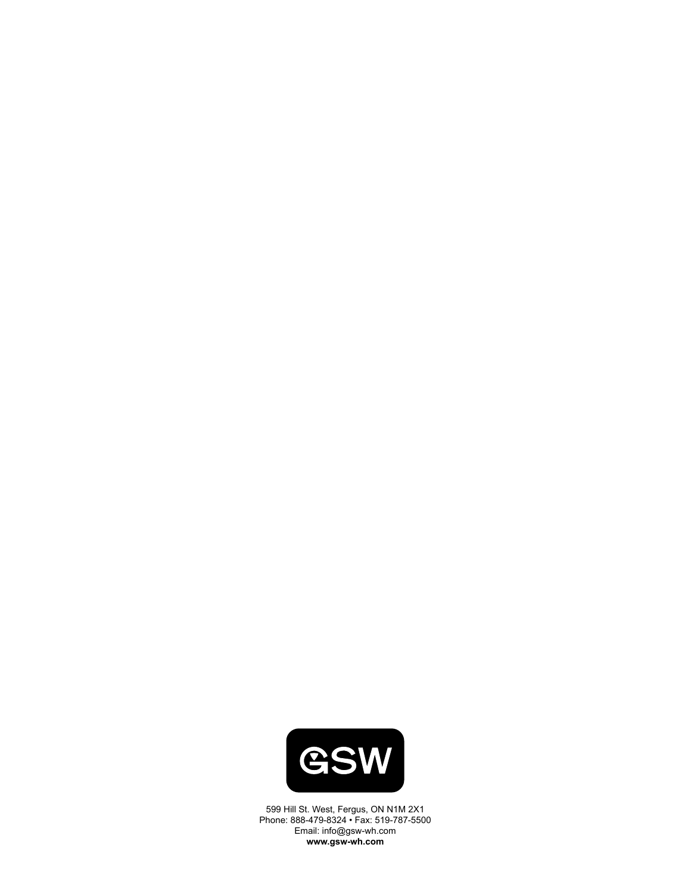GSW

599 Hill St. West, Fergus, ON N1M 2X1
Phone: 888-479-8324 • Fax: 519-787-5500
Email: info@gsw-wh.com
**www.gsw-wh.com**